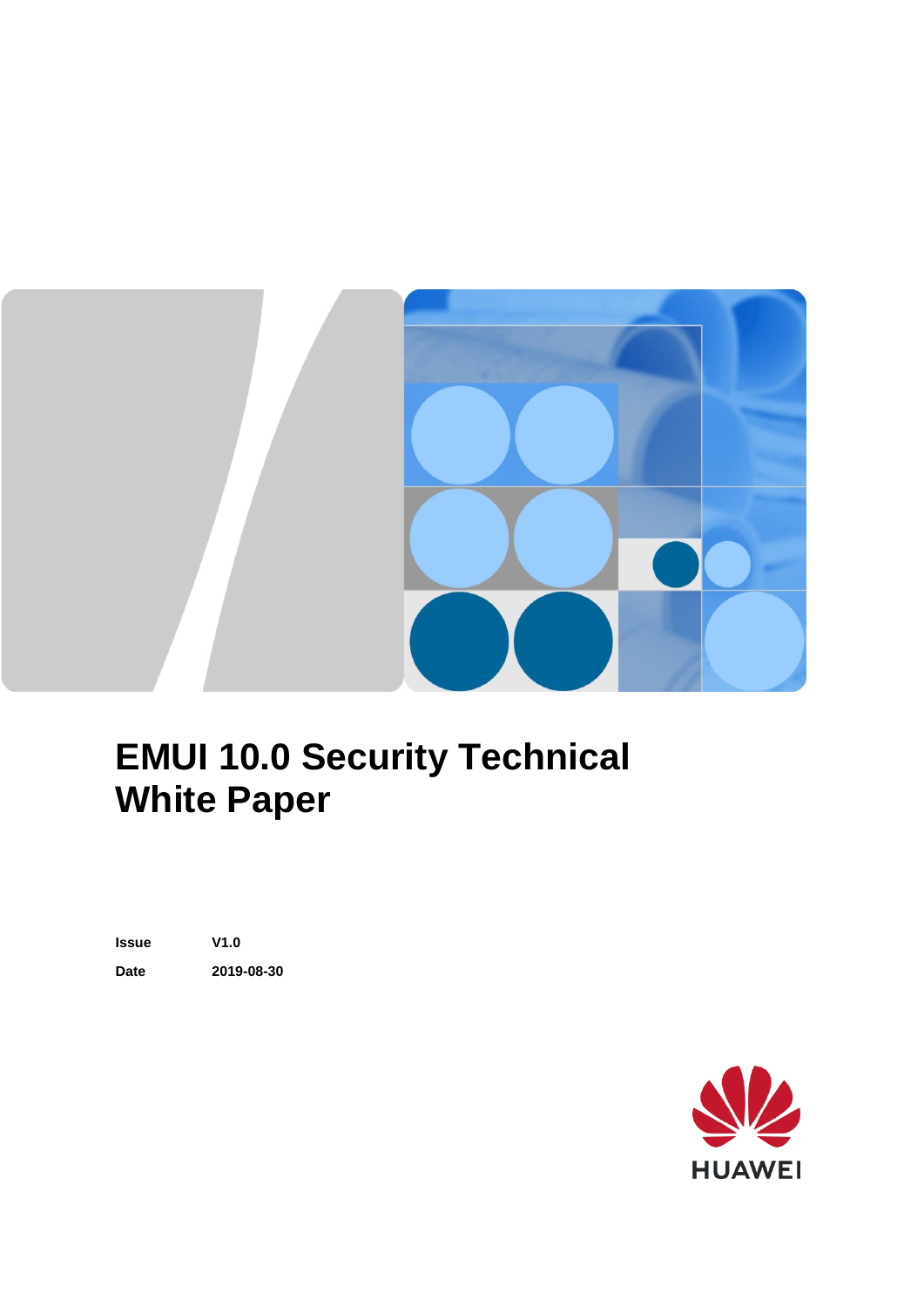# EMUI 10.0 Security Technical White Paper

| | |
|---|---|
| **Issue** | **V1.0** |
| **Date** | **2019-08-30** |

HUAWEI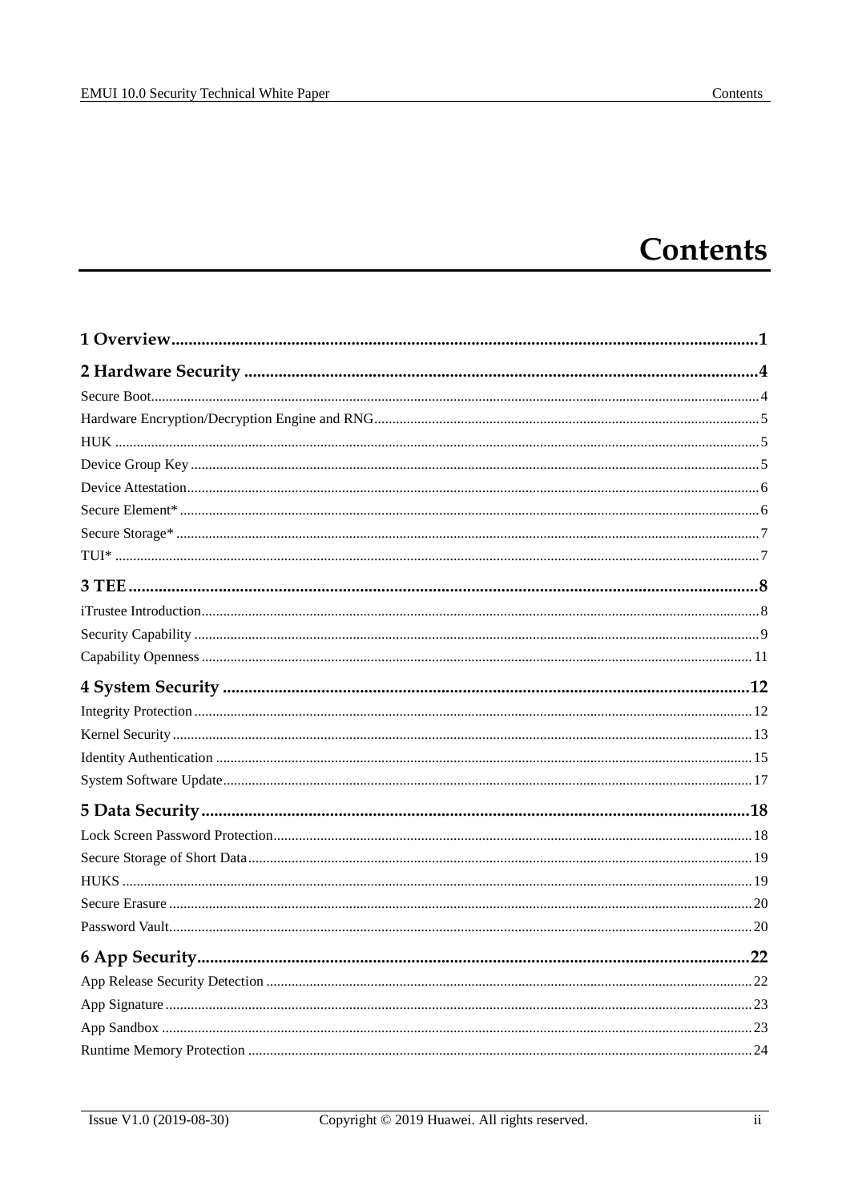# Contents

**1 Overview......................................................................................................................................1**

**2 Hardware Security ......................................................................................................................4**

Secure Boot......................................................................................................................................4

Hardware Encryption/Decryption Engine and RNG.........................................................................5

HUK ................................................................................................................................................5

Device Group Key ...........................................................................................................................5

Device Attestation............................................................................................................................6

Secure Element* ..............................................................................................................................6

Secure Storage* ...............................................................................................................................7

TUI* ................................................................................................................................................7

**3 TEE.................................................................................................................................................8**

iTrustee Introduction........................................................................................................................8

Security Capability ..........................................................................................................................9

Capability Openness ......................................................................................................................11

**4 System Security .........................................................................................................................12**

Integrity Protection ........................................................................................................................12

Kernel Security ..............................................................................................................................13

Identity Authentication ..................................................................................................................15

System Software Update................................................................................................................17

**5 Data Security..............................................................................................................................18**

Lock Screen Password Protection..................................................................................................18

Secure Storage of Short Data.........................................................................................................19

HUKS ............................................................................................................................................19

Secure Erasure ...............................................................................................................................20

Password Vault...............................................................................................................................20

**6 App Security...............................................................................................................................22**

App Release Security Detection ....................................................................................................22

App Signature ................................................................................................................................23

App Sandbox .................................................................................................................................23

Runtime Memory Protection .........................................................................................................24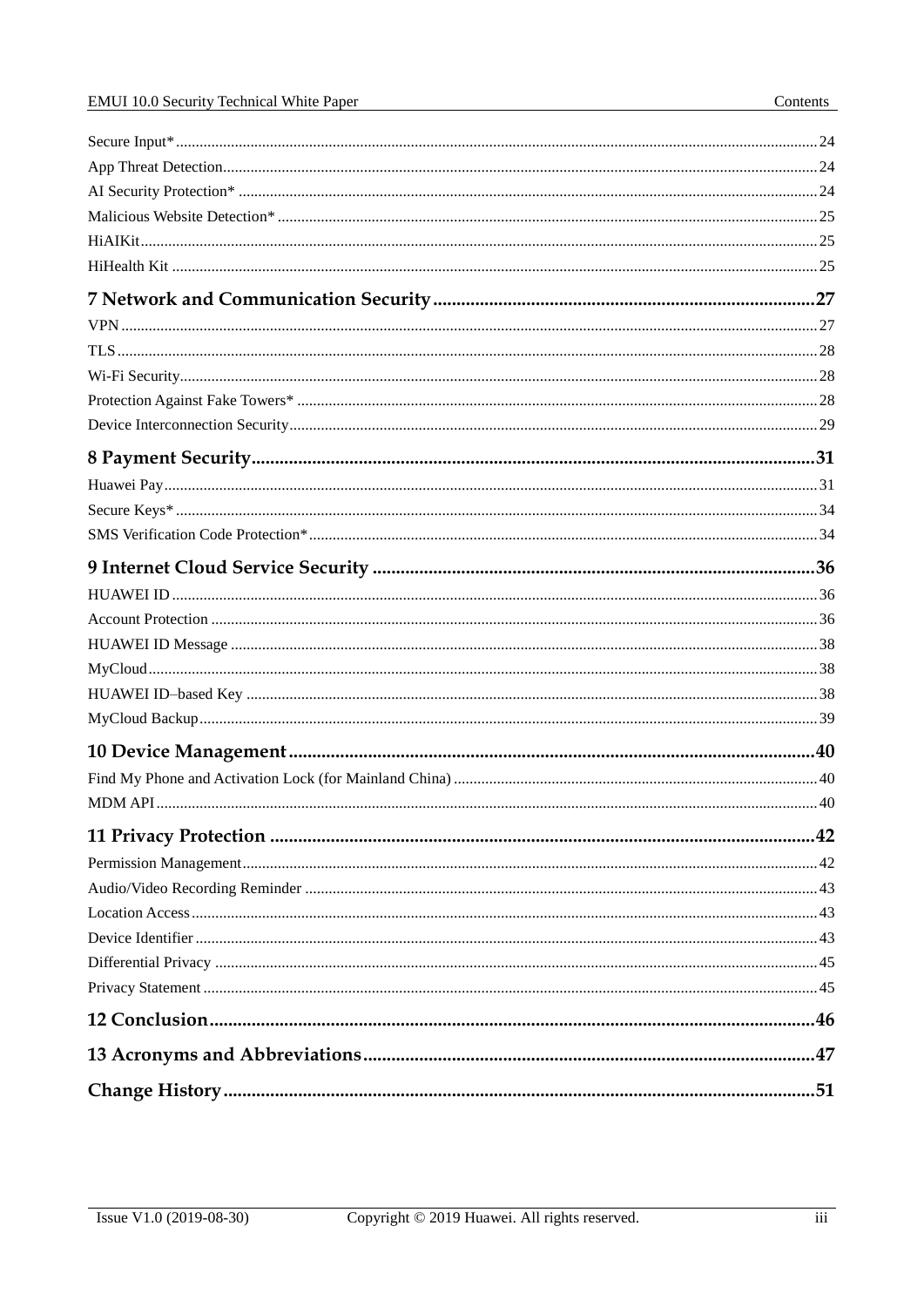Secure Input* ........ 24
App Threat Detection ........ 24
AI Security Protection* ........ 24
Malicious Website Detection* ........ 25
HiAIKit ........ 25
HiHealth Kit ........ 25

**7 Network and Communication Security ........ 27**

VPN ........ 27
TLS ........ 28
Wi-Fi Security ........ 28
Protection Against Fake Towers* ........ 28
Device Interconnection Security ........ 29

**8 Payment Security ........ 31**

Huawei Pay ........ 31
Secure Keys* ........ 34
SMS Verification Code Protection* ........ 34

**9 Internet Cloud Service Security ........ 36**

HUAWEI ID ........ 36
Account Protection ........ 36
HUAWEI ID Message ........ 38
MyCloud ........ 38
HUAWEI ID–based Key ........ 38
MyCloud Backup ........ 39

**10 Device Management ........ 40**

Find My Phone and Activation Lock (for Mainland China) ........ 40
MDM API ........ 40

**11 Privacy Protection ........ 42**

Permission Management ........ 42
Audio/Video Recording Reminder ........ 43
Location Access ........ 43
Device Identifier ........ 43
Differential Privacy ........ 45
Privacy Statement ........ 45

**12 Conclusion ........ 46**

**13 Acronyms and Abbreviations ........ 47**

**Change History ........ 51**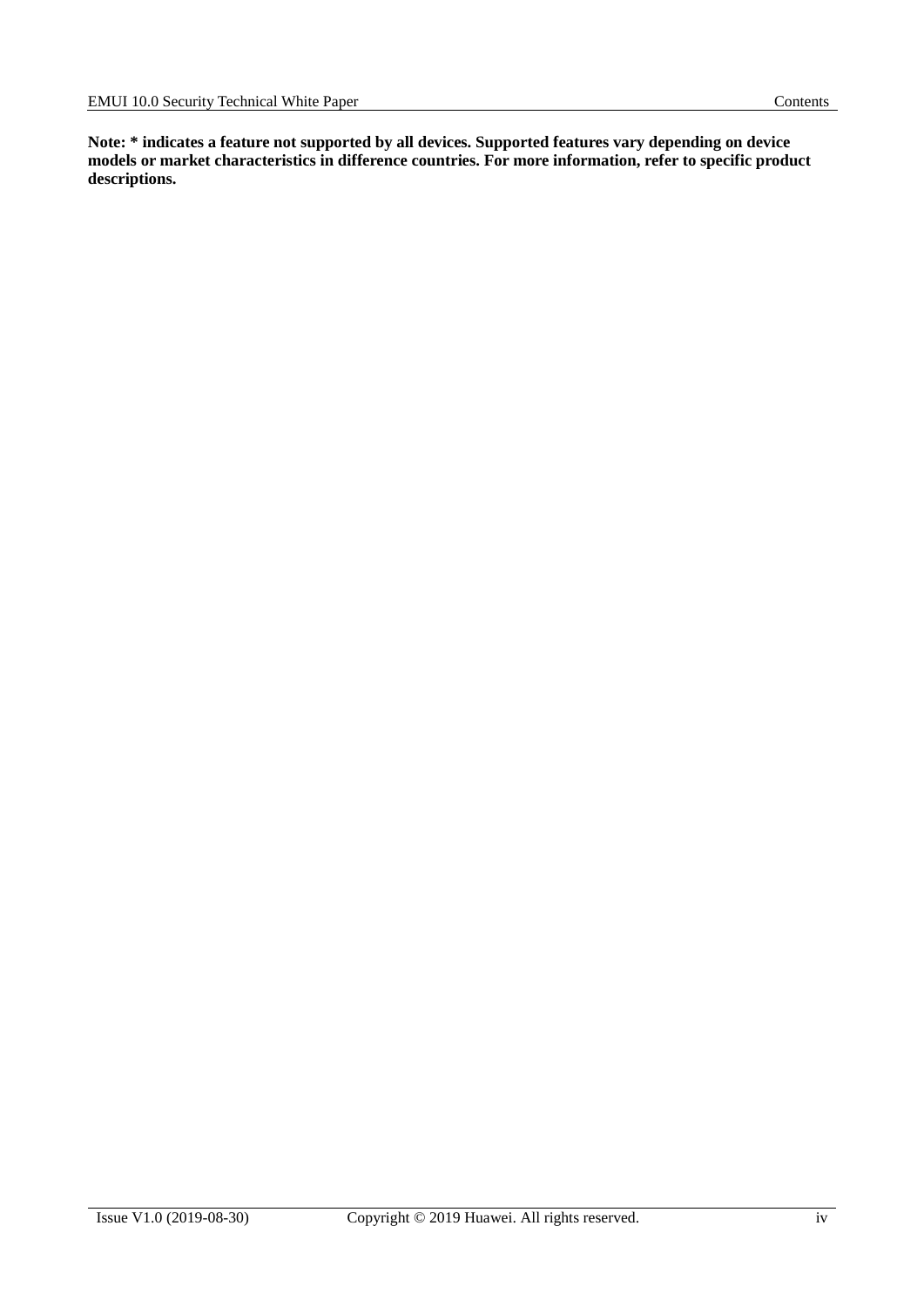**Note: * indicates a feature not supported by all devices. Supported features vary depending on device models or market characteristics in difference countries. For more information, refer to specific product descriptions.**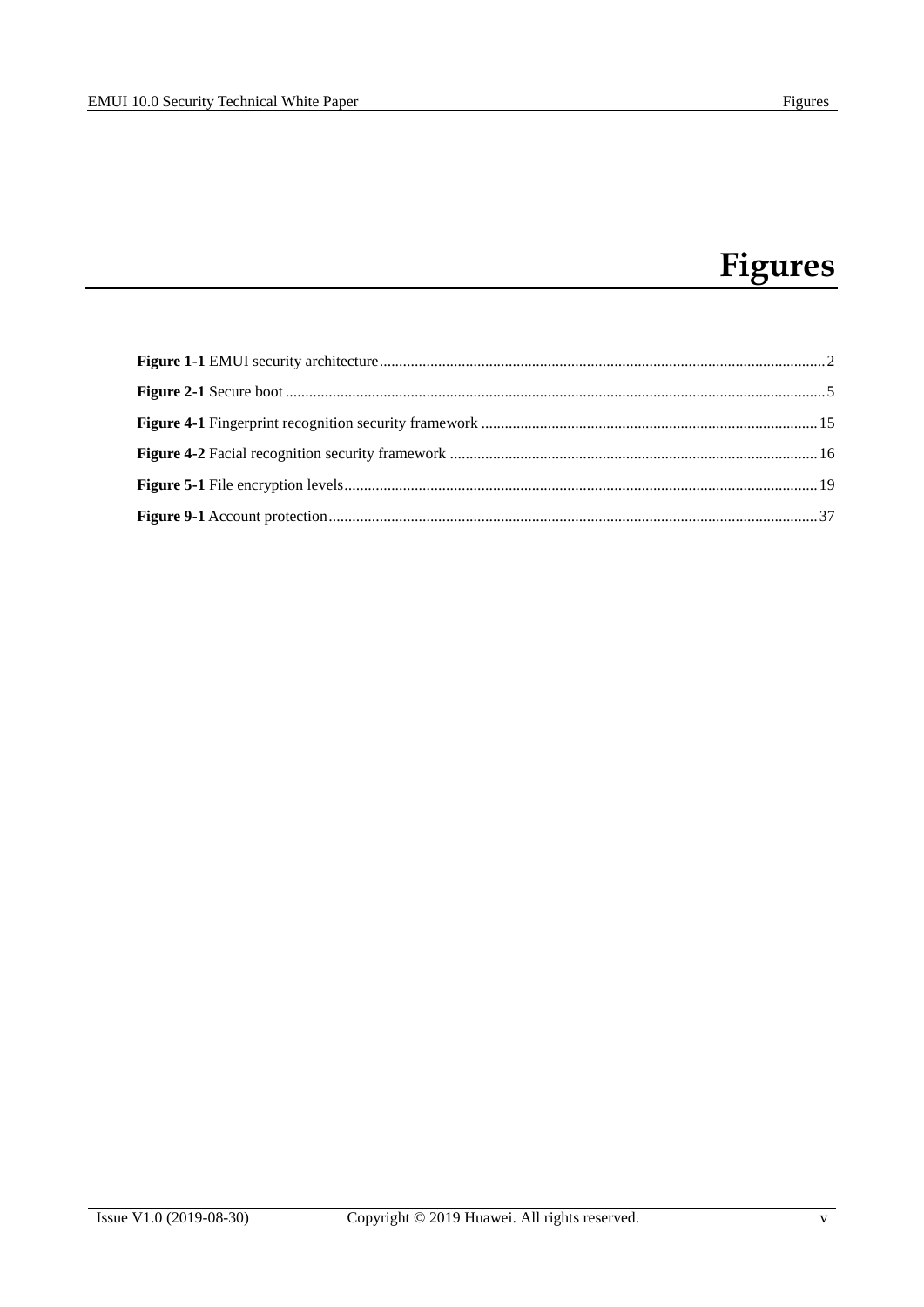# Figures

**Figure 1-1** EMUI security architecture....................................2

**Figure 2-1** Secure boot....................................5

**Figure 4-1** Fingerprint recognition security framework....................................15

**Figure 4-2** Facial recognition security framework....................................16

**Figure 5-1** File encryption levels....................................19

**Figure 9-1** Account protection....................................37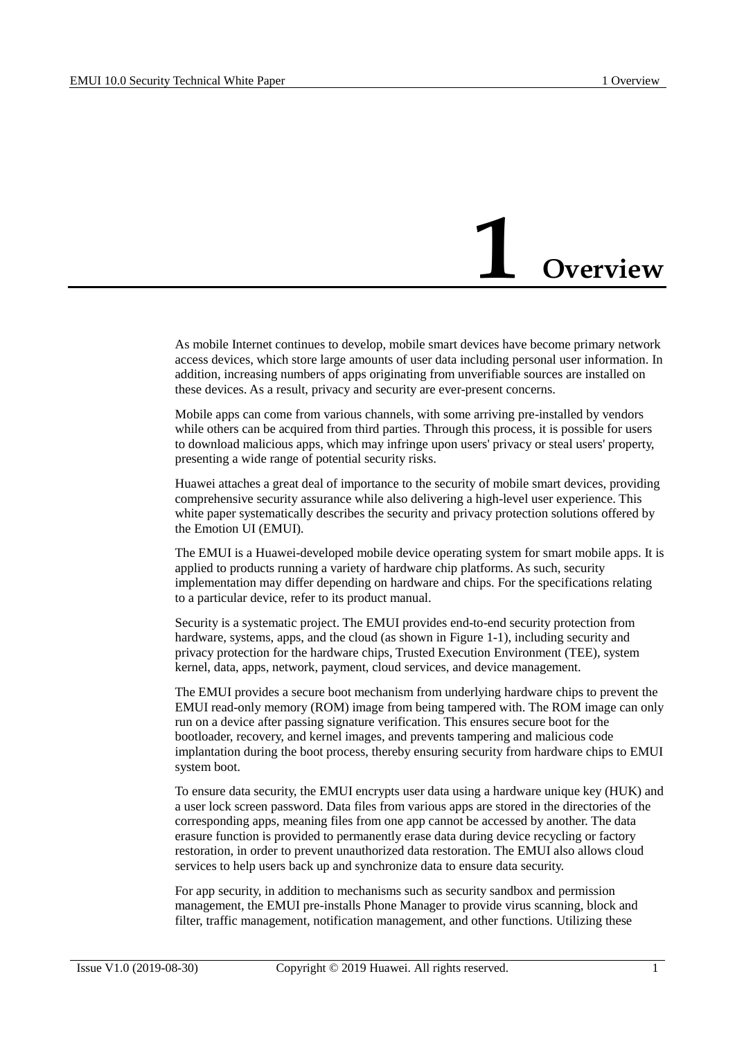# 1 Overview

As mobile Internet continues to develop, mobile smart devices have become primary network access devices, which store large amounts of user data including personal user information. In addition, increasing numbers of apps originating from unverifiable sources are installed on these devices. As a result, privacy and security are ever-present concerns.

Mobile apps can come from various channels, with some arriving pre-installed by vendors while others can be acquired from third parties. Through this process, it is possible for users to download malicious apps, which may infringe upon users' privacy or steal users' property, presenting a wide range of potential security risks.

Huawei attaches a great deal of importance to the security of mobile smart devices, providing comprehensive security assurance while also delivering a high-level user experience. This white paper systematically describes the security and privacy protection solutions offered by the Emotion UI (EMUI).

The EMUI is a Huawei-developed mobile device operating system for smart mobile apps. It is applied to products running a variety of hardware chip platforms. As such, security implementation may differ depending on hardware and chips. For the specifications relating to a particular device, refer to its product manual.

Security is a systematic project. The EMUI provides end-to-end security protection from hardware, systems, apps, and the cloud (as shown in Figure 1-1), including security and privacy protection for the hardware chips, Trusted Execution Environment (TEE), system kernel, data, apps, network, payment, cloud services, and device management.

The EMUI provides a secure boot mechanism from underlying hardware chips to prevent the EMUI read-only memory (ROM) image from being tampered with. The ROM image can only run on a device after passing signature verification. This ensures secure boot for the bootloader, recovery, and kernel images, and prevents tampering and malicious code implantation during the boot process, thereby ensuring security from hardware chips to EMUI system boot.

To ensure data security, the EMUI encrypts user data using a hardware unique key (HUK) and a user lock screen password. Data files from various apps are stored in the directories of the corresponding apps, meaning files from one app cannot be accessed by another. The data erasure function is provided to permanently erase data during device recycling or factory restoration, in order to prevent unauthorized data restoration. The EMUI also allows cloud services to help users back up and synchronize data to ensure data security.

For app security, in addition to mechanisms such as security sandbox and permission management, the EMUI pre-installs Phone Manager to provide virus scanning, block and filter, traffic management, notification management, and other functions. Utilizing these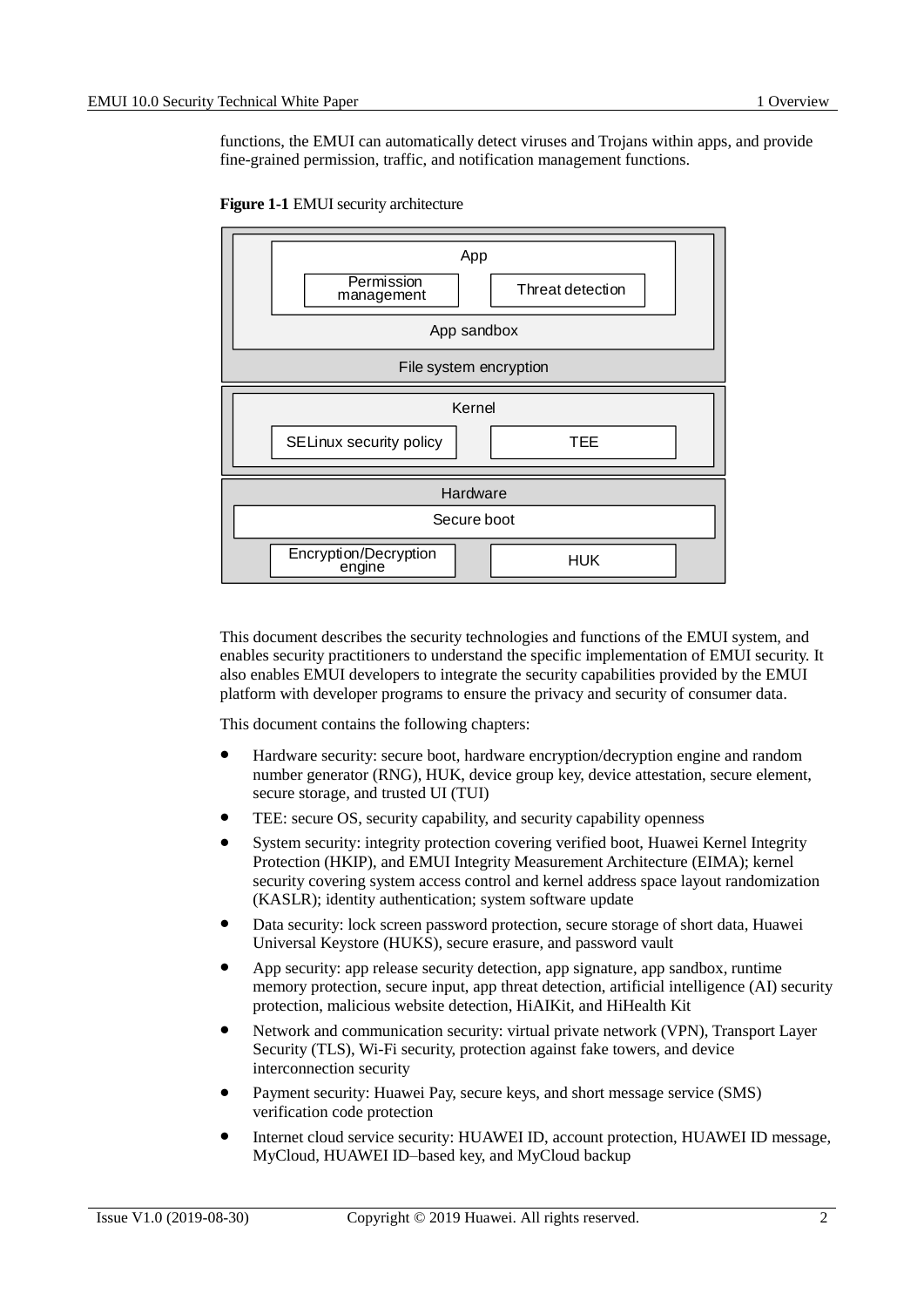functions, the EMUI can automatically detect viruses and Trojans within apps, and provide fine-grained permission, traffic, and notification management functions.

**Figure 1-1** EMUI security architecture

This document describes the security technologies and functions of the EMUI system, and enables security practitioners to understand the specific implementation of EMUI security. It also enables EMUI developers to integrate the security capabilities provided by the EMUI platform with developer programs to ensure the privacy and security of consumer data.

This document contains the following chapters:

- Hardware security: secure boot, hardware encryption/decryption engine and random number generator (RNG), HUK, device group key, device attestation, secure element, secure storage, and trusted UI (TUI)
- TEE: secure OS, security capability, and security capability openness
- System security: integrity protection covering verified boot, Huawei Kernel Integrity Protection (HKIP), and EMUI Integrity Measurement Architecture (EIMA); kernel security covering system access control and kernel address space layout randomization (KASLR); identity authentication; system software update
- Data security: lock screen password protection, secure storage of short data, Huawei Universal Keystore (HUKS), secure erasure, and password vault
- App security: app release security detection, app signature, app sandbox, runtime memory protection, secure input, app threat detection, artificial intelligence (AI) security protection, malicious website detection, HiAIKit, and HiHealth Kit
- Network and communication security: virtual private network (VPN), Transport Layer Security (TLS), Wi-Fi security, protection against fake towers, and device interconnection security
- Payment security: Huawei Pay, secure keys, and short message service (SMS) verification code protection
- Internet cloud service security: HUAWEI ID, account protection, HUAWEI ID message, MyCloud, HUAWEI ID–based key, and MyCloud backup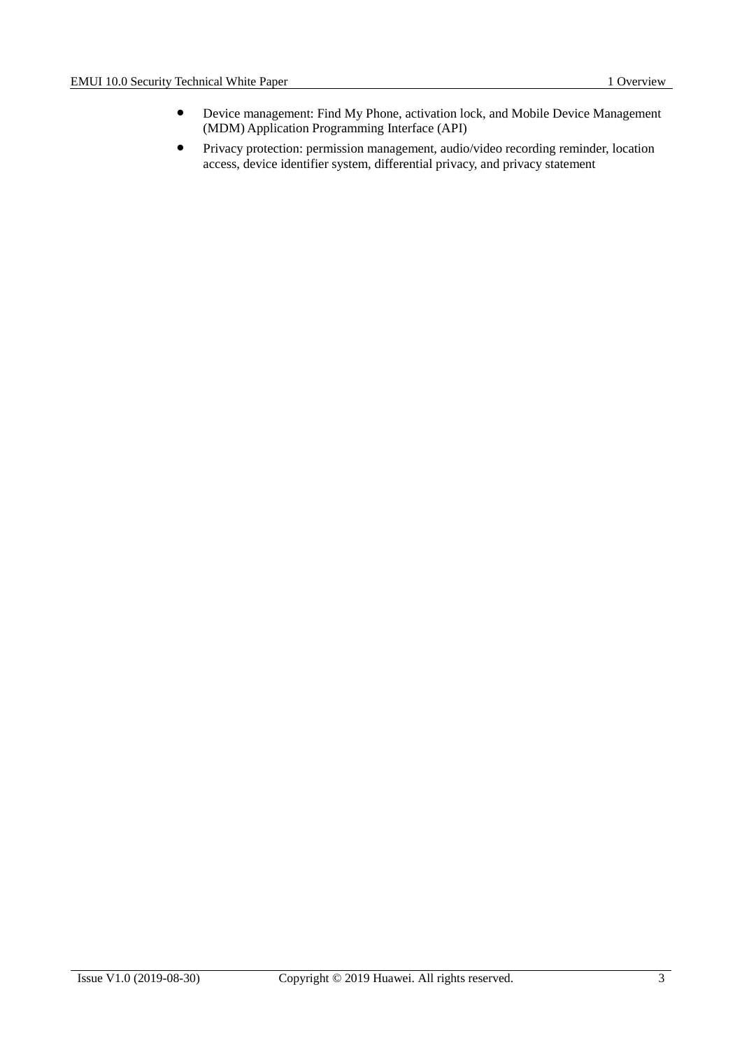- Device management: Find My Phone, activation lock, and Mobile Device Management (MDM) Application Programming Interface (API)
- Privacy protection: permission management, audio/video recording reminder, location access, device identifier system, differential privacy, and privacy statement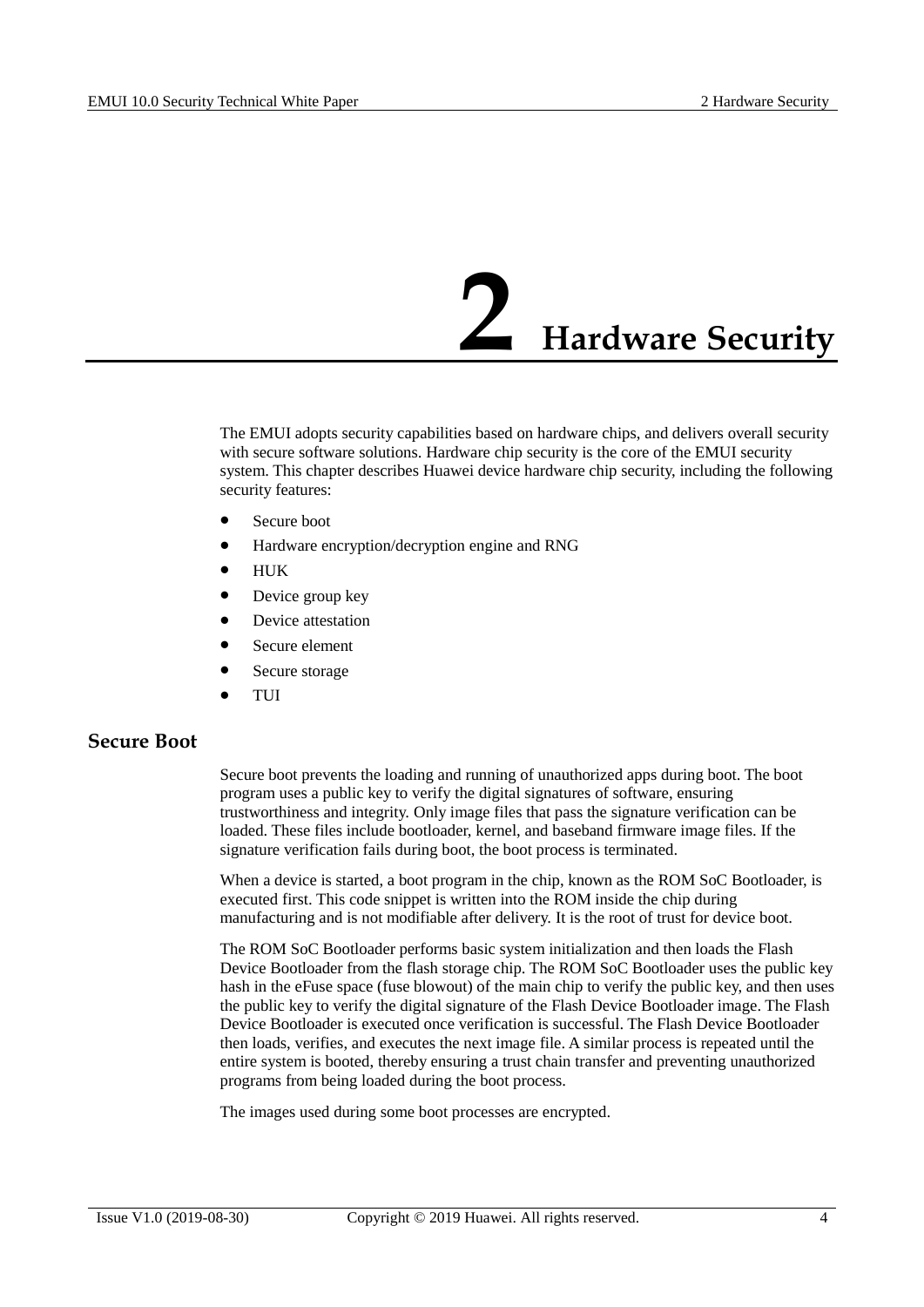# 2 Hardware Security

The EMUI adopts security capabilities based on hardware chips, and delivers overall security with secure software solutions. Hardware chip security is the core of the EMUI security system. This chapter describes Huawei device hardware chip security, including the following security features:

- Secure boot
- Hardware encryption/decryption engine and RNG
- HUK
- Device group key
- Device attestation
- Secure element
- Secure storage
- TUI

## Secure Boot

Secure boot prevents the loading and running of unauthorized apps during boot. The boot program uses a public key to verify the digital signatures of software, ensuring trustworthiness and integrity. Only image files that pass the signature verification can be loaded. These files include bootloader, kernel, and baseband firmware image files. If the signature verification fails during boot, the boot process is terminated.

When a device is started, a boot program in the chip, known as the ROM SoC Bootloader, is executed first. This code snippet is written into the ROM inside the chip during manufacturing and is not modifiable after delivery. It is the root of trust for device boot.

The ROM SoC Bootloader performs basic system initialization and then loads the Flash Device Bootloader from the flash storage chip. The ROM SoC Bootloader uses the public key hash in the eFuse space (fuse blowout) of the main chip to verify the public key, and then uses the public key to verify the digital signature of the Flash Device Bootloader image. The Flash Device Bootloader is executed once verification is successful. The Flash Device Bootloader then loads, verifies, and executes the next image file. A similar process is repeated until the entire system is booted, thereby ensuring a trust chain transfer and preventing unauthorized programs from being loaded during the boot process.

The images used during some boot processes are encrypted.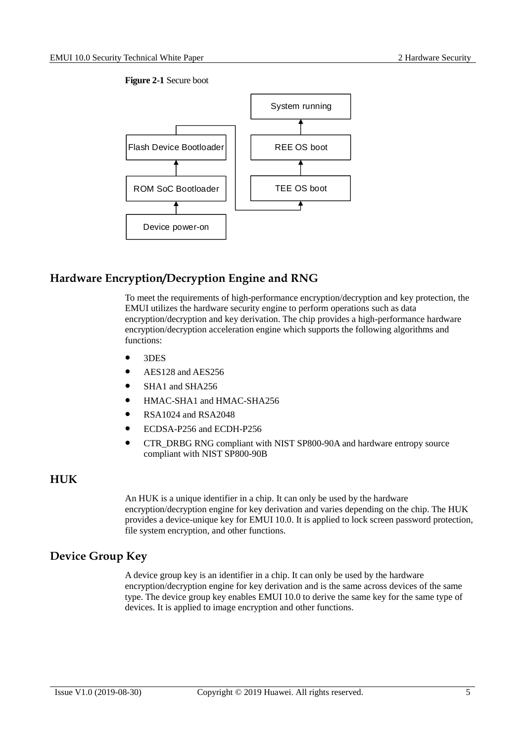**Figure 2-1** Secure boot

## Hardware Encryption/Decryption Engine and RNG

To meet the requirements of high-performance encryption/decryption and key protection, the EMUI utilizes the hardware security engine to perform operations such as data encryption/decryption and key derivation. The chip provides a high-performance hardware encryption/decryption acceleration engine which supports the following algorithms and functions:

- 3DES
- AES128 and AES256
- SHA1 and SHA256
- HMAC-SHA1 and HMAC-SHA256
- RSA1024 and RSA2048
- ECDSA-P256 and ECDH-P256
- CTR_DRBG RNG compliant with NIST SP800-90A and hardware entropy source compliant with NIST SP800-90B

## HUK

An HUK is a unique identifier in a chip. It can only be used by the hardware encryption/decryption engine for key derivation and varies depending on the chip. The HUK provides a device-unique key for EMUI 10.0. It is applied to lock screen password protection, file system encryption, and other functions.

## Device Group Key

A device group key is an identifier in a chip. It can only be used by the hardware encryption/decryption engine for key derivation and is the same across devices of the same type. The device group key enables EMUI 10.0 to derive the same key for the same type of devices. It is applied to image encryption and other functions.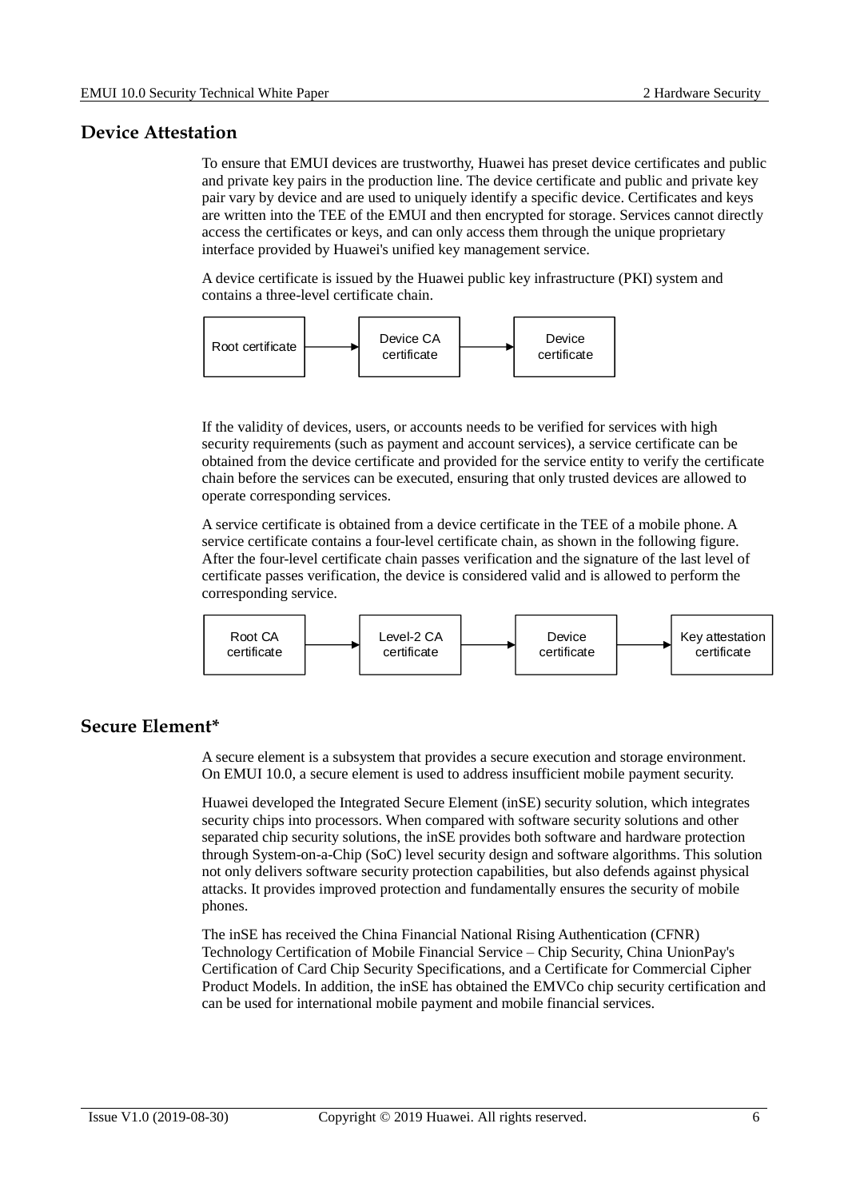## Device Attestation

To ensure that EMUI devices are trustworthy, Huawei has preset device certificates and public and private key pairs in the production line. The device certificate and public and private key pair vary by device and are used to uniquely identify a specific device. Certificates and keys are written into the TEE of the EMUI and then encrypted for storage. Services cannot directly access the certificates or keys, and can only access them through the unique proprietary interface provided by Huawei's unified key management service.

A device certificate is issued by the Huawei public key infrastructure (PKI) system and contains a three-level certificate chain.

Root certificate → Device CA certificate → Device certificate

If the validity of devices, users, or accounts needs to be verified for services with high security requirements (such as payment and account services), a service certificate can be obtained from the device certificate and provided for the service entity to verify the certificate chain before the services can be executed, ensuring that only trusted devices are allowed to operate corresponding services.

A service certificate is obtained from a device certificate in the TEE of a mobile phone. A service certificate contains a four-level certificate chain, as shown in the following figure. After the four-level certificate chain passes verification and the signature of the last level of certificate passes verification, the device is considered valid and is allowed to perform the corresponding service.

Root CA certificate → Level-2 CA certificate → Device certificate → Key attestation certificate

## Secure Element*

A secure element is a subsystem that provides a secure execution and storage environment. On EMUI 10.0, a secure element is used to address insufficient mobile payment security.

Huawei developed the Integrated Secure Element (inSE) security solution, which integrates security chips into processors. When compared with software security solutions and other separated chip security solutions, the inSE provides both software and hardware protection through System-on-a-Chip (SoC) level security design and software algorithms. This solution not only delivers software security protection capabilities, but also defends against physical attacks. It provides improved protection and fundamentally ensures the security of mobile phones.

The inSE has received the China Financial National Rising Authentication (CFNR) Technology Certification of Mobile Financial Service – Chip Security, China UnionPay's Certification of Card Chip Security Specifications, and a Certificate for Commercial Cipher Product Models. In addition, the inSE has obtained the EMVCo chip security certification and can be used for international mobile payment and mobile financial services.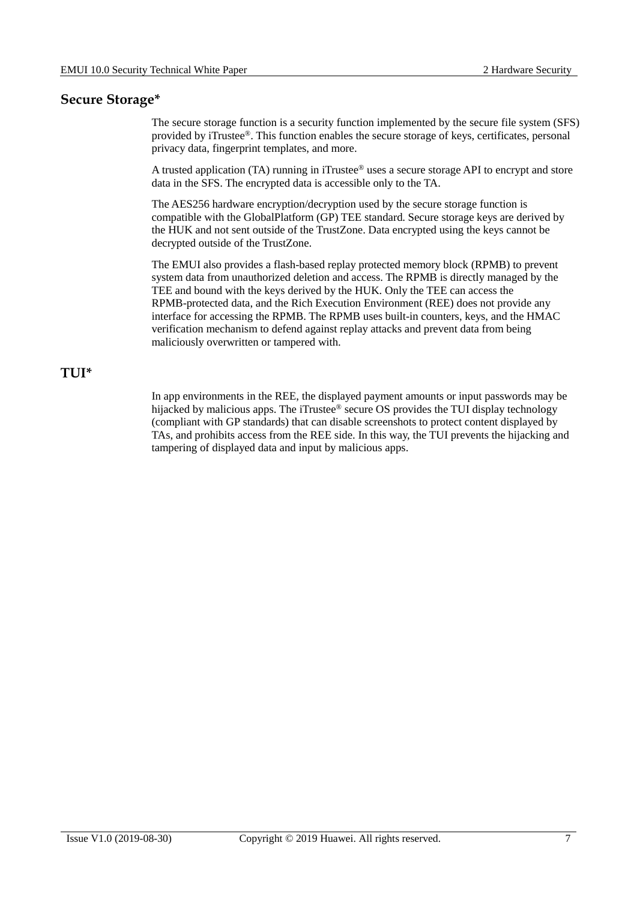## Secure Storage*

The secure storage function is a security function implemented by the secure file system (SFS) provided by iTrustee®. This function enables the secure storage of keys, certificates, personal privacy data, fingerprint templates, and more.

A trusted application (TA) running in iTrustee® uses a secure storage API to encrypt and store data in the SFS. The encrypted data is accessible only to the TA.

The AES256 hardware encryption/decryption used by the secure storage function is compatible with the GlobalPlatform (GP) TEE standard. Secure storage keys are derived by the HUK and not sent outside of the TrustZone. Data encrypted using the keys cannot be decrypted outside of the TrustZone.

The EMUI also provides a flash-based replay protected memory block (RPMB) to prevent system data from unauthorized deletion and access. The RPMB is directly managed by the TEE and bound with the keys derived by the HUK. Only the TEE can access the RPMB-protected data, and the Rich Execution Environment (REE) does not provide any interface for accessing the RPMB. The RPMB uses built-in counters, keys, and the HMAC verification mechanism to defend against replay attacks and prevent data from being maliciously overwritten or tampered with.

## TUI*

In app environments in the REE, the displayed payment amounts or input passwords may be hijacked by malicious apps. The iTrustee® secure OS provides the TUI display technology (compliant with GP standards) that can disable screenshots to protect content displayed by TAs, and prohibits access from the REE side. In this way, the TUI prevents the hijacking and tampering of displayed data and input by malicious apps.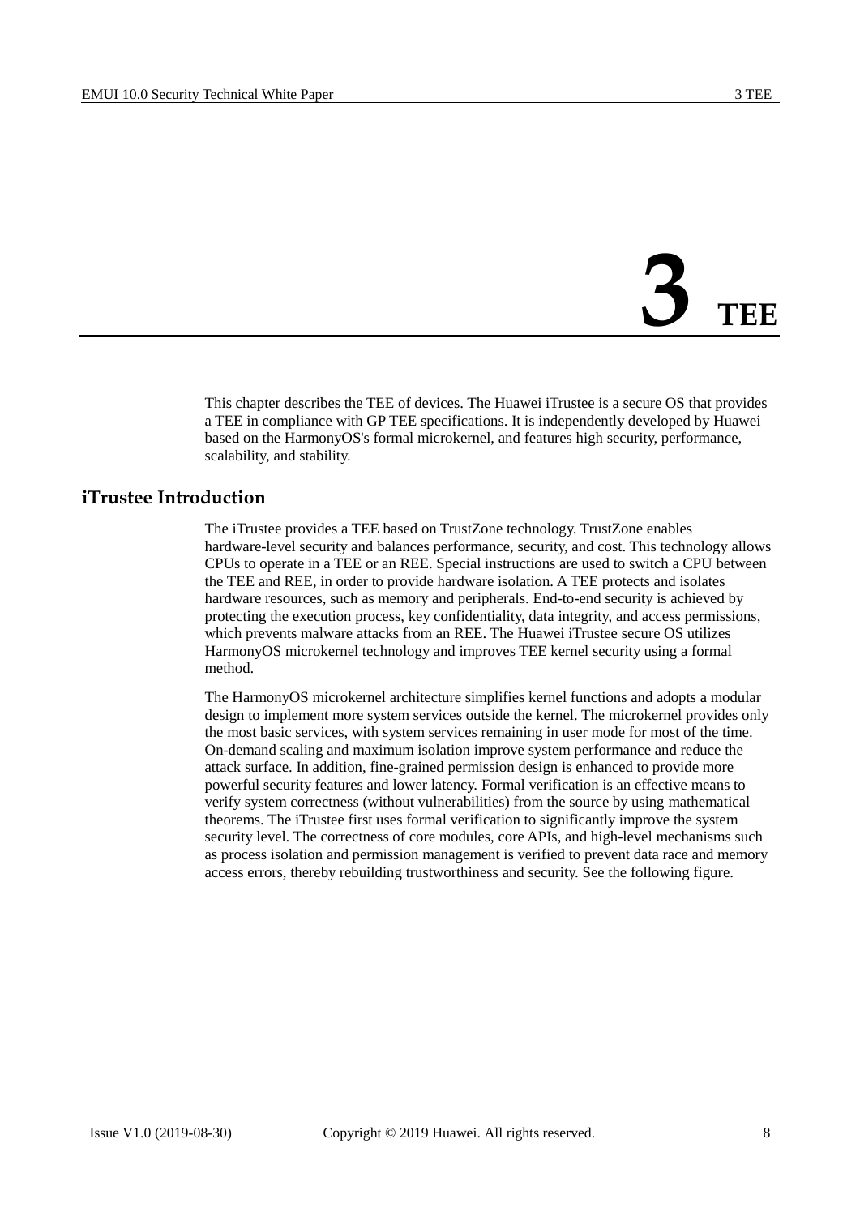# 3 TEE

This chapter describes the TEE of devices. The Huawei iTrustee is a secure OS that provides a TEE in compliance with GP TEE specifications. It is independently developed by Huawei based on the HarmonyOS's formal microkernel, and features high security, performance, scalability, and stability.

## iTrustee Introduction

The iTrustee provides a TEE based on TrustZone technology. TrustZone enables hardware-level security and balances performance, security, and cost. This technology allows CPUs to operate in a TEE or an REE. Special instructions are used to switch a CPU between the TEE and REE, in order to provide hardware isolation. A TEE protects and isolates hardware resources, such as memory and peripherals. End-to-end security is achieved by protecting the execution process, key confidentiality, data integrity, and access permissions, which prevents malware attacks from an REE. The Huawei iTrustee secure OS utilizes HarmonyOS microkernel technology and improves TEE kernel security using a formal method.

The HarmonyOS microkernel architecture simplifies kernel functions and adopts a modular design to implement more system services outside the kernel. The microkernel provides only the most basic services, with system services remaining in user mode for most of the time. On-demand scaling and maximum isolation improve system performance and reduce the attack surface. In addition, fine-grained permission design is enhanced to provide more powerful security features and lower latency. Formal verification is an effective means to verify system correctness (without vulnerabilities) from the source by using mathematical theorems. The iTrustee first uses formal verification to significantly improve the system security level. The correctness of core modules, core APIs, and high-level mechanisms such as process isolation and permission management is verified to prevent data race and memory access errors, thereby rebuilding trustworthiness and security. See the following figure.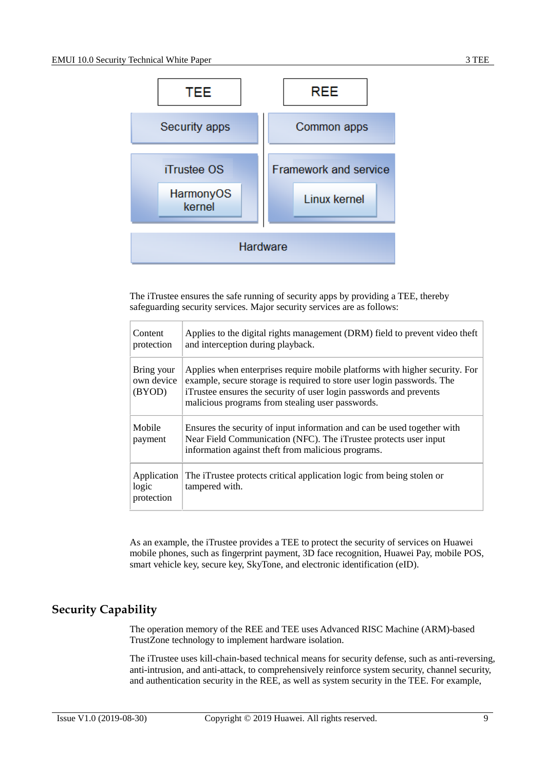| TEE | REE |
| --- | --- |
| Security apps | Common apps |
| iTrustee OS<br>HarmonyOS kernel | Framework and service<br>Linux kernel |
| Hardware | |

The iTrustee ensures the safe running of security apps by providing a TEE, thereby safeguarding security services. Major security services are as follows:

| | |
| --- | --- |
| Content protection | Applies to the digital rights management (DRM) field to prevent video theft and interception during playback. |
| Bring your own device (BYOD) | Applies when enterprises require mobile platforms with higher security. For example, secure storage is required to store user login passwords. The iTrustee ensures the security of user login passwords and prevents malicious programs from stealing user passwords. |
| Mobile payment | Ensures the security of input information and can be used together with Near Field Communication (NFC). The iTrustee protects user input information against theft from malicious programs. |
| Application logic protection | The iTrustee protects critical application logic from being stolen or tampered with. |

As an example, the iTrustee provides a TEE to protect the security of services on Huawei mobile phones, such as fingerprint payment, 3D face recognition, Huawei Pay, mobile POS, smart vehicle key, secure key, SkyTone, and electronic identification (eID).

## Security Capability

The operation memory of the REE and TEE uses Advanced RISC Machine (ARM)-based TrustZone technology to implement hardware isolation.

The iTrustee uses kill-chain-based technical means for security defense, such as anti-reversing, anti-intrusion, and anti-attack, to comprehensively reinforce system security, channel security, and authentication security in the REE, as well as system security in the TEE. For example,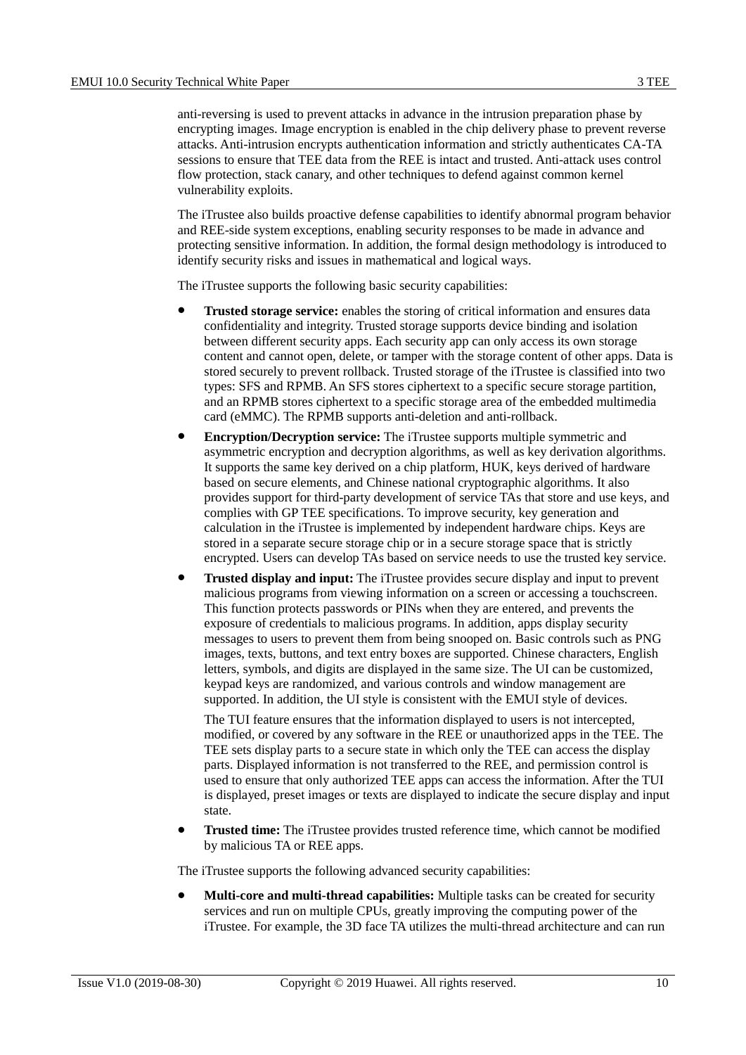anti-reversing is used to prevent attacks in advance in the intrusion preparation phase by encrypting images. Image encryption is enabled in the chip delivery phase to prevent reverse attacks. Anti-intrusion encrypts authentication information and strictly authenticates CA-TA sessions to ensure that TEE data from the REE is intact and trusted. Anti-attack uses control flow protection, stack canary, and other techniques to defend against common kernel vulnerability exploits.

The iTrustee also builds proactive defense capabilities to identify abnormal program behavior and REE-side system exceptions, enabling security responses to be made in advance and protecting sensitive information. In addition, the formal design methodology is introduced to identify security risks and issues in mathematical and logical ways.

The iTrustee supports the following basic security capabilities:

- **Trusted storage service:** enables the storing of critical information and ensures data confidentiality and integrity. Trusted storage supports device binding and isolation between different security apps. Each security app can only access its own storage content and cannot open, delete, or tamper with the storage content of other apps. Data is stored securely to prevent rollback. Trusted storage of the iTrustee is classified into two types: SFS and RPMB. An SFS stores ciphertext to a specific secure storage partition, and an RPMB stores ciphertext to a specific storage area of the embedded multimedia card (eMMC). The RPMB supports anti-deletion and anti-rollback.
- **Encryption/Decryption service:** The iTrustee supports multiple symmetric and asymmetric encryption and decryption algorithms, as well as key derivation algorithms. It supports the same key derived on a chip platform, HUK, keys derived of hardware based on secure elements, and Chinese national cryptographic algorithms. It also provides support for third-party development of service TAs that store and use keys, and complies with GP TEE specifications. To improve security, key generation and calculation in the iTrustee is implemented by independent hardware chips. Keys are stored in a separate secure storage chip or in a secure storage space that is strictly encrypted. Users can develop TAs based on service needs to use the trusted key service.
- **Trusted display and input:** The iTrustee provides secure display and input to prevent malicious programs from viewing information on a screen or accessing a touchscreen. This function protects passwords or PINs when they are entered, and prevents the exposure of credentials to malicious programs. In addition, apps display security messages to users to prevent them from being snooped on. Basic controls such as PNG images, texts, buttons, and text entry boxes are supported. Chinese characters, English letters, symbols, and digits are displayed in the same size. The UI can be customized, keypad keys are randomized, and various controls and window management are supported. In addition, the UI style is consistent with the EMUI style of devices.

  The TUI feature ensures that the information displayed to users is not intercepted, modified, or covered by any software in the REE or unauthorized apps in the TEE. The TEE sets display parts to a secure state in which only the TEE can access the display parts. Displayed information is not transferred to the REE, and permission control is used to ensure that only authorized TEE apps can access the information. After the TUI is displayed, preset images or texts are displayed to indicate the secure display and input state.
- **Trusted time:** The iTrustee provides trusted reference time, which cannot be modified by malicious TA or REE apps.

The iTrustee supports the following advanced security capabilities:

- **Multi-core and multi-thread capabilities:** Multiple tasks can be created for security services and run on multiple CPUs, greatly improving the computing power of the iTrustee. For example, the 3D face TA utilizes the multi-thread architecture and can run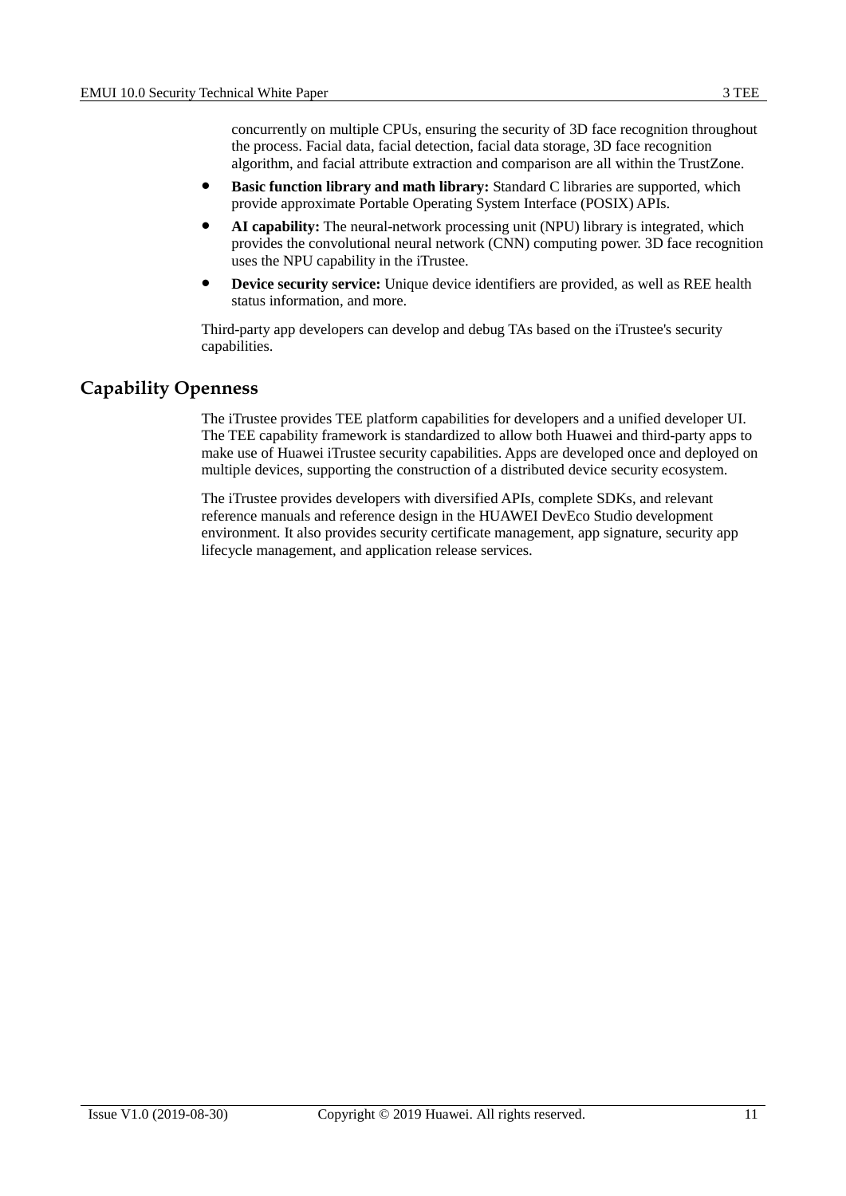concurrently on multiple CPUs, ensuring the security of 3D face recognition throughout the process. Facial data, facial detection, facial data storage, 3D face recognition algorithm, and facial attribute extraction and comparison are all within the TrustZone.

- **Basic function library and math library:** Standard C libraries are supported, which provide approximate Portable Operating System Interface (POSIX) APIs.
- **AI capability:** The neural-network processing unit (NPU) library is integrated, which provides the convolutional neural network (CNN) computing power. 3D face recognition uses the NPU capability in the iTrustee.
- **Device security service:** Unique device identifiers are provided, as well as REE health status information, and more.

Third-party app developers can develop and debug TAs based on the iTrustee's security capabilities.

## Capability Openness

The iTrustee provides TEE platform capabilities for developers and a unified developer UI. The TEE capability framework is standardized to allow both Huawei and third-party apps to make use of Huawei iTrustee security capabilities. Apps are developed once and deployed on multiple devices, supporting the construction of a distributed device security ecosystem.

The iTrustee provides developers with diversified APIs, complete SDKs, and relevant reference manuals and reference design in the HUAWEI DevEco Studio development environment. It also provides security certificate management, app signature, security app lifecycle management, and application release services.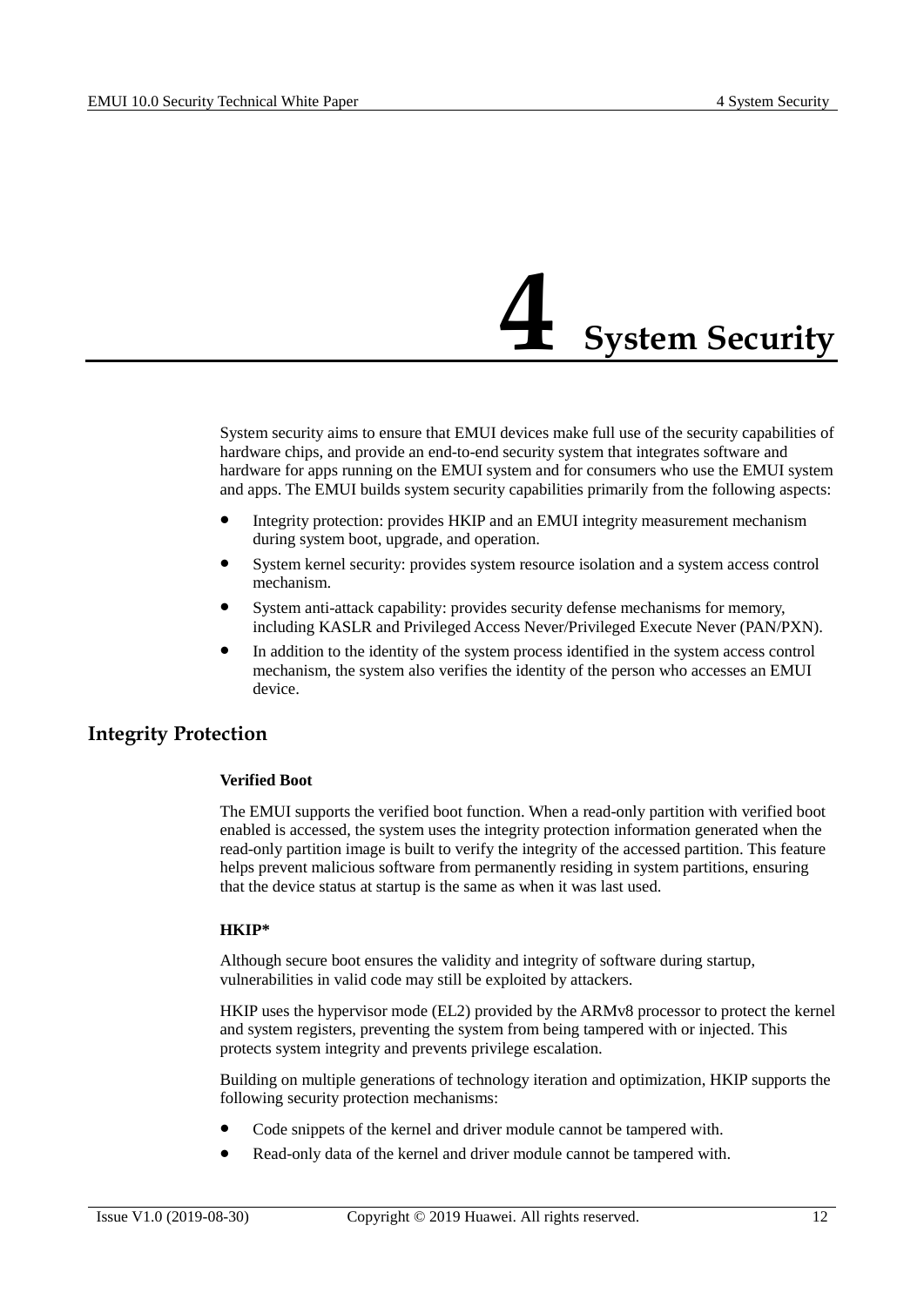# 4 System Security

System security aims to ensure that EMUI devices make full use of the security capabilities of hardware chips, and provide an end-to-end security system that integrates software and hardware for apps running on the EMUI system and for consumers who use the EMUI system and apps. The EMUI builds system security capabilities primarily from the following aspects:

- Integrity protection: provides HKIP and an EMUI integrity measurement mechanism during system boot, upgrade, and operation.
- System kernel security: provides system resource isolation and a system access control mechanism.
- System anti-attack capability: provides security defense mechanisms for memory, including KASLR and Privileged Access Never/Privileged Execute Never (PAN/PXN).
- In addition to the identity of the system process identified in the system access control mechanism, the system also verifies the identity of the person who accesses an EMUI device.

## Integrity Protection

**Verified Boot**

The EMUI supports the verified boot function. When a read-only partition with verified boot enabled is accessed, the system uses the integrity protection information generated when the read-only partition image is built to verify the integrity of the accessed partition. This feature helps prevent malicious software from permanently residing in system partitions, ensuring that the device status at startup is the same as when it was last used.

**HKIP***

Although secure boot ensures the validity and integrity of software during startup, vulnerabilities in valid code may still be exploited by attackers.

HKIP uses the hypervisor mode (EL2) provided by the ARMv8 processor to protect the kernel and system registers, preventing the system from being tampered with or injected. This protects system integrity and prevents privilege escalation.

Building on multiple generations of technology iteration and optimization, HKIP supports the following security protection mechanisms:

- Code snippets of the kernel and driver module cannot be tampered with.
- Read-only data of the kernel and driver module cannot be tampered with.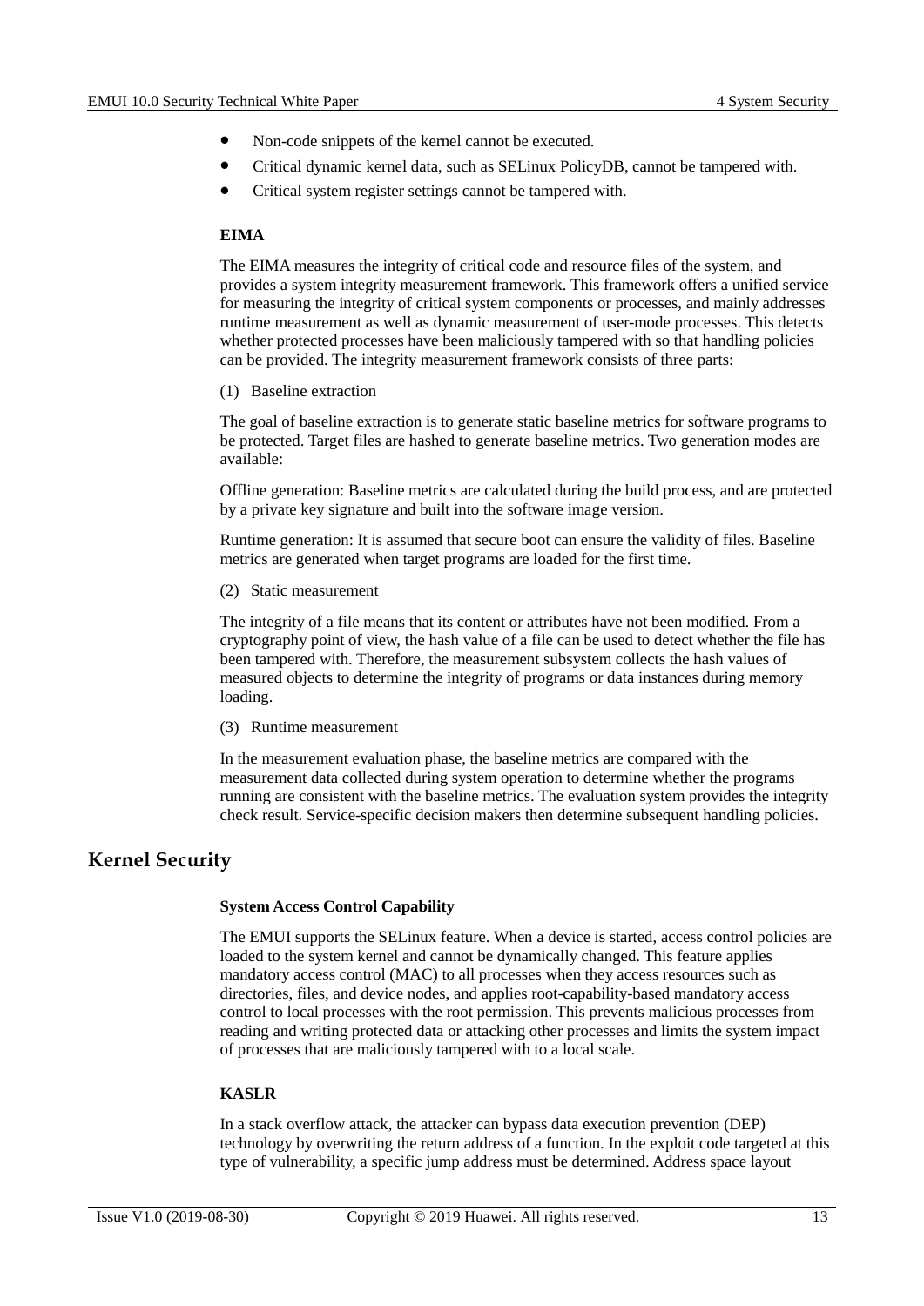- Non-code snippets of the kernel cannot be executed.
- Critical dynamic kernel data, such as SELinux PolicyDB, cannot be tampered with.
- Critical system register settings cannot be tampered with.

**EIMA**

The EIMA measures the integrity of critical code and resource files of the system, and provides a system integrity measurement framework. This framework offers a unified service for measuring the integrity of critical system components or processes, and mainly addresses runtime measurement as well as dynamic measurement of user-mode processes. This detects whether protected processes have been maliciously tampered with so that handling policies can be provided. The integrity measurement framework consists of three parts:

(1) Baseline extraction

The goal of baseline extraction is to generate static baseline metrics for software programs to be protected. Target files are hashed to generate baseline metrics. Two generation modes are available:

Offline generation: Baseline metrics are calculated during the build process, and are protected by a private key signature and built into the software image version.

Runtime generation: It is assumed that secure boot can ensure the validity of files. Baseline metrics are generated when target programs are loaded for the first time.

(2) Static measurement

The integrity of a file means that its content or attributes have not been modified. From a cryptography point of view, the hash value of a file can be used to detect whether the file has been tampered with. Therefore, the measurement subsystem collects the hash values of measured objects to determine the integrity of programs or data instances during memory loading.

(3) Runtime measurement

In the measurement evaluation phase, the baseline metrics are compared with the measurement data collected during system operation to determine whether the programs running are consistent with the baseline metrics. The evaluation system provides the integrity check result. Service-specific decision makers then determine subsequent handling policies.

## Kernel Security

**System Access Control Capability**

The EMUI supports the SELinux feature. When a device is started, access control policies are loaded to the system kernel and cannot be dynamically changed. This feature applies mandatory access control (MAC) to all processes when they access resources such as directories, files, and device nodes, and applies root-capability-based mandatory access control to local processes with the root permission. This prevents malicious processes from reading and writing protected data or attacking other processes and limits the system impact of processes that are maliciously tampered with to a local scale.

**KASLR**

In a stack overflow attack, the attacker can bypass data execution prevention (DEP) technology by overwriting the return address of a function. In the exploit code targeted at this type of vulnerability, a specific jump address must be determined. Address space layout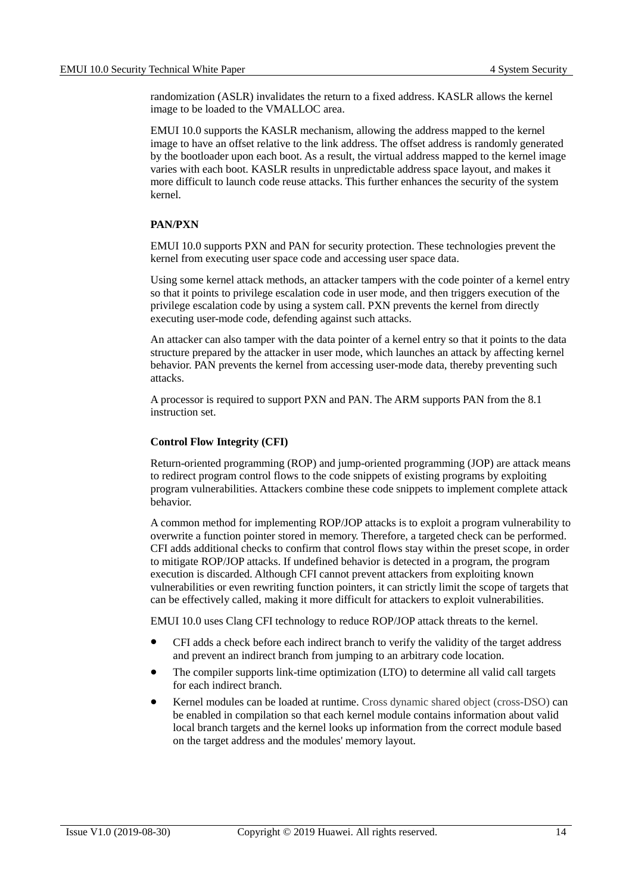randomization (ASLR) invalidates the return to a fixed address. KASLR allows the kernel image to be loaded to the VMALLOC area.

EMUI 10.0 supports the KASLR mechanism, allowing the address mapped to the kernel image to have an offset relative to the link address. The offset address is randomly generated by the bootloader upon each boot. As a result, the virtual address mapped to the kernel image varies with each boot. KASLR results in unpredictable address space layout, and makes it more difficult to launch code reuse attacks. This further enhances the security of the system kernel.

**PAN/PXN**

EMUI 10.0 supports PXN and PAN for security protection. These technologies prevent the kernel from executing user space code and accessing user space data.

Using some kernel attack methods, an attacker tampers with the code pointer of a kernel entry so that it points to privilege escalation code in user mode, and then triggers execution of the privilege escalation code by using a system call. PXN prevents the kernel from directly executing user-mode code, defending against such attacks.

An attacker can also tamper with the data pointer of a kernel entry so that it points to the data structure prepared by the attacker in user mode, which launches an attack by affecting kernel behavior. PAN prevents the kernel from accessing user-mode data, thereby preventing such attacks.

A processor is required to support PXN and PAN. The ARM supports PAN from the 8.1 instruction set.

**Control Flow Integrity (CFI)**

Return-oriented programming (ROP) and jump-oriented programming (JOP) are attack means to redirect program control flows to the code snippets of existing programs by exploiting program vulnerabilities. Attackers combine these code snippets to implement complete attack behavior.

A common method for implementing ROP/JOP attacks is to exploit a program vulnerability to overwrite a function pointer stored in memory. Therefore, a targeted check can be performed. CFI adds additional checks to confirm that control flows stay within the preset scope, in order to mitigate ROP/JOP attacks. If undefined behavior is detected in a program, the program execution is discarded. Although CFI cannot prevent attackers from exploiting known vulnerabilities or even rewriting function pointers, it can strictly limit the scope of targets that can be effectively called, making it more difficult for attackers to exploit vulnerabilities.

EMUI 10.0 uses Clang CFI technology to reduce ROP/JOP attack threats to the kernel.

- CFI adds a check before each indirect branch to verify the validity of the target address and prevent an indirect branch from jumping to an arbitrary code location.
- The compiler supports link-time optimization (LTO) to determine all valid call targets for each indirect branch.
- Kernel modules can be loaded at runtime. Cross dynamic shared object (cross-DSO) can be enabled in compilation so that each kernel module contains information about valid local branch targets and the kernel looks up information from the correct module based on the target address and the modules' memory layout.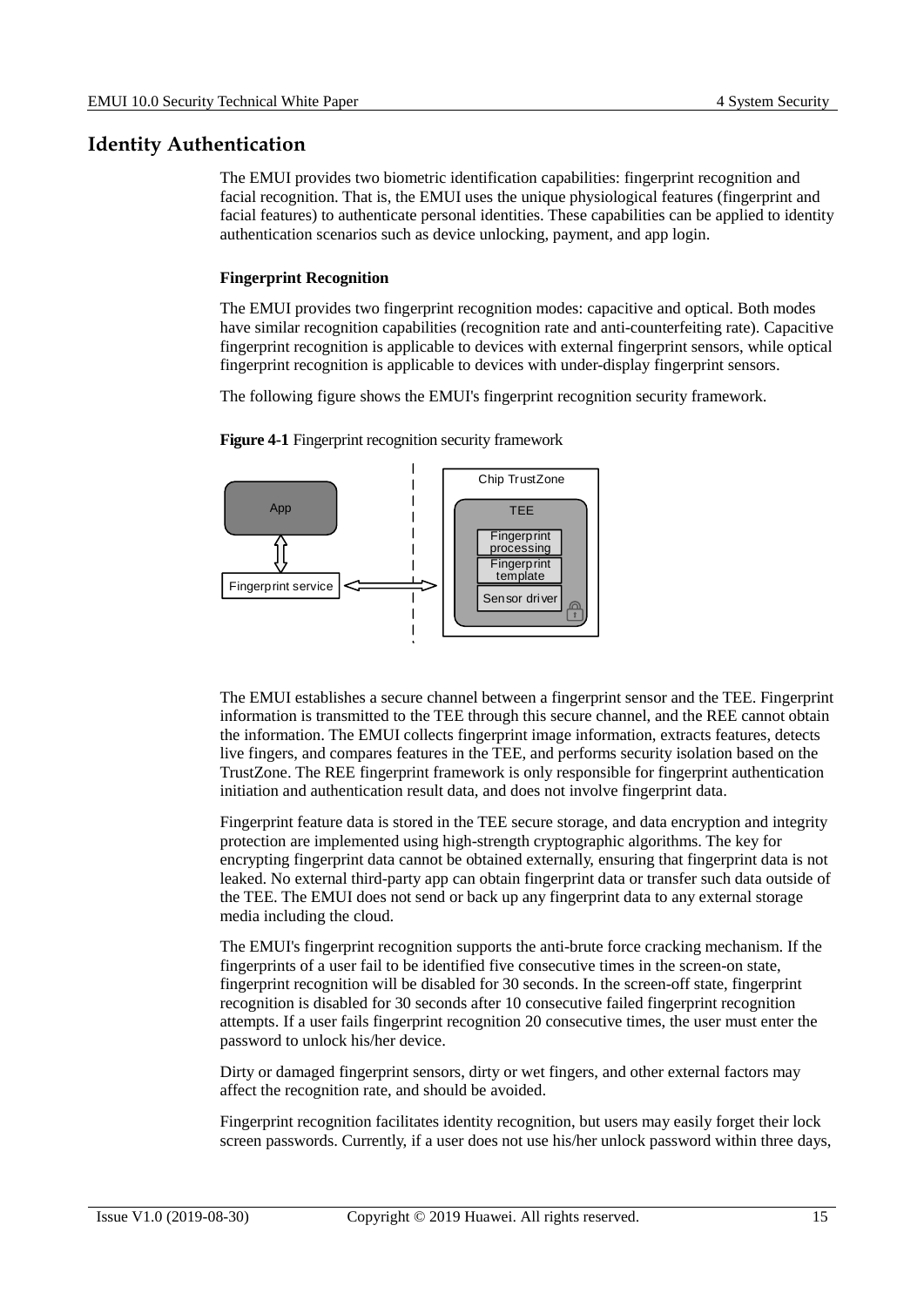## Identity Authentication

The EMUI provides two biometric identification capabilities: fingerprint recognition and facial recognition. That is, the EMUI uses the unique physiological features (fingerprint and facial features) to authenticate personal identities. These capabilities can be applied to identity authentication scenarios such as device unlocking, payment, and app login.

### Fingerprint Recognition

The EMUI provides two fingerprint recognition modes: capacitive and optical. Both modes have similar recognition capabilities (recognition rate and anti-counterfeiting rate). Capacitive fingerprint recognition is applicable to devices with external fingerprint sensors, while optical fingerprint recognition is applicable to devices with under-display fingerprint sensors.

The following figure shows the EMUI's fingerprint recognition security framework.

**Figure 4-1** Fingerprint recognition security framework

The EMUI establishes a secure channel between a fingerprint sensor and the TEE. Fingerprint information is transmitted to the TEE through this secure channel, and the REE cannot obtain the information. The EMUI collects fingerprint image information, extracts features, detects live fingers, and compares features in the TEE, and performs security isolation based on the TrustZone. The REE fingerprint framework is only responsible for fingerprint authentication initiation and authentication result data, and does not involve fingerprint data.

Fingerprint feature data is stored in the TEE secure storage, and data encryption and integrity protection are implemented using high-strength cryptographic algorithms. The key for encrypting fingerprint data cannot be obtained externally, ensuring that fingerprint data is not leaked. No external third-party app can obtain fingerprint data or transfer such data outside of the TEE. The EMUI does not send or back up any fingerprint data to any external storage media including the cloud.

The EMUI's fingerprint recognition supports the anti-brute force cracking mechanism. If the fingerprints of a user fail to be identified five consecutive times in the screen-on state, fingerprint recognition will be disabled for 30 seconds. In the screen-off state, fingerprint recognition is disabled for 30 seconds after 10 consecutive failed fingerprint recognition attempts. If a user fails fingerprint recognition 20 consecutive times, the user must enter the password to unlock his/her device.

Dirty or damaged fingerprint sensors, dirty or wet fingers, and other external factors may affect the recognition rate, and should be avoided.

Fingerprint recognition facilitates identity recognition, but users may easily forget their lock screen passwords. Currently, if a user does not use his/her unlock password within three days,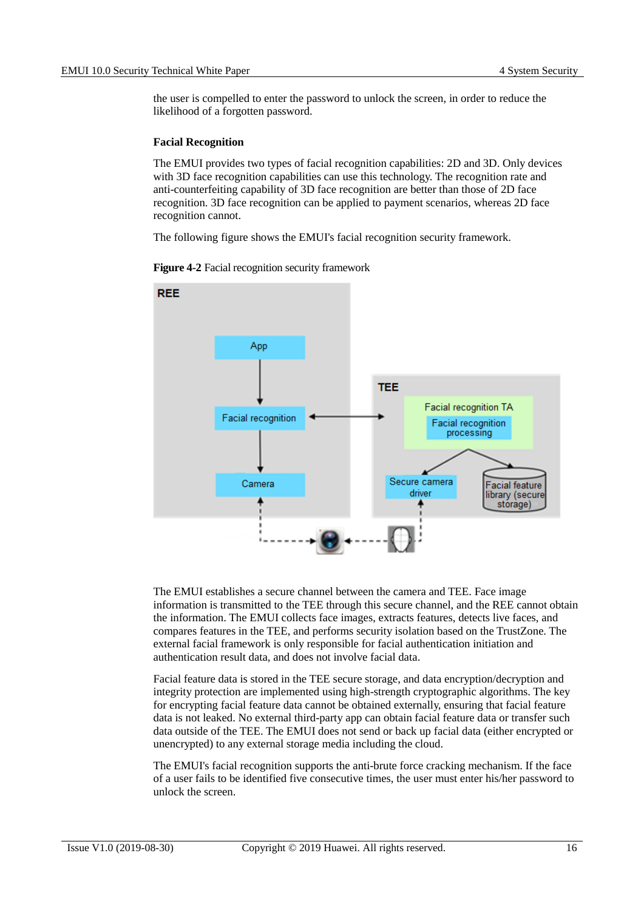the user is compelled to enter the password to unlock the screen, in order to reduce the likelihood of a forgotten password.

**Facial Recognition**

The EMUI provides two types of facial recognition capabilities: 2D and 3D. Only devices with 3D face recognition capabilities can use this technology. The recognition rate and anti-counterfeiting capability of 3D face recognition are better than those of 2D face recognition. 3D face recognition can be applied to payment scenarios, whereas 2D face recognition cannot.

The following figure shows the EMUI's facial recognition security framework.

**Figure 4-2** Facial recognition security framework

The EMUI establishes a secure channel between the camera and TEE. Face image information is transmitted to the TEE through this secure channel, and the REE cannot obtain the information. The EMUI collects face images, extracts features, detects live faces, and compares features in the TEE, and performs security isolation based on the TrustZone. The external facial framework is only responsible for facial authentication initiation and authentication result data, and does not involve facial data.

Facial feature data is stored in the TEE secure storage, and data encryption/decryption and integrity protection are implemented using high-strength cryptographic algorithms. The key for encrypting facial feature data cannot be obtained externally, ensuring that facial feature data is not leaked. No external third-party app can obtain facial feature data or transfer such data outside of the TEE. The EMUI does not send or back up facial data (either encrypted or unencrypted) to any external storage media including the cloud.

The EMUI's facial recognition supports the anti-brute force cracking mechanism. If the face of a user fails to be identified five consecutive times, the user must enter his/her password to unlock the screen.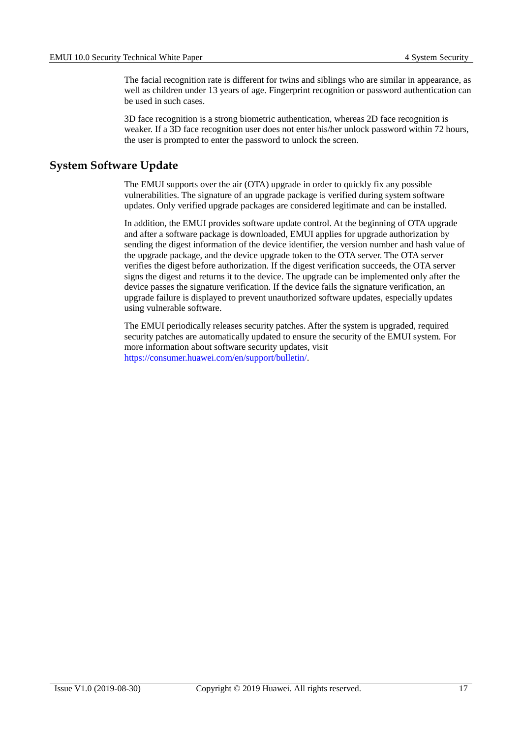The facial recognition rate is different for twins and siblings who are similar in appearance, as well as children under 13 years of age. Fingerprint recognition or password authentication can be used in such cases.

3D face recognition is a strong biometric authentication, whereas 2D face recognition is weaker. If a 3D face recognition user does not enter his/her unlock password within 72 hours, the user is prompted to enter the password to unlock the screen.

## System Software Update

The EMUI supports over the air (OTA) upgrade in order to quickly fix any possible vulnerabilities. The signature of an upgrade package is verified during system software updates. Only verified upgrade packages are considered legitimate and can be installed.

In addition, the EMUI provides software update control. At the beginning of OTA upgrade and after a software package is downloaded, EMUI applies for upgrade authorization by sending the digest information of the device identifier, the version number and hash value of the upgrade package, and the device upgrade token to the OTA server. The OTA server verifies the digest before authorization. If the digest verification succeeds, the OTA server signs the digest and returns it to the device. The upgrade can be implemented only after the device passes the signature verification. If the device fails the signature verification, an upgrade failure is displayed to prevent unauthorized software updates, especially updates using vulnerable software.

The EMUI periodically releases security patches. After the system is upgraded, required security patches are automatically updated to ensure the security of the EMUI system. For more information about software security updates, visit https://consumer.huawei.com/en/support/bulletin/.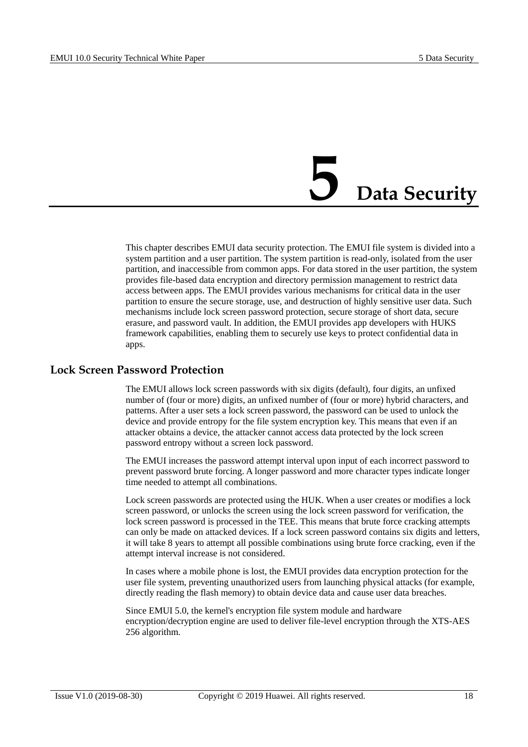# 5 Data Security

This chapter describes EMUI data security protection. The EMUI file system is divided into a system partition and a user partition. The system partition is read-only, isolated from the user partition, and inaccessible from common apps. For data stored in the user partition, the system provides file-based data encryption and directory permission management to restrict data access between apps. The EMUI provides various mechanisms for critical data in the user partition to ensure the secure storage, use, and destruction of highly sensitive user data. Such mechanisms include lock screen password protection, secure storage of short data, secure erasure, and password vault. In addition, the EMUI provides app developers with HUKS framework capabilities, enabling them to securely use keys to protect confidential data in apps.

## Lock Screen Password Protection

The EMUI allows lock screen passwords with six digits (default), four digits, an unfixed number of (four or more) digits, an unfixed number of (four or more) hybrid characters, and patterns. After a user sets a lock screen password, the password can be used to unlock the device and provide entropy for the file system encryption key. This means that even if an attacker obtains a device, the attacker cannot access data protected by the lock screen password entropy without a screen lock password.

The EMUI increases the password attempt interval upon input of each incorrect password to prevent password brute forcing. A longer password and more character types indicate longer time needed to attempt all combinations.

Lock screen passwords are protected using the HUK. When a user creates or modifies a lock screen password, or unlocks the screen using the lock screen password for verification, the lock screen password is processed in the TEE. This means that brute force cracking attempts can only be made on attacked devices. If a lock screen password contains six digits and letters, it will take 8 years to attempt all possible combinations using brute force cracking, even if the attempt interval increase is not considered.

In cases where a mobile phone is lost, the EMUI provides data encryption protection for the user file system, preventing unauthorized users from launching physical attacks (for example, directly reading the flash memory) to obtain device data and cause user data breaches.

Since EMUI 5.0, the kernel's encryption file system module and hardware encryption/decryption engine are used to deliver file-level encryption through the XTS-AES 256 algorithm.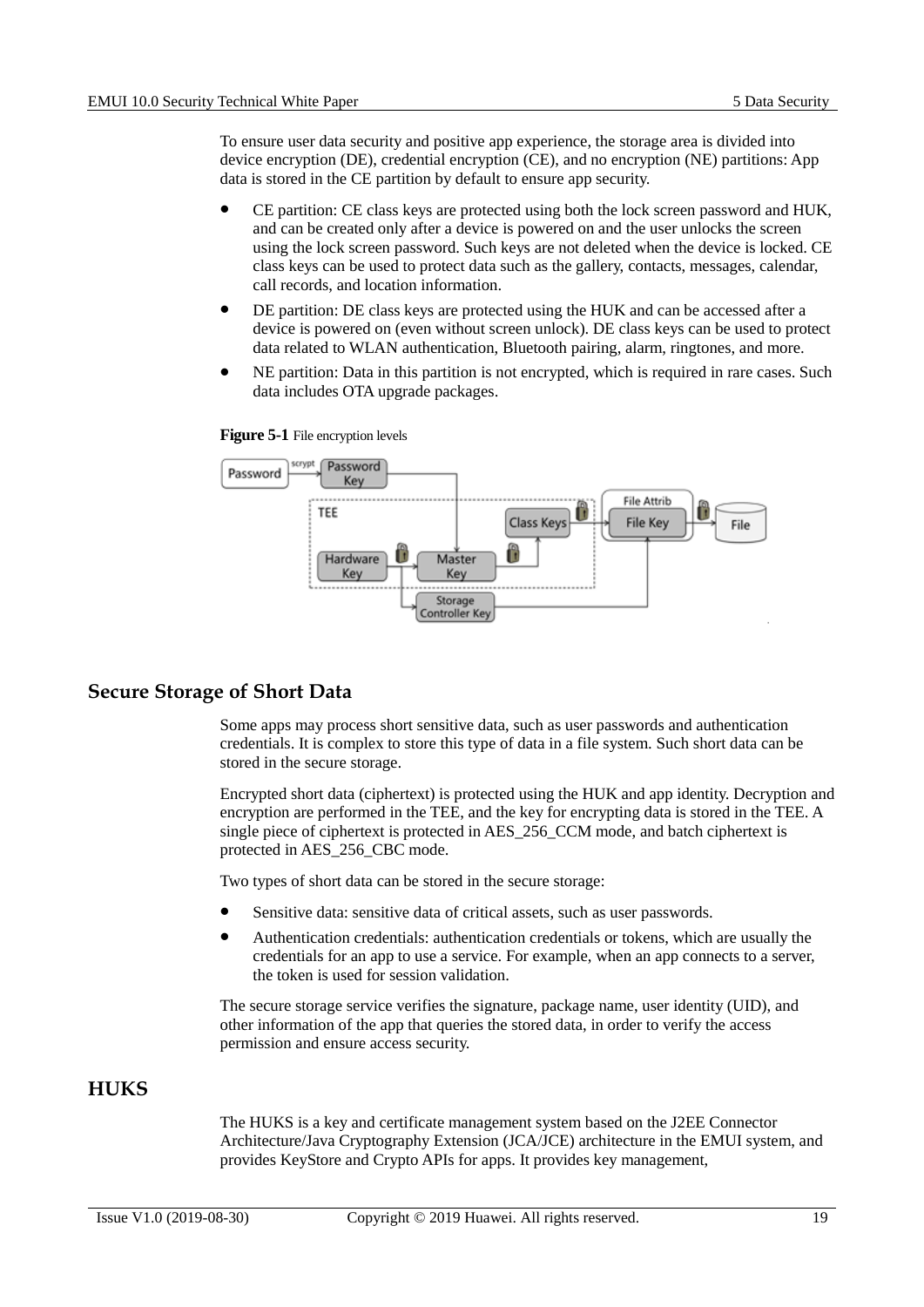To ensure user data security and positive app experience, the storage area is divided into device encryption (DE), credential encryption (CE), and no encryption (NE) partitions: App data is stored in the CE partition by default to ensure app security.

- CE partition: CE class keys are protected using both the lock screen password and HUK, and can be created only after a device is powered on and the user unlocks the screen using the lock screen password. Such keys are not deleted when the device is locked. CE class keys can be used to protect data such as the gallery, contacts, messages, calendar, call records, and location information.
- DE partition: DE class keys are protected using the HUK and can be accessed after a device is powered on (even without screen unlock). DE class keys can be used to protect data related to WLAN authentication, Bluetooth pairing, alarm, ringtones, and more.
- NE partition: Data in this partition is not encrypted, which is required in rare cases. Such data includes OTA upgrade packages.

**Figure 5-1** File encryption levels

## Secure Storage of Short Data

Some apps may process short sensitive data, such as user passwords and authentication credentials. It is complex to store this type of data in a file system. Such short data can be stored in the secure storage.

Encrypted short data (ciphertext) is protected using the HUK and app identity. Decryption and encryption are performed in the TEE, and the key for encrypting data is stored in the TEE. A single piece of ciphertext is protected in AES_256_CCM mode, and batch ciphertext is protected in AES_256_CBC mode.

Two types of short data can be stored in the secure storage:

- Sensitive data: sensitive data of critical assets, such as user passwords.
- Authentication credentials: authentication credentials or tokens, which are usually the credentials for an app to use a service. For example, when an app connects to a server, the token is used for session validation.

The secure storage service verifies the signature, package name, user identity (UID), and other information of the app that queries the stored data, in order to verify the access permission and ensure access security.

## HUKS

The HUKS is a key and certificate management system based on the J2EE Connector Architecture/Java Cryptography Extension (JCA/JCE) architecture in the EMUI system, and provides KeyStore and Crypto APIs for apps. It provides key management,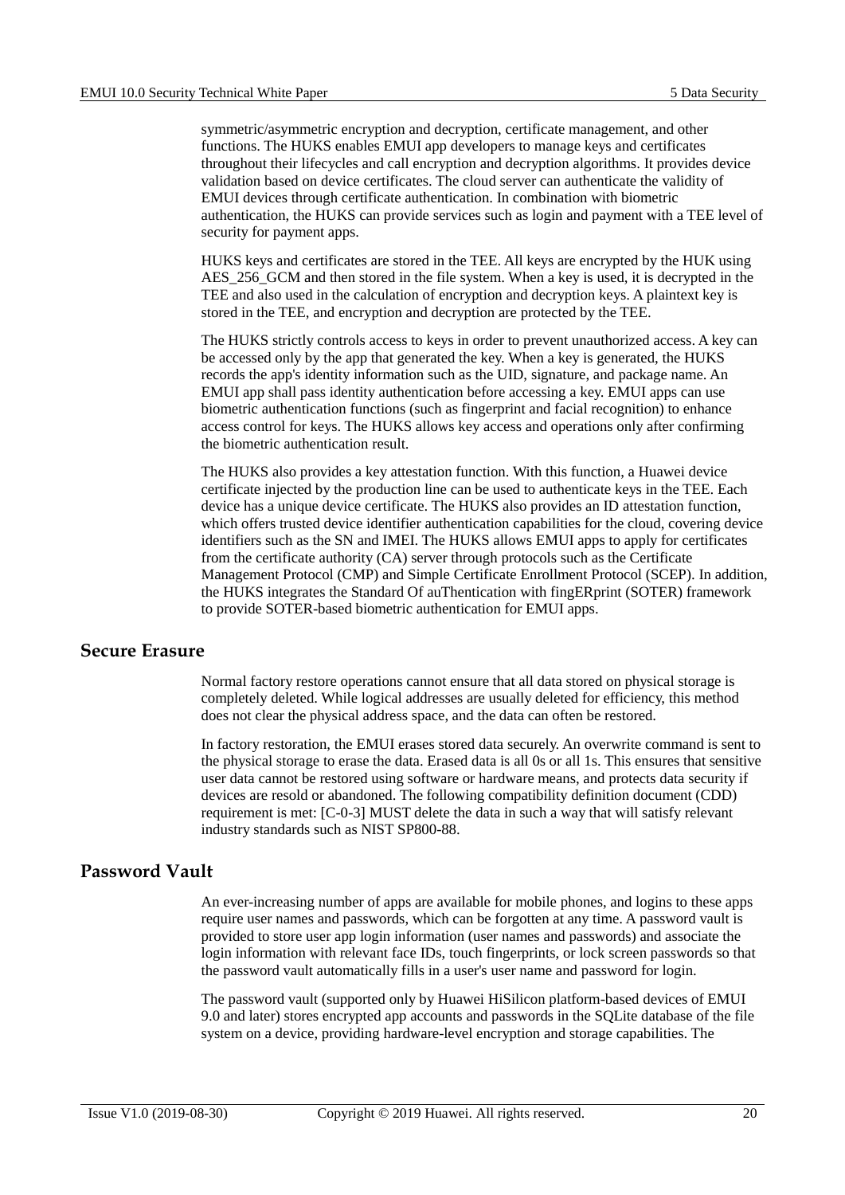symmetric/asymmetric encryption and decryption, certificate management, and other functions. The HUKS enables EMUI app developers to manage keys and certificates throughout their lifecycles and call encryption and decryption algorithms. It provides device validation based on device certificates. The cloud server can authenticate the validity of EMUI devices through certificate authentication. In combination with biometric authentication, the HUKS can provide services such as login and payment with a TEE level of security for payment apps.

HUKS keys and certificates are stored in the TEE. All keys are encrypted by the HUK using AES_256_GCM and then stored in the file system. When a key is used, it is decrypted in the TEE and also used in the calculation of encryption and decryption keys. A plaintext key is stored in the TEE, and encryption and decryption are protected by the TEE.

The HUKS strictly controls access to keys in order to prevent unauthorized access. A key can be accessed only by the app that generated the key. When a key is generated, the HUKS records the app's identity information such as the UID, signature, and package name. An EMUI app shall pass identity authentication before accessing a key. EMUI apps can use biometric authentication functions (such as fingerprint and facial recognition) to enhance access control for keys. The HUKS allows key access and operations only after confirming the biometric authentication result.

The HUKS also provides a key attestation function. With this function, a Huawei device certificate injected by the production line can be used to authenticate keys in the TEE. Each device has a unique device certificate. The HUKS also provides an ID attestation function, which offers trusted device identifier authentication capabilities for the cloud, covering device identifiers such as the SN and IMEI. The HUKS allows EMUI apps to apply for certificates from the certificate authority (CA) server through protocols such as the Certificate Management Protocol (CMP) and Simple Certificate Enrollment Protocol (SCEP). In addition, the HUKS integrates the Standard Of auThentication with fingERprint (SOTER) framework to provide SOTER-based biometric authentication for EMUI apps.

## Secure Erasure

Normal factory restore operations cannot ensure that all data stored on physical storage is completely deleted. While logical addresses are usually deleted for efficiency, this method does not clear the physical address space, and the data can often be restored.

In factory restoration, the EMUI erases stored data securely. An overwrite command is sent to the physical storage to erase the data. Erased data is all 0s or all 1s. This ensures that sensitive user data cannot be restored using software or hardware means, and protects data security if devices are resold or abandoned. The following compatibility definition document (CDD) requirement is met: [C-0-3] MUST delete the data in such a way that will satisfy relevant industry standards such as NIST SP800-88.

## Password Vault

An ever-increasing number of apps are available for mobile phones, and logins to these apps require user names and passwords, which can be forgotten at any time. A password vault is provided to store user app login information (user names and passwords) and associate the login information with relevant face IDs, touch fingerprints, or lock screen passwords so that the password vault automatically fills in a user's user name and password for login.

The password vault (supported only by Huawei HiSilicon platform-based devices of EMUI 9.0 and later) stores encrypted app accounts and passwords in the SQLite database of the file system on a device, providing hardware-level encryption and storage capabilities. The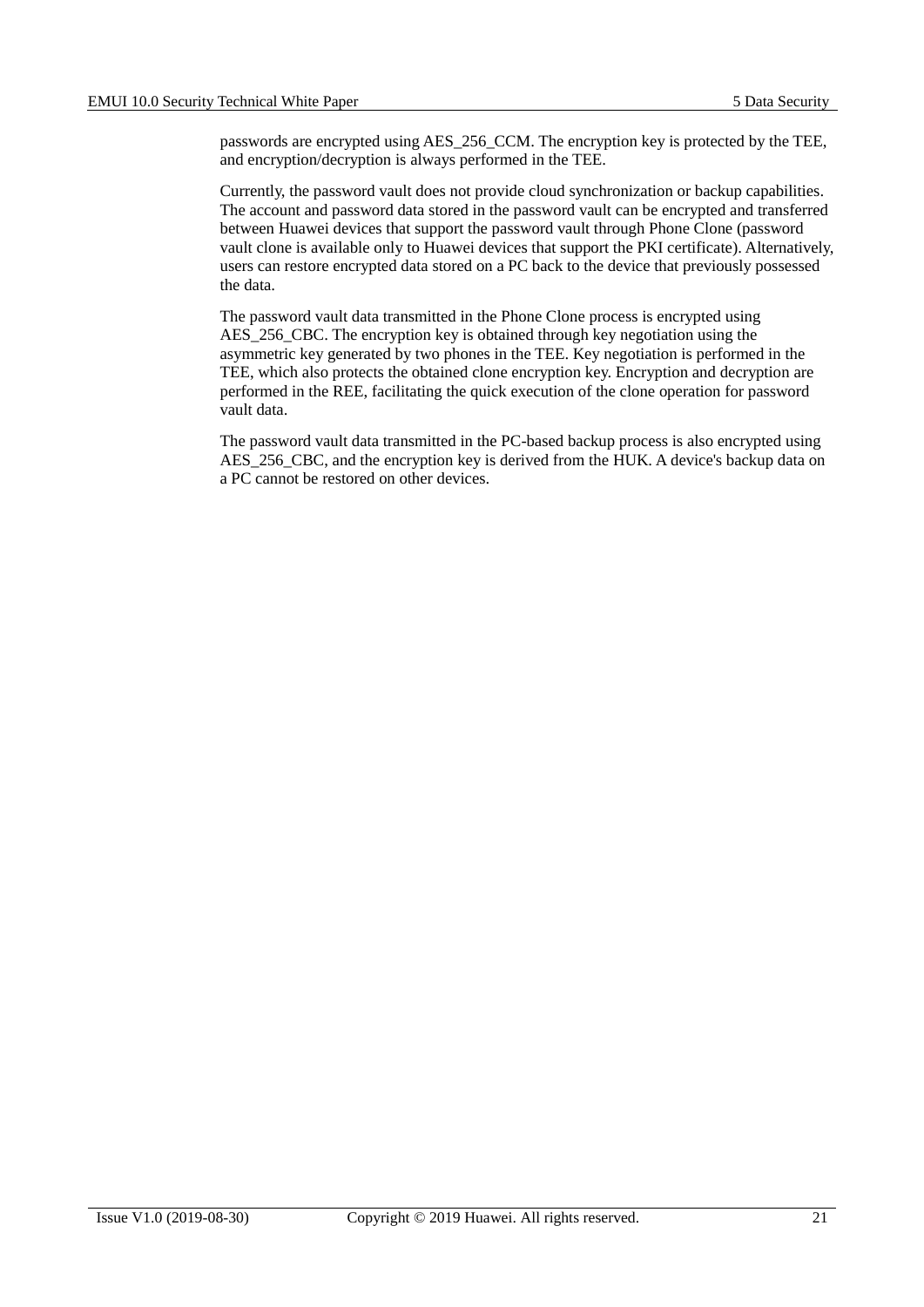passwords are encrypted using AES_256_CCM. The encryption key is protected by the TEE, and encryption/decryption is always performed in the TEE.

Currently, the password vault does not provide cloud synchronization or backup capabilities. The account and password data stored in the password vault can be encrypted and transferred between Huawei devices that support the password vault through Phone Clone (password vault clone is available only to Huawei devices that support the PKI certificate). Alternatively, users can restore encrypted data stored on a PC back to the device that previously possessed the data.

The password vault data transmitted in the Phone Clone process is encrypted using AES_256_CBC. The encryption key is obtained through key negotiation using the asymmetric key generated by two phones in the TEE. Key negotiation is performed in the TEE, which also protects the obtained clone encryption key. Encryption and decryption are performed in the REE, facilitating the quick execution of the clone operation for password vault data.

The password vault data transmitted in the PC-based backup process is also encrypted using AES_256_CBC, and the encryption key is derived from the HUK. A device's backup data on a PC cannot be restored on other devices.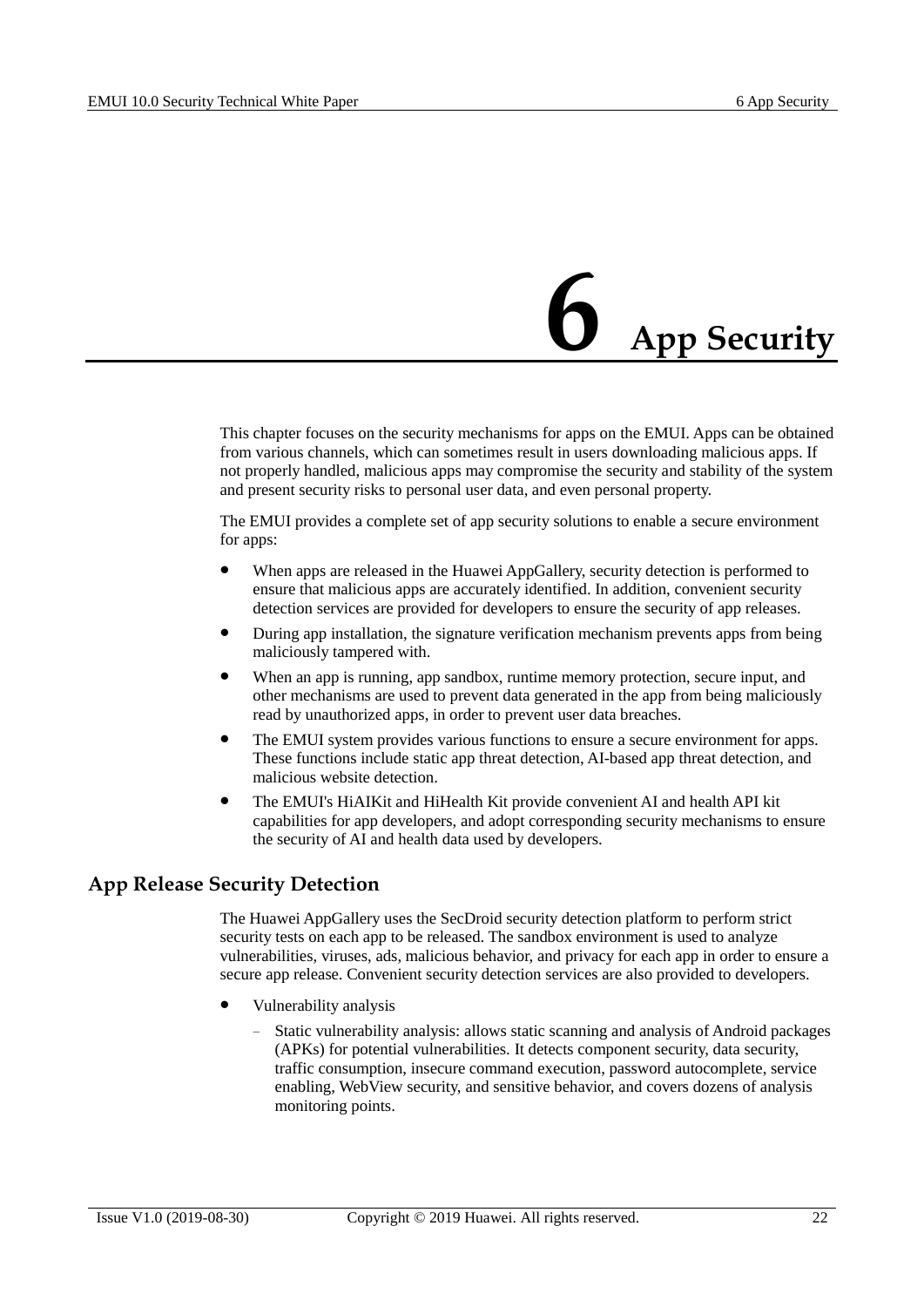# 6 App Security

This chapter focuses on the security mechanisms for apps on the EMUI. Apps can be obtained from various channels, which can sometimes result in users downloading malicious apps. If not properly handled, malicious apps may compromise the security and stability of the system and present security risks to personal user data, and even personal property.

The EMUI provides a complete set of app security solutions to enable a secure environment for apps:

- When apps are released in the Huawei AppGallery, security detection is performed to ensure that malicious apps are accurately identified. In addition, convenient security detection services are provided for developers to ensure the security of app releases.
- During app installation, the signature verification mechanism prevents apps from being maliciously tampered with.
- When an app is running, app sandbox, runtime memory protection, secure input, and other mechanisms are used to prevent data generated in the app from being maliciously read by unauthorized apps, in order to prevent user data breaches.
- The EMUI system provides various functions to ensure a secure environment for apps. These functions include static app threat detection, AI-based app threat detection, and malicious website detection.
- The EMUI's HiAIKit and HiHealth Kit provide convenient AI and health API kit capabilities for app developers, and adopt corresponding security mechanisms to ensure the security of AI and health data used by developers.

## App Release Security Detection

The Huawei AppGallery uses the SecDroid security detection platform to perform strict security tests on each app to be released. The sandbox environment is used to analyze vulnerabilities, viruses, ads, malicious behavior, and privacy for each app in order to ensure a secure app release. Convenient security detection services are also provided to developers.

- Vulnerability analysis
  - Static vulnerability analysis: allows static scanning and analysis of Android packages (APKs) for potential vulnerabilities. It detects component security, data security, traffic consumption, insecure command execution, password autocomplete, service enabling, WebView security, and sensitive behavior, and covers dozens of analysis monitoring points.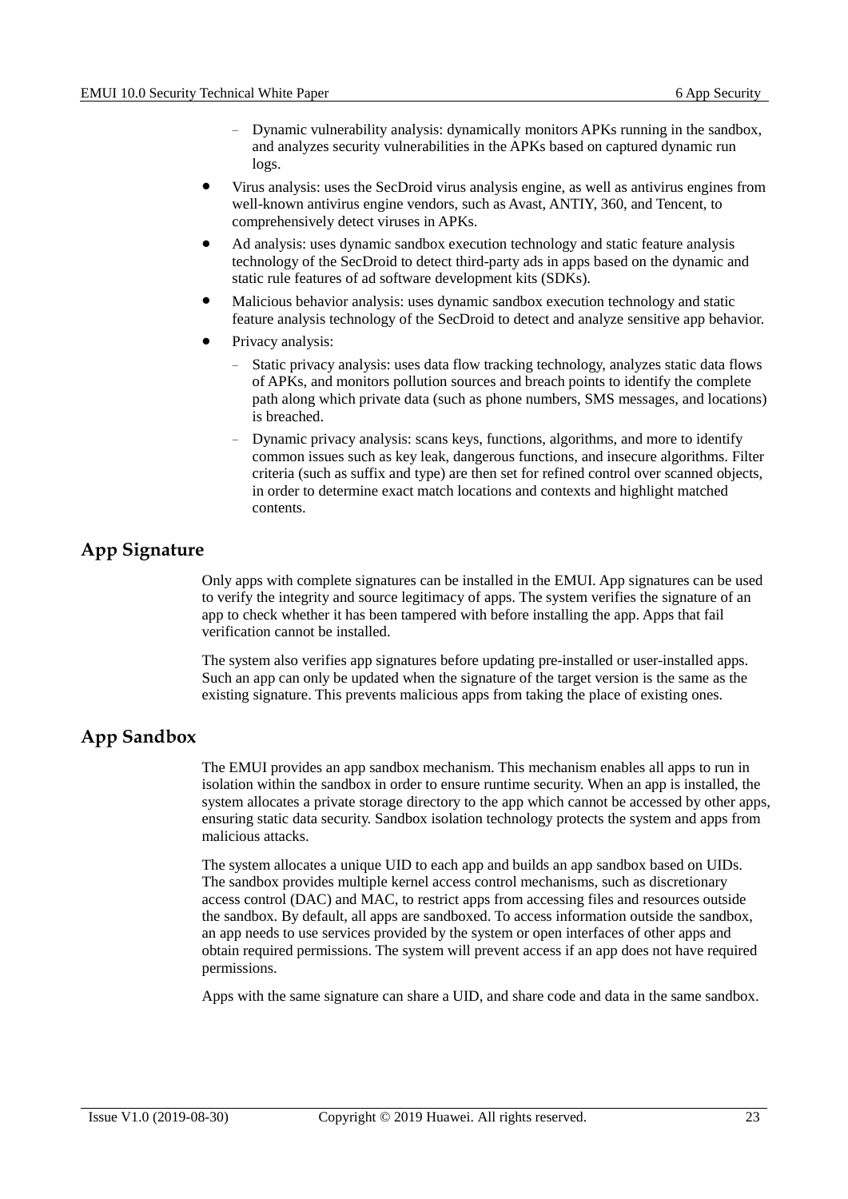- Dynamic vulnerability analysis: dynamically monitors APKs running in the sandbox, and analyzes security vulnerabilities in the APKs based on captured dynamic run logs.
- Virus analysis: uses the SecDroid virus analysis engine, as well as antivirus engines from well-known antivirus engine vendors, such as Avast, ANTIY, 360, and Tencent, to comprehensively detect viruses in APKs.
- Ad analysis: uses dynamic sandbox execution technology and static feature analysis technology of the SecDroid to detect third-party ads in apps based on the dynamic and static rule features of ad software development kits (SDKs).
- Malicious behavior analysis: uses dynamic sandbox execution technology and static feature analysis technology of the SecDroid to detect and analyze sensitive app behavior.
- Privacy analysis:
  - Static privacy analysis: uses data flow tracking technology, analyzes static data flows of APKs, and monitors pollution sources and breach points to identify the complete path along which private data (such as phone numbers, SMS messages, and locations) is breached.
  - Dynamic privacy analysis: scans keys, functions, algorithms, and more to identify common issues such as key leak, dangerous functions, and insecure algorithms. Filter criteria (such as suffix and type) are then set for refined control over scanned objects, in order to determine exact match locations and contexts and highlight matched contents.

## App Signature

Only apps with complete signatures can be installed in the EMUI. App signatures can be used to verify the integrity and source legitimacy of apps. The system verifies the signature of an app to check whether it has been tampered with before installing the app. Apps that fail verification cannot be installed.

The system also verifies app signatures before updating pre-installed or user-installed apps. Such an app can only be updated when the signature of the target version is the same as the existing signature. This prevents malicious apps from taking the place of existing ones.

## App Sandbox

The EMUI provides an app sandbox mechanism. This mechanism enables all apps to run in isolation within the sandbox in order to ensure runtime security. When an app is installed, the system allocates a private storage directory to the app which cannot be accessed by other apps, ensuring static data security. Sandbox isolation technology protects the system and apps from malicious attacks.

The system allocates a unique UID to each app and builds an app sandbox based on UIDs. The sandbox provides multiple kernel access control mechanisms, such as discretionary access control (DAC) and MAC, to restrict apps from accessing files and resources outside the sandbox. By default, all apps are sandboxed. To access information outside the sandbox, an app needs to use services provided by the system or open interfaces of other apps and obtain required permissions. The system will prevent access if an app does not have required permissions.

Apps with the same signature can share a UID, and share code and data in the same sandbox.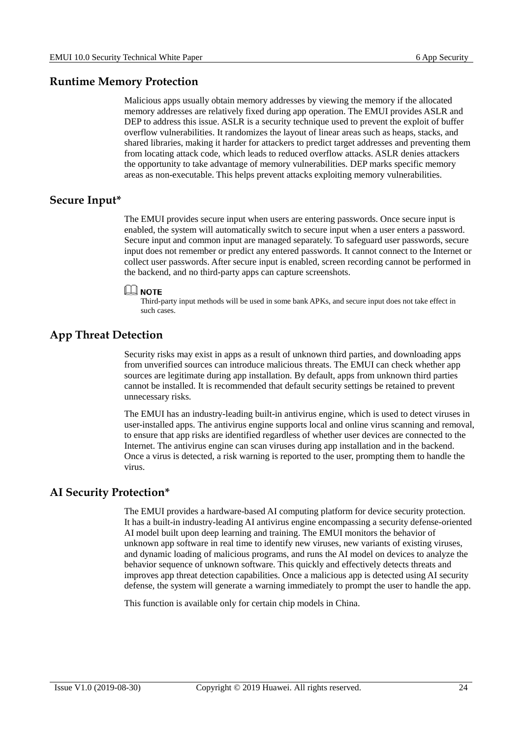## Runtime Memory Protection

Malicious apps usually obtain memory addresses by viewing the memory if the allocated memory addresses are relatively fixed during app operation. The EMUI provides ASLR and DEP to address this issue. ASLR is a security technique used to prevent the exploit of buffer overflow vulnerabilities. It randomizes the layout of linear areas such as heaps, stacks, and shared libraries, making it harder for attackers to predict target addresses and preventing them from locating attack code, which leads to reduced overflow attacks. ASLR denies attackers the opportunity to take advantage of memory vulnerabilities. DEP marks specific memory areas as non-executable. This helps prevent attacks exploiting memory vulnerabilities.

## Secure Input*

The EMUI provides secure input when users are entering passwords. Once secure input is enabled, the system will automatically switch to secure input when a user enters a password. Secure input and common input are managed separately. To safeguard user passwords, secure input does not remember or predict any entered passwords. It cannot connect to the Internet or collect user passwords. After secure input is enabled, screen recording cannot be performed in the backend, and no third-party apps can capture screenshots.

**NOTE**

Third-party input methods will be used in some bank APKs, and secure input does not take effect in such cases.

## App Threat Detection

Security risks may exist in apps as a result of unknown third parties, and downloading apps from unverified sources can introduce malicious threats. The EMUI can check whether app sources are legitimate during app installation. By default, apps from unknown third parties cannot be installed. It is recommended that default security settings be retained to prevent unnecessary risks.

The EMUI has an industry-leading built-in antivirus engine, which is used to detect viruses in user-installed apps. The antivirus engine supports local and online virus scanning and removal, to ensure that app risks are identified regardless of whether user devices are connected to the Internet. The antivirus engine can scan viruses during app installation and in the backend. Once a virus is detected, a risk warning is reported to the user, prompting them to handle the virus.

## AI Security Protection*

The EMUI provides a hardware-based AI computing platform for device security protection. It has a built-in industry-leading AI antivirus engine encompassing a security defense-oriented AI model built upon deep learning and training. The EMUI monitors the behavior of unknown app software in real time to identify new viruses, new variants of existing viruses, and dynamic loading of malicious programs, and runs the AI model on devices to analyze the behavior sequence of unknown software. This quickly and effectively detects threats and improves app threat detection capabilities. Once a malicious app is detected using AI security defense, the system will generate a warning immediately to prompt the user to handle the app.

This function is available only for certain chip models in China.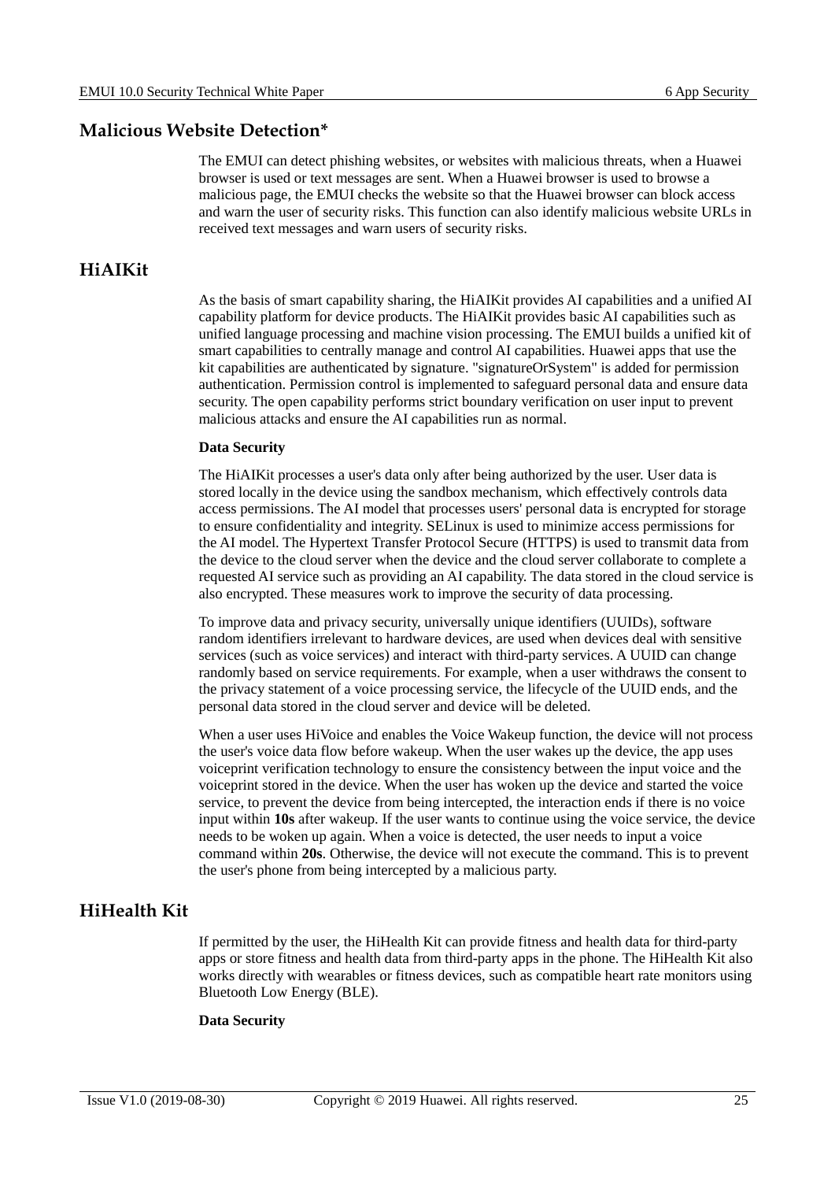## Malicious Website Detection*

The EMUI can detect phishing websites, or websites with malicious threats, when a Huawei browser is used or text messages are sent. When a Huawei browser is used to browse a malicious page, the EMUI checks the website so that the Huawei browser can block access and warn the user of security risks. This function can also identify malicious website URLs in received text messages and warn users of security risks.

## HiAIKit

As the basis of smart capability sharing, the HiAIKit provides AI capabilities and a unified AI capability platform for device products. The HiAIKit provides basic AI capabilities such as unified language processing and machine vision processing. The EMUI builds a unified kit of smart capabilities to centrally manage and control AI capabilities. Huawei apps that use the kit capabilities are authenticated by signature. "signatureOrSystem" is added for permission authentication. Permission control is implemented to safeguard personal data and ensure data security. The open capability performs strict boundary verification on user input to prevent malicious attacks and ensure the AI capabilities run as normal.

**Data Security**

The HiAIKit processes a user's data only after being authorized by the user. User data is stored locally in the device using the sandbox mechanism, which effectively controls data access permissions. The AI model that processes users' personal data is encrypted for storage to ensure confidentiality and integrity. SELinux is used to minimize access permissions for the AI model. The Hypertext Transfer Protocol Secure (HTTPS) is used to transmit data from the device to the cloud server when the device and the cloud server collaborate to complete a requested AI service such as providing an AI capability. The data stored in the cloud service is also encrypted. These measures work to improve the security of data processing.

To improve data and privacy security, universally unique identifiers (UUIDs), software random identifiers irrelevant to hardware devices, are used when devices deal with sensitive services (such as voice services) and interact with third-party services. A UUID can change randomly based on service requirements. For example, when a user withdraws the consent to the privacy statement of a voice processing service, the lifecycle of the UUID ends, and the personal data stored in the cloud server and device will be deleted.

When a user uses HiVoice and enables the Voice Wakeup function, the device will not process the user's voice data flow before wakeup. When the user wakes up the device, the app uses voiceprint verification technology to ensure the consistency between the input voice and the voiceprint stored in the device. When the user has woken up the device and started the voice service, to prevent the device from being intercepted, the interaction ends if there is no voice input within **10s** after wakeup. If the user wants to continue using the voice service, the device needs to be woken up again. When a voice is detected, the user needs to input a voice command within **20s**. Otherwise, the device will not execute the command. This is to prevent the user's phone from being intercepted by a malicious party.

## HiHealth Kit

If permitted by the user, the HiHealth Kit can provide fitness and health data for third-party apps or store fitness and health data from third-party apps in the phone. The HiHealth Kit also works directly with wearables or fitness devices, such as compatible heart rate monitors using Bluetooth Low Energy (BLE).

**Data Security**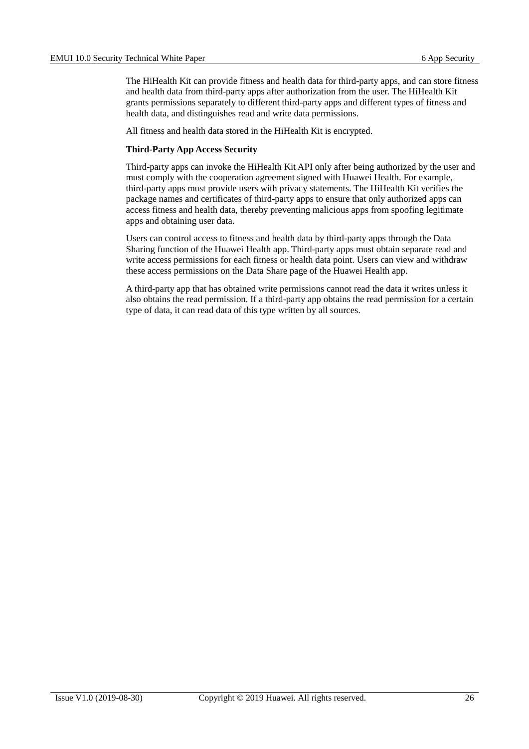The HiHealth Kit can provide fitness and health data for third-party apps, and can store fitness and health data from third-party apps after authorization from the user. The HiHealth Kit grants permissions separately to different third-party apps and different types of fitness and health data, and distinguishes read and write data permissions.

All fitness and health data stored in the HiHealth Kit is encrypted.

**Third-Party App Access Security**

Third-party apps can invoke the HiHealth Kit API only after being authorized by the user and must comply with the cooperation agreement signed with Huawei Health. For example, third-party apps must provide users with privacy statements. The HiHealth Kit verifies the package names and certificates of third-party apps to ensure that only authorized apps can access fitness and health data, thereby preventing malicious apps from spoofing legitimate apps and obtaining user data.

Users can control access to fitness and health data by third-party apps through the Data Sharing function of the Huawei Health app. Third-party apps must obtain separate read and write access permissions for each fitness or health data point. Users can view and withdraw these access permissions on the Data Share page of the Huawei Health app.

A third-party app that has obtained write permissions cannot read the data it writes unless it also obtains the read permission. If a third-party app obtains the read permission for a certain type of data, it can read data of this type written by all sources.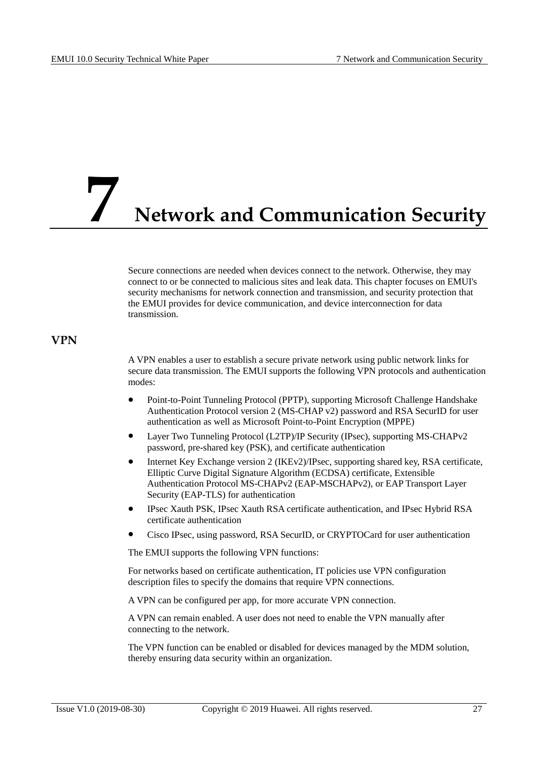# 7 Network and Communication Security

Secure connections are needed when devices connect to the network. Otherwise, they may connect to or be connected to malicious sites and leak data. This chapter focuses on EMUI's security mechanisms for network connection and transmission, and security protection that the EMUI provides for device communication, and device interconnection for data transmission.

## VPN

A VPN enables a user to establish a secure private network using public network links for secure data transmission. The EMUI supports the following VPN protocols and authentication modes:

- Point-to-Point Tunneling Protocol (PPTP), supporting Microsoft Challenge Handshake Authentication Protocol version 2 (MS-CHAP v2) password and RSA SecurID for user authentication as well as Microsoft Point-to-Point Encryption (MPPE)
- Layer Two Tunneling Protocol (L2TP)/IP Security (IPsec), supporting MS-CHAPv2 password, pre-shared key (PSK), and certificate authentication
- Internet Key Exchange version 2 (IKEv2)/IPsec, supporting shared key, RSA certificate, Elliptic Curve Digital Signature Algorithm (ECDSA) certificate, Extensible Authentication Protocol MS-CHAPv2 (EAP-MSCHAPv2), or EAP Transport Layer Security (EAP-TLS) for authentication
- IPsec Xauth PSK, IPsec Xauth RSA certificate authentication, and IPsec Hybrid RSA certificate authentication
- Cisco IPsec, using password, RSA SecurID, or CRYPTOCard for user authentication

The EMUI supports the following VPN functions:

For networks based on certificate authentication, IT policies use VPN configuration description files to specify the domains that require VPN connections.

A VPN can be configured per app, for more accurate VPN connection.

A VPN can remain enabled. A user does not need to enable the VPN manually after connecting to the network.

The VPN function can be enabled or disabled for devices managed by the MDM solution, thereby ensuring data security within an organization.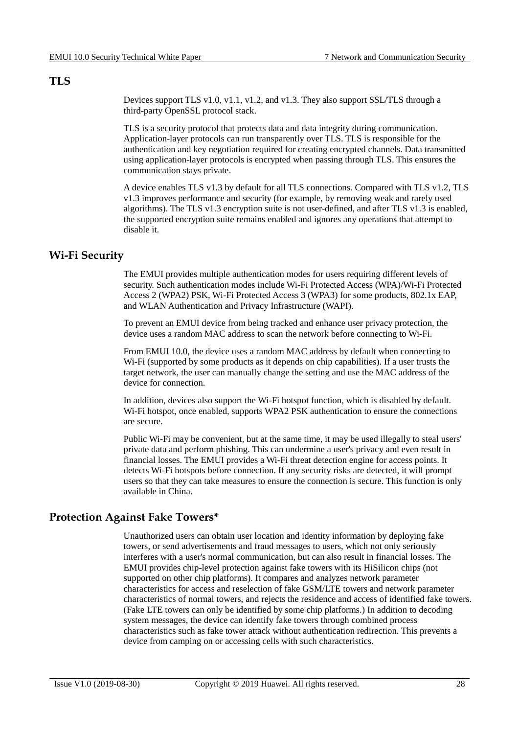## TLS

Devices support TLS v1.0, v1.1, v1.2, and v1.3. They also support SSL/TLS through a third-party OpenSSL protocol stack.

TLS is a security protocol that protects data and data integrity during communication. Application-layer protocols can run transparently over TLS. TLS is responsible for the authentication and key negotiation required for creating encrypted channels. Data transmitted using application-layer protocols is encrypted when passing through TLS. This ensures the communication stays private.

A device enables TLS v1.3 by default for all TLS connections. Compared with TLS v1.2, TLS v1.3 improves performance and security (for example, by removing weak and rarely used algorithms). The TLS v1.3 encryption suite is not user-defined, and after TLS v1.3 is enabled, the supported encryption suite remains enabled and ignores any operations that attempt to disable it.

## Wi-Fi Security

The EMUI provides multiple authentication modes for users requiring different levels of security. Such authentication modes include Wi-Fi Protected Access (WPA)/Wi-Fi Protected Access 2 (WPA2) PSK, Wi-Fi Protected Access 3 (WPA3) for some products, 802.1x EAP, and WLAN Authentication and Privacy Infrastructure (WAPI).

To prevent an EMUI device from being tracked and enhance user privacy protection, the device uses a random MAC address to scan the network before connecting to Wi-Fi.

From EMUI 10.0, the device uses a random MAC address by default when connecting to Wi-Fi (supported by some products as it depends on chip capabilities). If a user trusts the target network, the user can manually change the setting and use the MAC address of the device for connection.

In addition, devices also support the Wi-Fi hotspot function, which is disabled by default. Wi-Fi hotspot, once enabled, supports WPA2 PSK authentication to ensure the connections are secure.

Public Wi-Fi may be convenient, but at the same time, it may be used illegally to steal users' private data and perform phishing. This can undermine a user's privacy and even result in financial losses. The EMUI provides a Wi-Fi threat detection engine for access points. It detects Wi-Fi hotspots before connection. If any security risks are detected, it will prompt users so that they can take measures to ensure the connection is secure. This function is only available in China.

## Protection Against Fake Towers*

Unauthorized users can obtain user location and identity information by deploying fake towers, or send advertisements and fraud messages to users, which not only seriously interferes with a user's normal communication, but can also result in financial losses. The EMUI provides chip-level protection against fake towers with its HiSilicon chips (not supported on other chip platforms). It compares and analyzes network parameter characteristics for access and reselection of fake GSM/LTE towers and network parameter characteristics of normal towers, and rejects the residence and access of identified fake towers. (Fake LTE towers can only be identified by some chip platforms.) In addition to decoding system messages, the device can identify fake towers through combined process characteristics such as fake tower attack without authentication redirection. This prevents a device from camping on or accessing cells with such characteristics.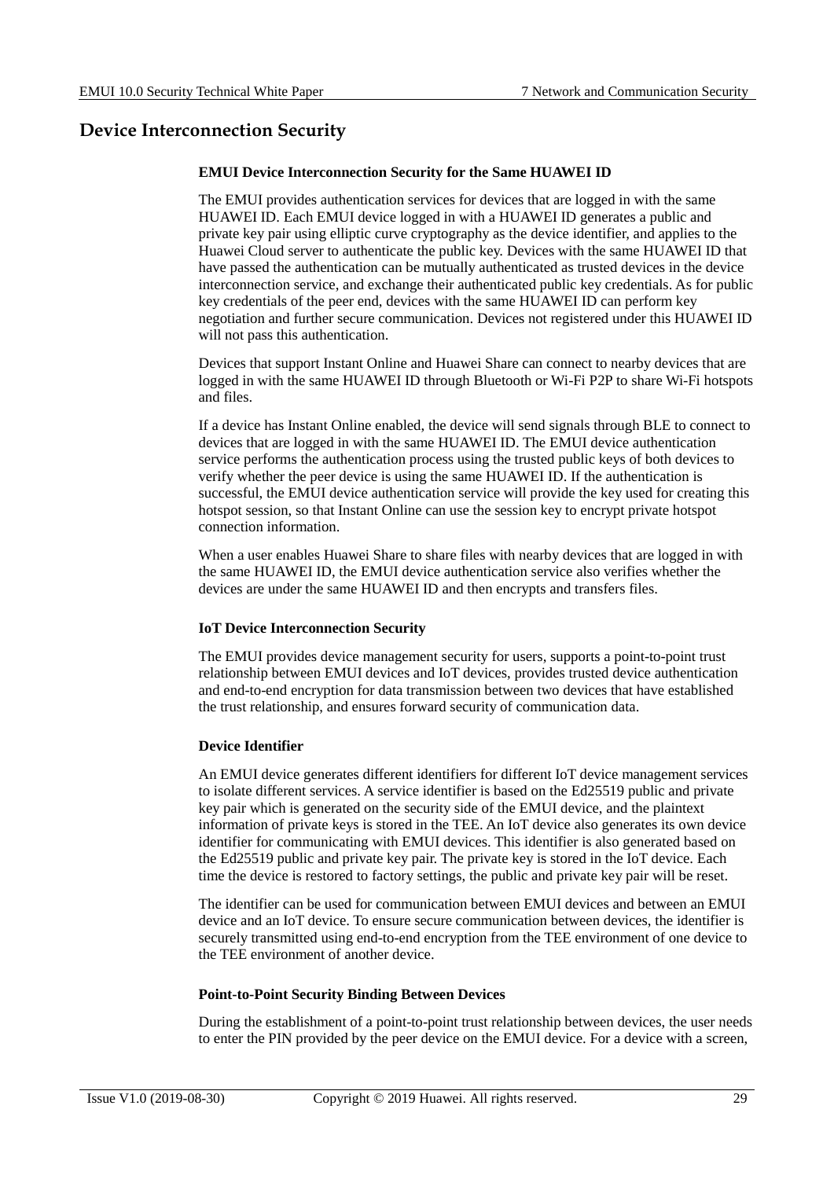## Device Interconnection Security

#### EMUI Device Interconnection Security for the Same HUAWEI ID

The EMUI provides authentication services for devices that are logged in with the same HUAWEI ID. Each EMUI device logged in with a HUAWEI ID generates a public and private key pair using elliptic curve cryptography as the device identifier, and applies to the Huawei Cloud server to authenticate the public key. Devices with the same HUAWEI ID that have passed the authentication can be mutually authenticated as trusted devices in the device interconnection service, and exchange their authenticated public key credentials. As for public key credentials of the peer end, devices with the same HUAWEI ID can perform key negotiation and further secure communication. Devices not registered under this HUAWEI ID will not pass this authentication.

Devices that support Instant Online and Huawei Share can connect to nearby devices that are logged in with the same HUAWEI ID through Bluetooth or Wi-Fi P2P to share Wi-Fi hotspots and files.

If a device has Instant Online enabled, the device will send signals through BLE to connect to devices that are logged in with the same HUAWEI ID. The EMUI device authentication service performs the authentication process using the trusted public keys of both devices to verify whether the peer device is using the same HUAWEI ID. If the authentication is successful, the EMUI device authentication service will provide the key used for creating this hotspot session, so that Instant Online can use the session key to encrypt private hotspot connection information.

When a user enables Huawei Share to share files with nearby devices that are logged in with the same HUAWEI ID, the EMUI device authentication service also verifies whether the devices are under the same HUAWEI ID and then encrypts and transfers files.

#### IoT Device Interconnection Security

The EMUI provides device management security for users, supports a point-to-point trust relationship between EMUI devices and IoT devices, provides trusted device authentication and end-to-end encryption for data transmission between two devices that have established the trust relationship, and ensures forward security of communication data.

#### Device Identifier

An EMUI device generates different identifiers for different IoT device management services to isolate different services. A service identifier is based on the Ed25519 public and private key pair which is generated on the security side of the EMUI device, and the plaintext information of private keys is stored in the TEE. An IoT device also generates its own device identifier for communicating with EMUI devices. This identifier is also generated based on the Ed25519 public and private key pair. The private key is stored in the IoT device. Each time the device is restored to factory settings, the public and private key pair will be reset.

The identifier can be used for communication between EMUI devices and between an EMUI device and an IoT device. To ensure secure communication between devices, the identifier is securely transmitted using end-to-end encryption from the TEE environment of one device to the TEE environment of another device.

#### Point-to-Point Security Binding Between Devices

During the establishment of a point-to-point trust relationship between devices, the user needs to enter the PIN provided by the peer device on the EMUI device. For a device with a screen,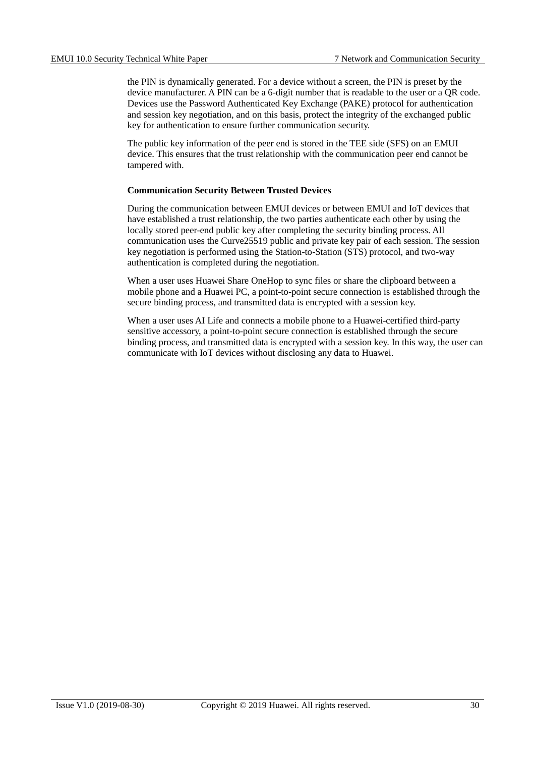the PIN is dynamically generated. For a device without a screen, the PIN is preset by the device manufacturer. A PIN can be a 6-digit number that is readable to the user or a QR code. Devices use the Password Authenticated Key Exchange (PAKE) protocol for authentication and session key negotiation, and on this basis, protect the integrity of the exchanged public key for authentication to ensure further communication security.

The public key information of the peer end is stored in the TEE side (SFS) on an EMUI device. This ensures that the trust relationship with the communication peer end cannot be tampered with.

**Communication Security Between Trusted Devices**

During the communication between EMUI devices or between EMUI and IoT devices that have established a trust relationship, the two parties authenticate each other by using the locally stored peer-end public key after completing the security binding process. All communication uses the Curve25519 public and private key pair of each session. The session key negotiation is performed using the Station-to-Station (STS) protocol, and two-way authentication is completed during the negotiation.

When a user uses Huawei Share OneHop to sync files or share the clipboard between a mobile phone and a Huawei PC, a point-to-point secure connection is established through the secure binding process, and transmitted data is encrypted with a session key.

When a user uses AI Life and connects a mobile phone to a Huawei-certified third-party sensitive accessory, a point-to-point secure connection is established through the secure binding process, and transmitted data is encrypted with a session key. In this way, the user can communicate with IoT devices without disclosing any data to Huawei.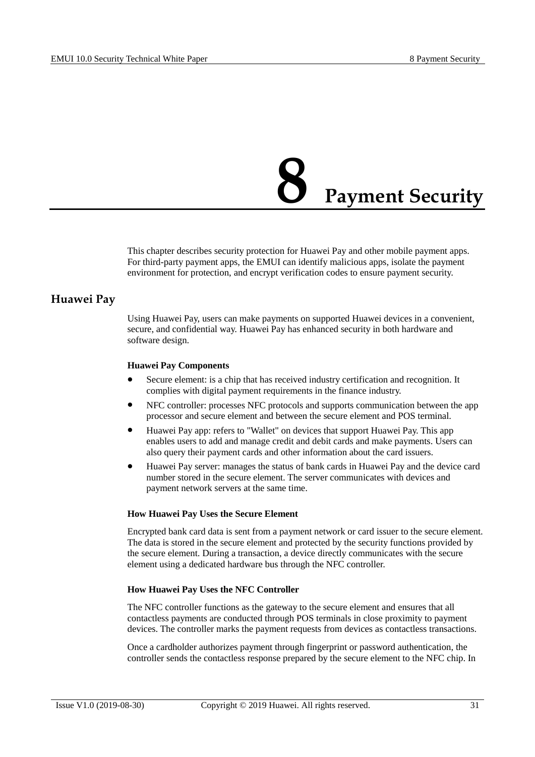# 8 Payment Security

This chapter describes security protection for Huawei Pay and other mobile payment apps. For third-party payment apps, the EMUI can identify malicious apps, isolate the payment environment for protection, and encrypt verification codes to ensure payment security.

## Huawei Pay

Using Huawei Pay, users can make payments on supported Huawei devices in a convenient, secure, and confidential way. Huawei Pay has enhanced security in both hardware and software design.

**Huawei Pay Components**

- Secure element: is a chip that has received industry certification and recognition. It complies with digital payment requirements in the finance industry.
- NFC controller: processes NFC protocols and supports communication between the app processor and secure element and between the secure element and POS terminal.
- Huawei Pay app: refers to "Wallet" on devices that support Huawei Pay. This app enables users to add and manage credit and debit cards and make payments. Users can also query their payment cards and other information about the card issuers.
- Huawei Pay server: manages the status of bank cards in Huawei Pay and the device card number stored in the secure element. The server communicates with devices and payment network servers at the same time.

**How Huawei Pay Uses the Secure Element**

Encrypted bank card data is sent from a payment network or card issuer to the secure element. The data is stored in the secure element and protected by the security functions provided by the secure element. During a transaction, a device directly communicates with the secure element using a dedicated hardware bus through the NFC controller.

**How Huawei Pay Uses the NFC Controller**

The NFC controller functions as the gateway to the secure element and ensures that all contactless payments are conducted through POS terminals in close proximity to payment devices. The controller marks the payment requests from devices as contactless transactions.

Once a cardholder authorizes payment through fingerprint or password authentication, the controller sends the contactless response prepared by the secure element to the NFC chip. In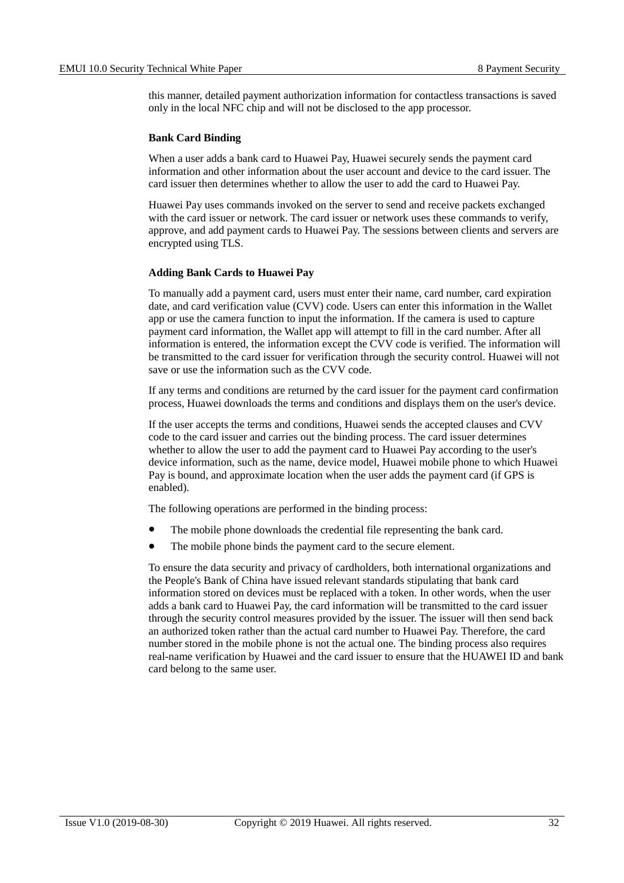this manner, detailed payment authorization information for contactless transactions is saved only in the local NFC chip and will not be disclosed to the app processor.

**Bank Card Binding**

When a user adds a bank card to Huawei Pay, Huawei securely sends the payment card information and other information about the user account and device to the card issuer. The card issuer then determines whether to allow the user to add the card to Huawei Pay.

Huawei Pay uses commands invoked on the server to send and receive packets exchanged with the card issuer or network. The card issuer or network uses these commands to verify, approve, and add payment cards to Huawei Pay. The sessions between clients and servers are encrypted using TLS.

**Adding Bank Cards to Huawei Pay**

To manually add a payment card, users must enter their name, card number, card expiration date, and card verification value (CVV) code. Users can enter this information in the Wallet app or use the camera function to input the information. If the camera is used to capture payment card information, the Wallet app will attempt to fill in the card number. After all information is entered, the information except the CVV code is verified. The information will be transmitted to the card issuer for verification through the security control. Huawei will not save or use the information such as the CVV code.

If any terms and conditions are returned by the card issuer for the payment card confirmation process, Huawei downloads the terms and conditions and displays them on the user's device.

If the user accepts the terms and conditions, Huawei sends the accepted clauses and CVV code to the card issuer and carries out the binding process. The card issuer determines whether to allow the user to add the payment card to Huawei Pay according to the user's device information, such as the name, device model, Huawei mobile phone to which Huawei Pay is bound, and approximate location when the user adds the payment card (if GPS is enabled).

The following operations are performed in the binding process:

- The mobile phone downloads the credential file representing the bank card.
- The mobile phone binds the payment card to the secure element.

To ensure the data security and privacy of cardholders, both international organizations and the People's Bank of China have issued relevant standards stipulating that bank card information stored on devices must be replaced with a token. In other words, when the user adds a bank card to Huawei Pay, the card information will be transmitted to the card issuer through the security control measures provided by the issuer. The issuer will then send back an authorized token rather than the actual card number to Huawei Pay. Therefore, the card number stored in the mobile phone is not the actual one. The binding process also requires real-name verification by Huawei and the card issuer to ensure that the HUAWEI ID and bank card belong to the same user.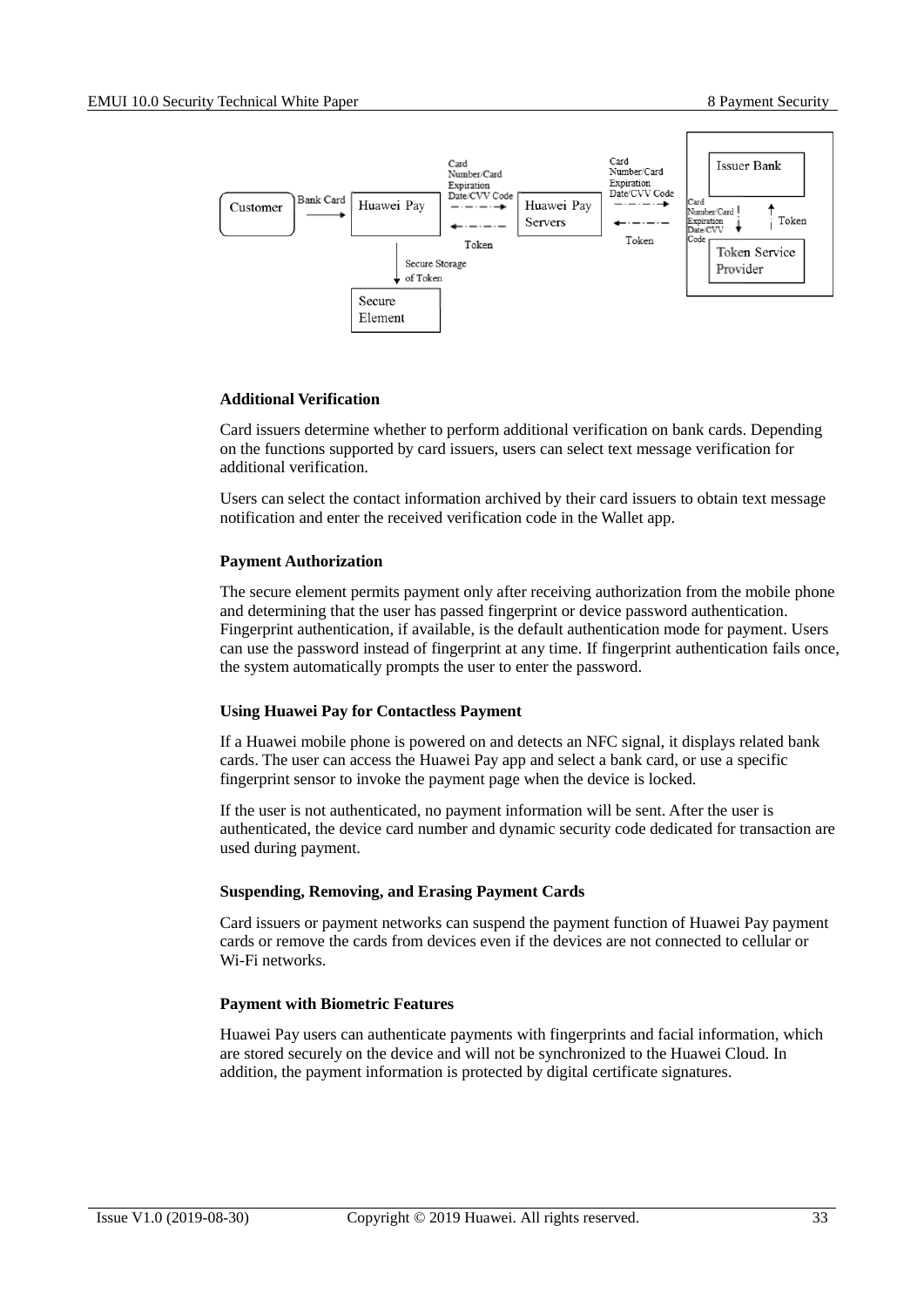**Additional Verification**

Card issuers determine whether to perform additional verification on bank cards. Depending on the functions supported by card issuers, users can select text message verification for additional verification.

Users can select the contact information archived by their card issuers to obtain text message notification and enter the received verification code in the Wallet app.

**Payment Authorization**

The secure element permits payment only after receiving authorization from the mobile phone and determining that the user has passed fingerprint or device password authentication. Fingerprint authentication, if available, is the default authentication mode for payment. Users can use the password instead of fingerprint at any time. If fingerprint authentication fails once, the system automatically prompts the user to enter the password.

**Using Huawei Pay for Contactless Payment**

If a Huawei mobile phone is powered on and detects an NFC signal, it displays related bank cards. The user can access the Huawei Pay app and select a bank card, or use a specific fingerprint sensor to invoke the payment page when the device is locked.

If the user is not authenticated, no payment information will be sent. After the user is authenticated, the device card number and dynamic security code dedicated for transaction are used during payment.

**Suspending, Removing, and Erasing Payment Cards**

Card issuers or payment networks can suspend the payment function of Huawei Pay payment cards or remove the cards from devices even if the devices are not connected to cellular or Wi-Fi networks.

**Payment with Biometric Features**

Huawei Pay users can authenticate payments with fingerprints and facial information, which are stored securely on the device and will not be synchronized to the Huawei Cloud. In addition, the payment information is protected by digital certificate signatures.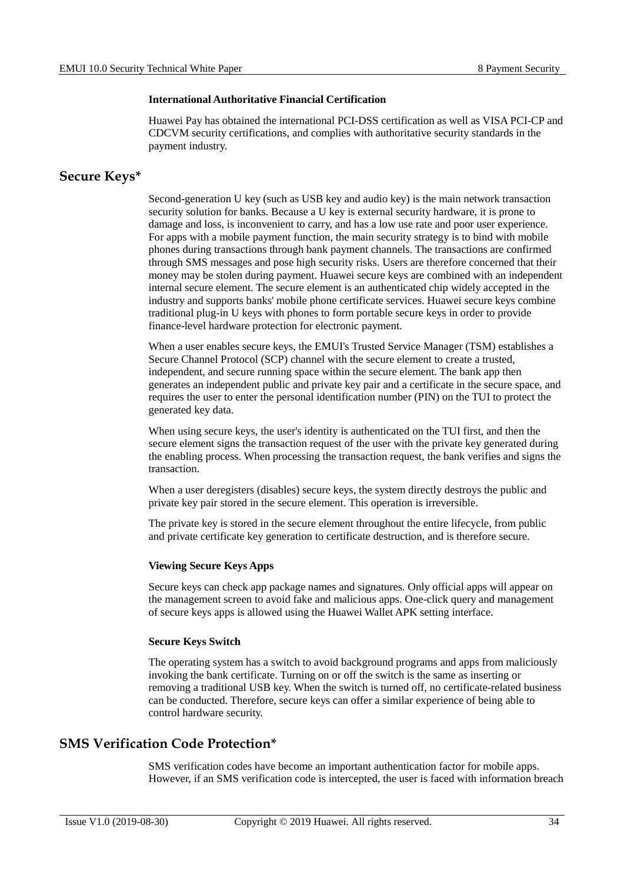#### International Authoritative Financial Certification

Huawei Pay has obtained the international PCI-DSS certification as well as VISA PCI-CP and CDCVM security certifications, and complies with authoritative security standards in the payment industry.

## Secure Keys*

Second-generation U key (such as USB key and audio key) is the main network transaction security solution for banks. Because a U key is external security hardware, it is prone to damage and loss, is inconvenient to carry, and has a low use rate and poor user experience. For apps with a mobile payment function, the main security strategy is to bind with mobile phones during transactions through bank payment channels. The transactions are confirmed through SMS messages and pose high security risks. Users are therefore concerned that their money may be stolen during payment. Huawei secure keys are combined with an independent internal secure element. The secure element is an authenticated chip widely accepted in the industry and supports banks' mobile phone certificate services. Huawei secure keys combine traditional plug-in U keys with phones to form portable secure keys in order to provide finance-level hardware protection for electronic payment.

When a user enables secure keys, the EMUI's Trusted Service Manager (TSM) establishes a Secure Channel Protocol (SCP) channel with the secure element to create a trusted, independent, and secure running space within the secure element. The bank app then generates an independent public and private key pair and a certificate in the secure space, and requires the user to enter the personal identification number (PIN) on the TUI to protect the generated key data.

When using secure keys, the user's identity is authenticated on the TUI first, and then the secure element signs the transaction request of the user with the private key generated during the enabling process. When processing the transaction request, the bank verifies and signs the transaction.

When a user deregisters (disables) secure keys, the system directly destroys the public and private key pair stored in the secure element. This operation is irreversible.

The private key is stored in the secure element throughout the entire lifecycle, from public and private certificate key generation to certificate destruction, and is therefore secure.

#### Viewing Secure Keys Apps

Secure keys can check app package names and signatures. Only official apps will appear on the management screen to avoid fake and malicious apps. One-click query and management of secure keys apps is allowed using the Huawei Wallet APK setting interface.

#### Secure Keys Switch

The operating system has a switch to avoid background programs and apps from maliciously invoking the bank certificate. Turning on or off the switch is the same as inserting or removing a traditional USB key. When the switch is turned off, no certificate-related business can be conducted. Therefore, secure keys can offer a similar experience of being able to control hardware security.

## SMS Verification Code Protection*

SMS verification codes have become an important authentication factor for mobile apps. However, if an SMS verification code is intercepted, the user is faced with information breach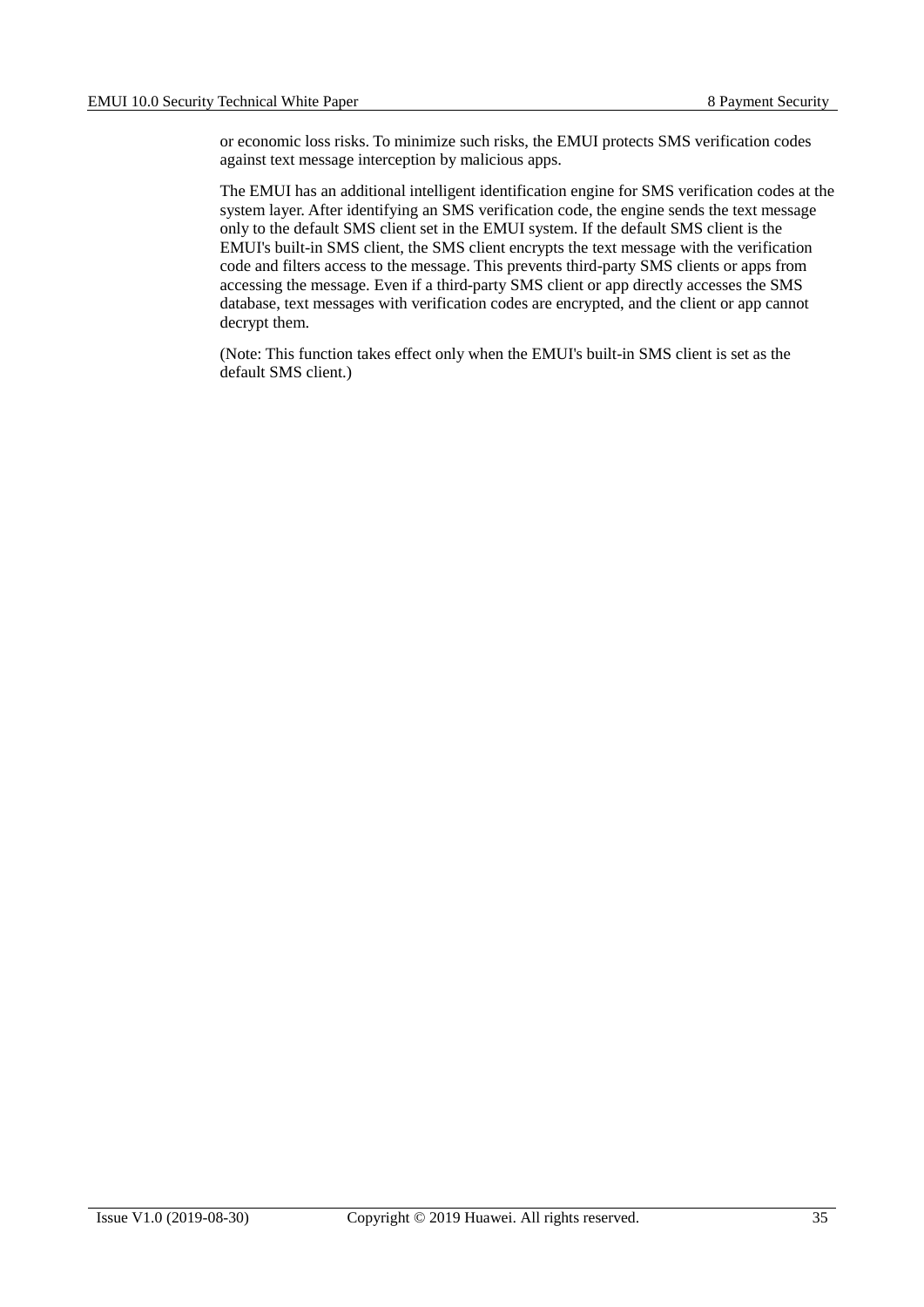or economic loss risks. To minimize such risks, the EMUI protects SMS verification codes against text message interception by malicious apps.

The EMUI has an additional intelligent identification engine for SMS verification codes at the system layer. After identifying an SMS verification code, the engine sends the text message only to the default SMS client set in the EMUI system. If the default SMS client is the EMUI's built-in SMS client, the SMS client encrypts the text message with the verification code and filters access to the message. This prevents third-party SMS clients or apps from accessing the message. Even if a third-party SMS client or app directly accesses the SMS database, text messages with verification codes are encrypted, and the client or app cannot decrypt them.

(Note: This function takes effect only when the EMUI's built-in SMS client is set as the default SMS client.)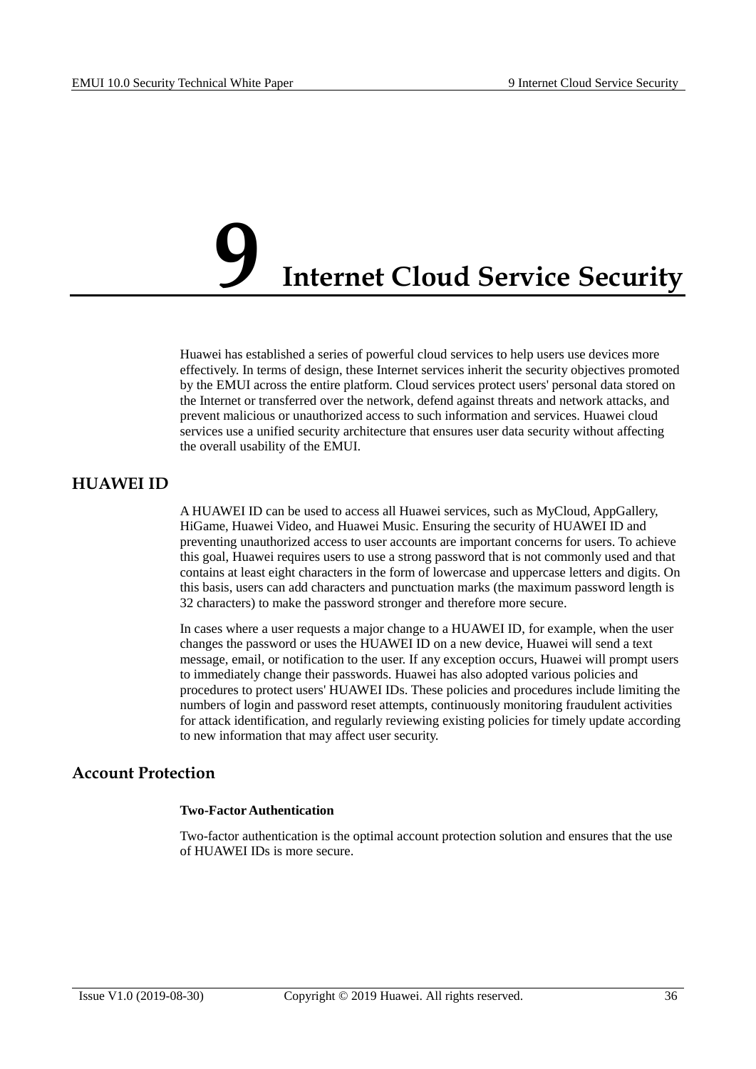# 9 Internet Cloud Service Security

Huawei has established a series of powerful cloud services to help users use devices more effectively. In terms of design, these Internet services inherit the security objectives promoted by the EMUI across the entire platform. Cloud services protect users' personal data stored on the Internet or transferred over the network, defend against threats and network attacks, and prevent malicious or unauthorized access to such information and services. Huawei cloud services use a unified security architecture that ensures user data security without affecting the overall usability of the EMUI.

## HUAWEI ID

A HUAWEI ID can be used to access all Huawei services, such as MyCloud, AppGallery, HiGame, Huawei Video, and Huawei Music. Ensuring the security of HUAWEI ID and preventing unauthorized access to user accounts are important concerns for users. To achieve this goal, Huawei requires users to use a strong password that is not commonly used and that contains at least eight characters in the form of lowercase and uppercase letters and digits. On this basis, users can add characters and punctuation marks (the maximum password length is 32 characters) to make the password stronger and therefore more secure.

In cases where a user requests a major change to a HUAWEI ID, for example, when the user changes the password or uses the HUAWEI ID on a new device, Huawei will send a text message, email, or notification to the user. If any exception occurs, Huawei will prompt users to immediately change their passwords. Huawei has also adopted various policies and procedures to protect users' HUAWEI IDs. These policies and procedures include limiting the numbers of login and password reset attempts, continuously monitoring fraudulent activities for attack identification, and regularly reviewing existing policies for timely update according to new information that may affect user security.

## Account Protection

**Two-Factor Authentication**

Two-factor authentication is the optimal account protection solution and ensures that the use of HUAWEI IDs is more secure.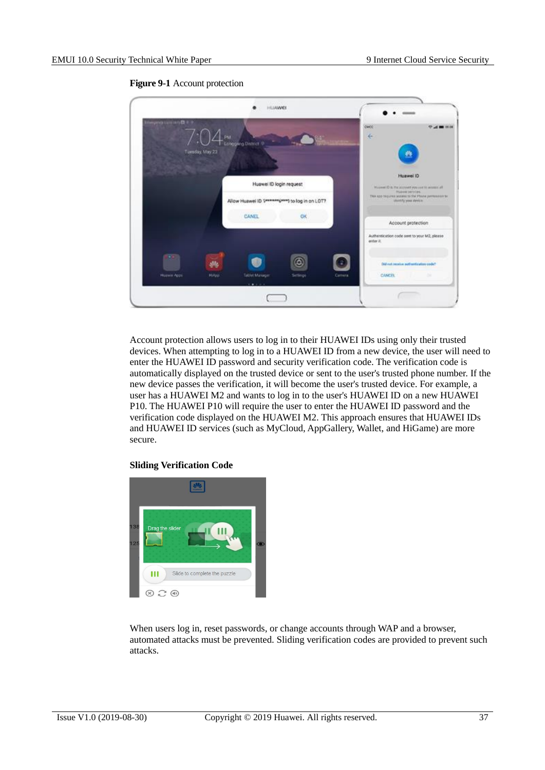**Figure 9-1** Account protection

Account protection allows users to log in to their HUAWEI IDs using only their trusted devices. When attempting to log in to a HUAWEI ID from a new device, the user will need to enter the HUAWEI ID password and security verification code. The verification code is automatically displayed on the trusted device or sent to the user's trusted phone number. If the new device passes the verification, it will become the user's trusted device. For example, a user has a HUAWEI M2 and wants to log in to the user's HUAWEI ID on a new HUAWEI P10. The HUAWEI P10 will require the user to enter the HUAWEI ID password and the verification code displayed on the HUAWEI M2. This approach ensures that HUAWEI IDs and HUAWEI ID services (such as MyCloud, AppGallery, Wallet, and HiGame) are more secure.

**Sliding Verification Code**

When users log in, reset passwords, or change accounts through WAP and a browser, automated attacks must be prevented. Sliding verification codes are provided to prevent such attacks.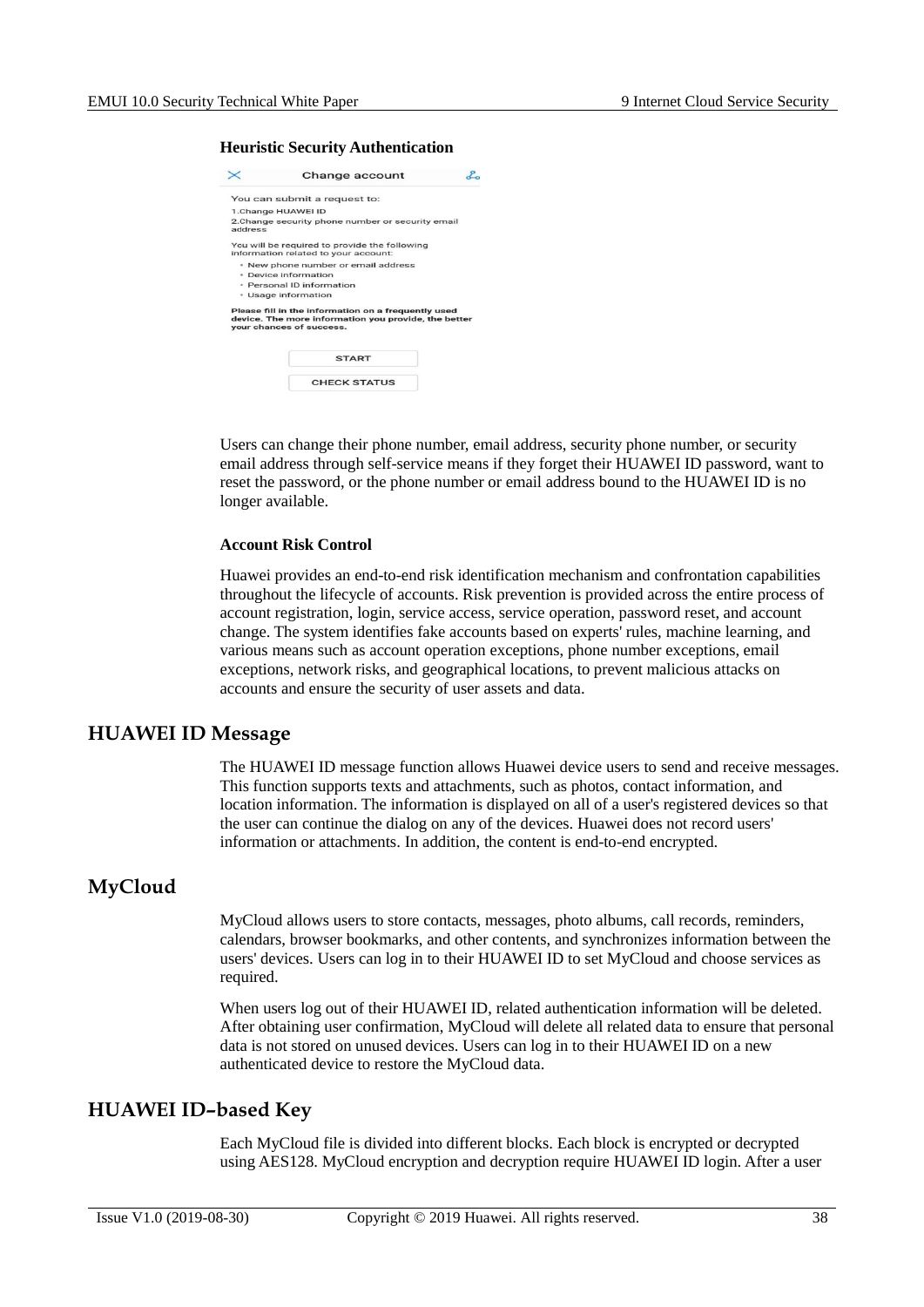**Heuristic Security Authentication**

Users can change their phone number, email address, security phone number, or security email address through self-service means if they forget their HUAWEI ID password, want to reset the password, or the phone number or email address bound to the HUAWEI ID is no longer available.

**Account Risk Control**

Huawei provides an end-to-end risk identification mechanism and confrontation capabilities throughout the lifecycle of accounts. Risk prevention is provided across the entire process of account registration, login, service access, service operation, password reset, and account change. The system identifies fake accounts based on experts' rules, machine learning, and various means such as account operation exceptions, phone number exceptions, email exceptions, network risks, and geographical locations, to prevent malicious attacks on accounts and ensure the security of user assets and data.

## HUAWEI ID Message

The HUAWEI ID message function allows Huawei device users to send and receive messages. This function supports texts and attachments, such as photos, contact information, and location information. The information is displayed on all of a user's registered devices so that the user can continue the dialog on any of the devices. Huawei does not record users' information or attachments. In addition, the content is end-to-end encrypted.

## MyCloud

MyCloud allows users to store contacts, messages, photo albums, call records, reminders, calendars, browser bookmarks, and other contents, and synchronizes information between the users' devices. Users can log in to their HUAWEI ID to set MyCloud and choose services as required.

When users log out of their HUAWEI ID, related authentication information will be deleted. After obtaining user confirmation, MyCloud will delete all related data to ensure that personal data is not stored on unused devices. Users can log in to their HUAWEI ID on a new authenticated device to restore the MyCloud data.

## HUAWEI ID-based Key

Each MyCloud file is divided into different blocks. Each block is encrypted or decrypted using AES128. MyCloud encryption and decryption require HUAWEI ID login. After a user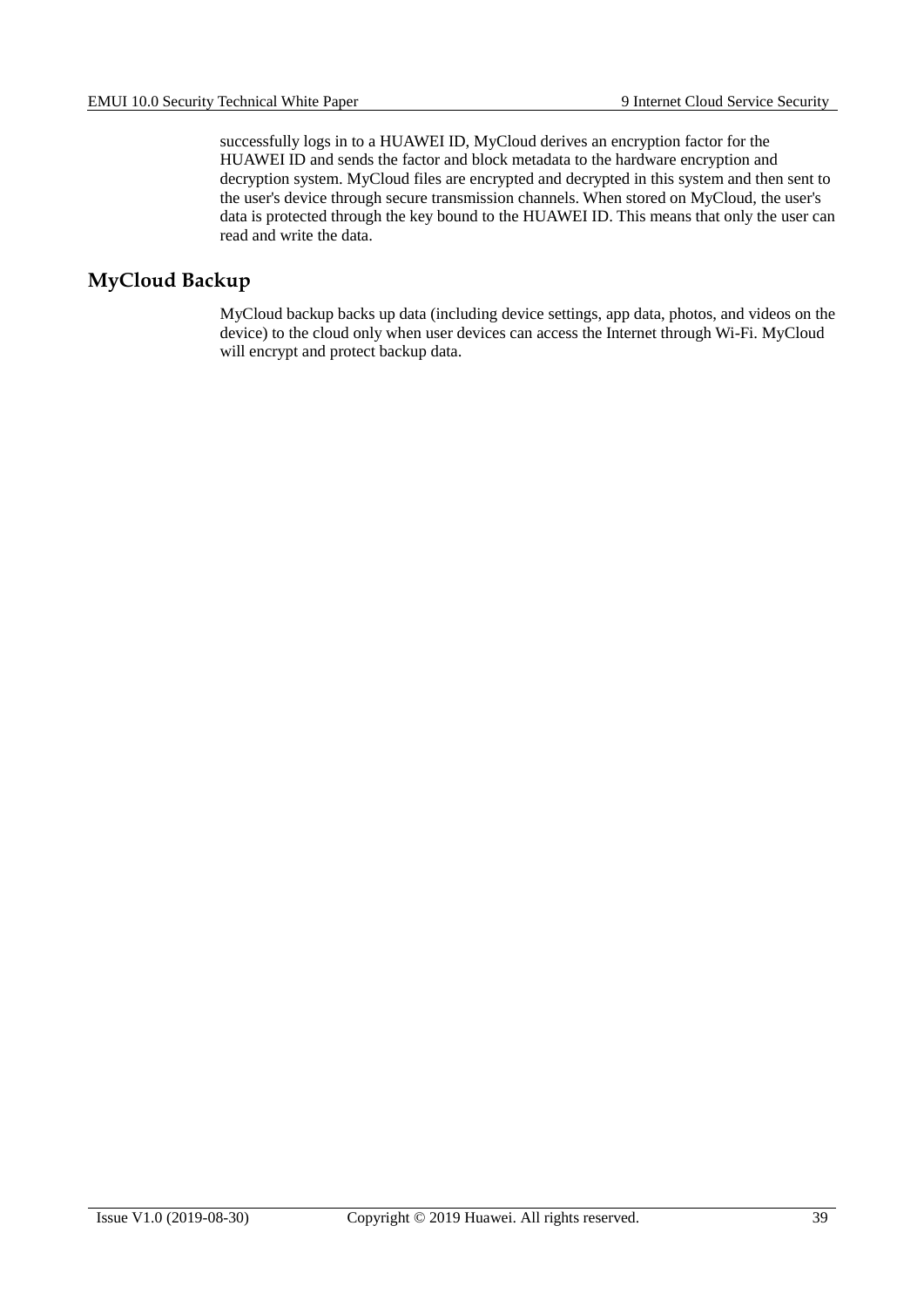successfully logs in to a HUAWEI ID, MyCloud derives an encryption factor for the HUAWEI ID and sends the factor and block metadata to the hardware encryption and decryption system. MyCloud files are encrypted and decrypted in this system and then sent to the user's device through secure transmission channels. When stored on MyCloud, the user's data is protected through the key bound to the HUAWEI ID. This means that only the user can read and write the data.

## MyCloud Backup

MyCloud backup backs up data (including device settings, app data, photos, and videos on the device) to the cloud only when user devices can access the Internet through Wi-Fi. MyCloud will encrypt and protect backup data.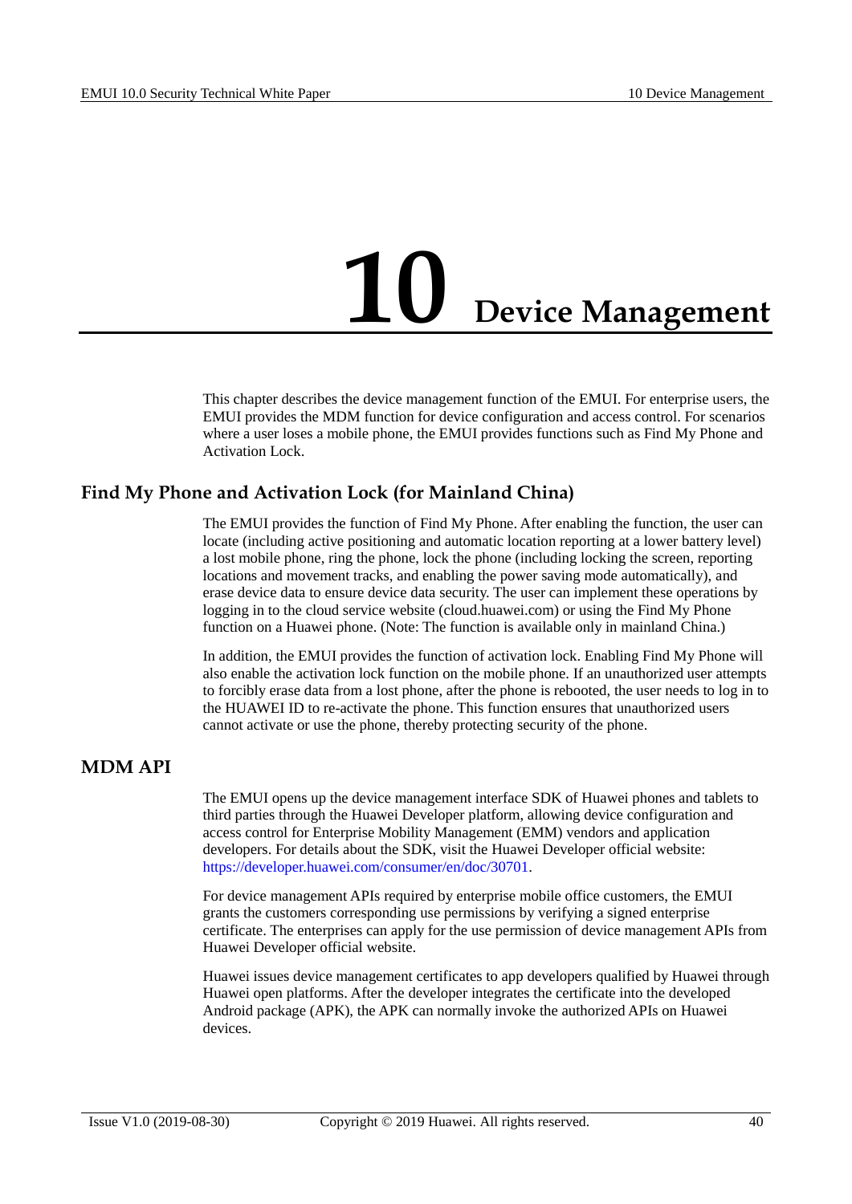# 10 Device Management

This chapter describes the device management function of the EMUI. For enterprise users, the EMUI provides the MDM function for device configuration and access control. For scenarios where a user loses a mobile phone, the EMUI provides functions such as Find My Phone and Activation Lock.

## Find My Phone and Activation Lock (for Mainland China)

The EMUI provides the function of Find My Phone. After enabling the function, the user can locate (including active positioning and automatic location reporting at a lower battery level) a lost mobile phone, ring the phone, lock the phone (including locking the screen, reporting locations and movement tracks, and enabling the power saving mode automatically), and erase device data to ensure device data security. The user can implement these operations by logging in to the cloud service website (cloud.huawei.com) or using the Find My Phone function on a Huawei phone. (Note: The function is available only in mainland China.)

In addition, the EMUI provides the function of activation lock. Enabling Find My Phone will also enable the activation lock function on the mobile phone. If an unauthorized user attempts to forcibly erase data from a lost phone, after the phone is rebooted, the user needs to log in to the HUAWEI ID to re-activate the phone. This function ensures that unauthorized users cannot activate or use the phone, thereby protecting security of the phone.

## MDM API

The EMUI opens up the device management interface SDK of Huawei phones and tablets to third parties through the Huawei Developer platform, allowing device configuration and access control for Enterprise Mobility Management (EMM) vendors and application developers. For details about the SDK, visit the Huawei Developer official website: https://developer.huawei.com/consumer/en/doc/30701.

For device management APIs required by enterprise mobile office customers, the EMUI grants the customers corresponding use permissions by verifying a signed enterprise certificate. The enterprises can apply for the use permission of device management APIs from Huawei Developer official website.

Huawei issues device management certificates to app developers qualified by Huawei through Huawei open platforms. After the developer integrates the certificate into the developed Android package (APK), the APK can normally invoke the authorized APIs on Huawei devices.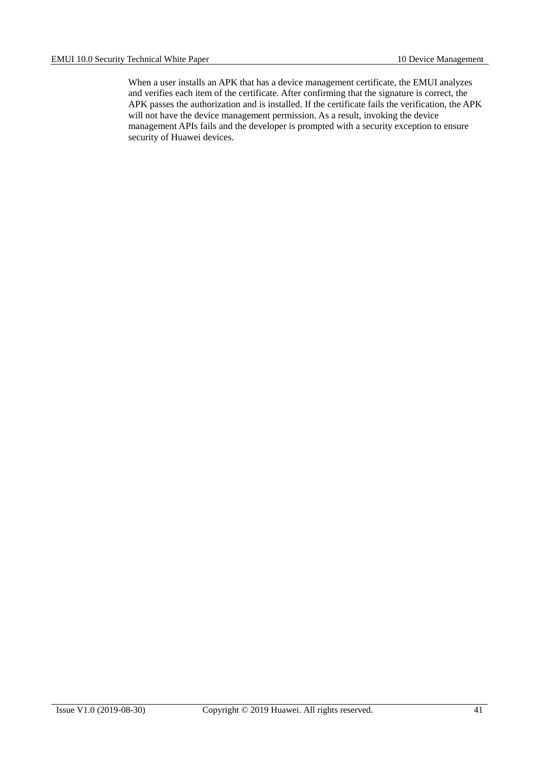When a user installs an APK that has a device management certificate, the EMUI analyzes and verifies each item of the certificate. After confirming that the signature is correct, the APK passes the authorization and is installed. If the certificate fails the verification, the APK will not have the device management permission. As a result, invoking the device management APIs fails and the developer is prompted with a security exception to ensure security of Huawei devices.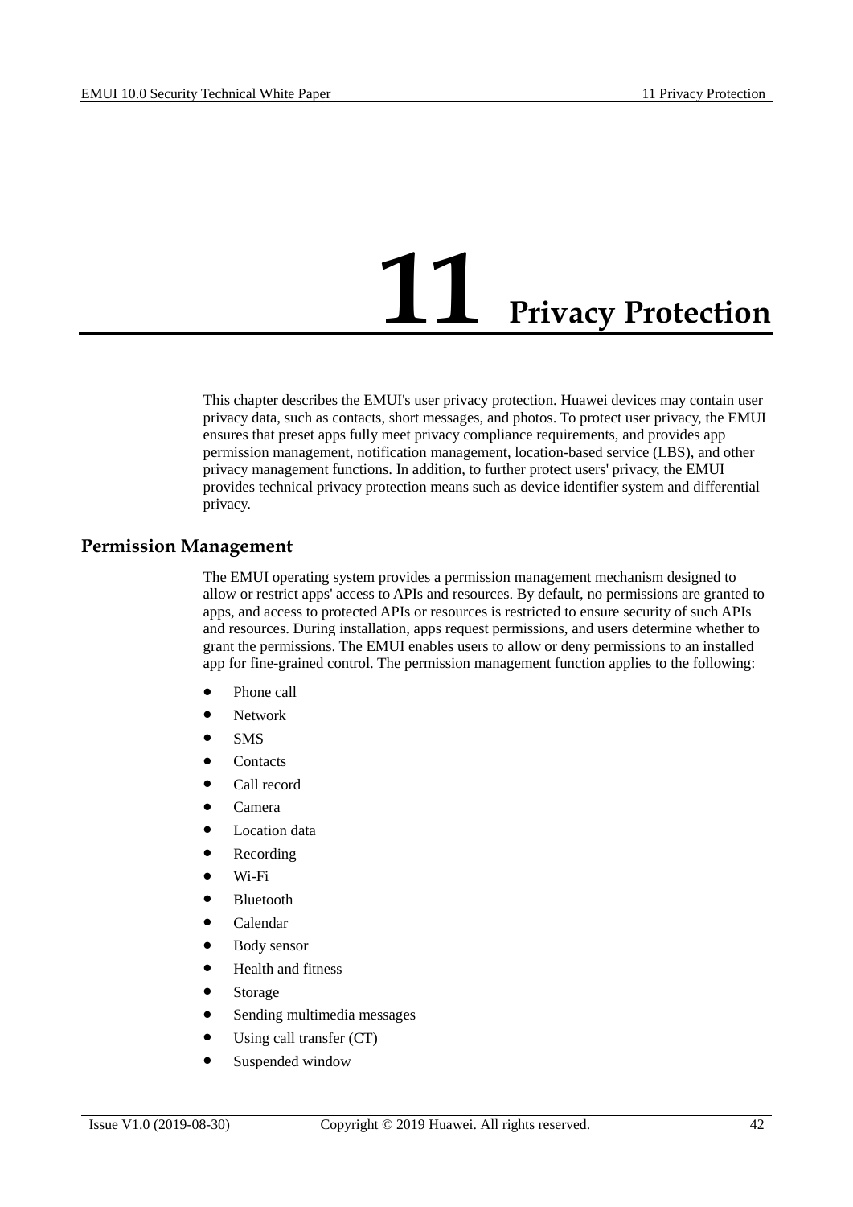# 11 Privacy Protection

This chapter describes the EMUI's user privacy protection. Huawei devices may contain user privacy data, such as contacts, short messages, and photos. To protect user privacy, the EMUI ensures that preset apps fully meet privacy compliance requirements, and provides app permission management, notification management, location-based service (LBS), and other privacy management functions. In addition, to further protect users' privacy, the EMUI provides technical privacy protection means such as device identifier system and differential privacy.

## Permission Management

The EMUI operating system provides a permission management mechanism designed to allow or restrict apps' access to APIs and resources. By default, no permissions are granted to apps, and access to protected APIs or resources is restricted to ensure security of such APIs and resources. During installation, apps request permissions, and users determine whether to grant the permissions. The EMUI enables users to allow or deny permissions to an installed app for fine-grained control. The permission management function applies to the following:

- Phone call
- Network
- SMS
- Contacts
- Call record
- Camera
- Location data
- Recording
- Wi-Fi
- Bluetooth
- Calendar
- Body sensor
- Health and fitness
- Storage
- Sending multimedia messages
- Using call transfer (CT)
- Suspended window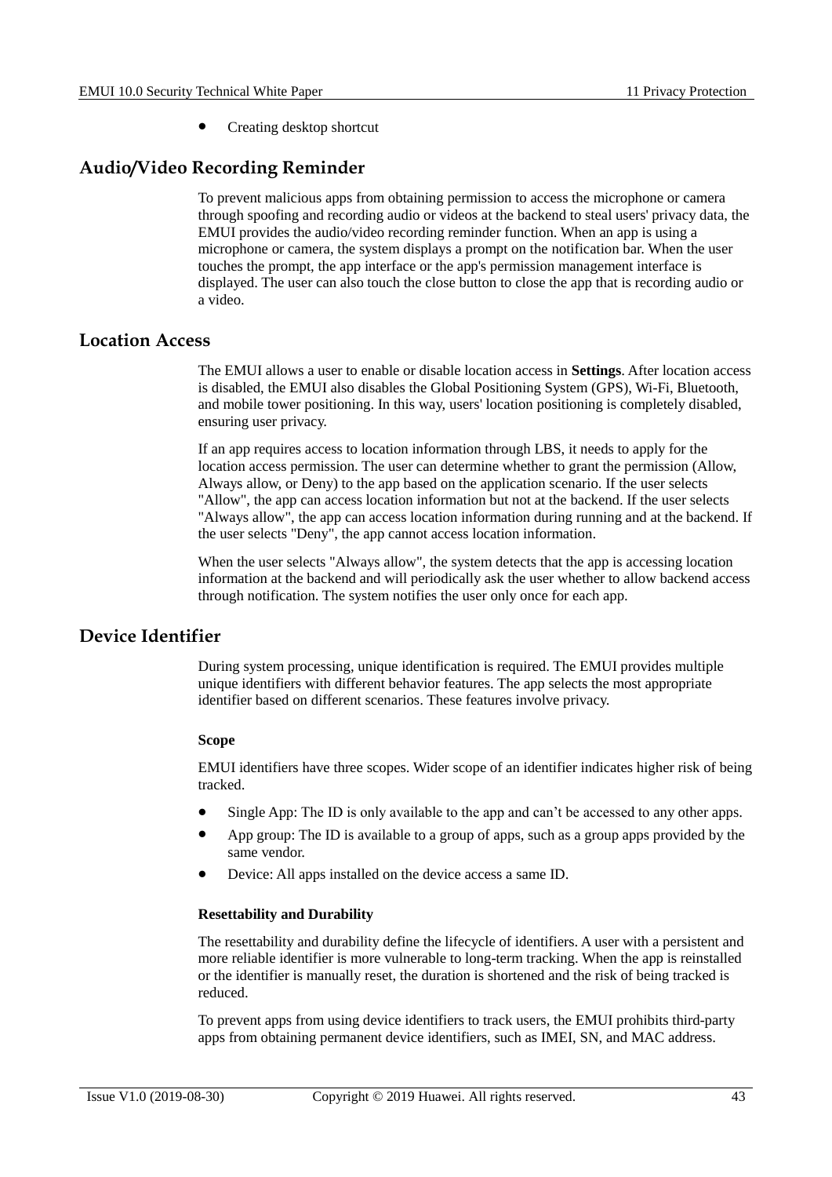- Creating desktop shortcut

## Audio/Video Recording Reminder

To prevent malicious apps from obtaining permission to access the microphone or camera through spoofing and recording audio or videos at the backend to steal users' privacy data, the EMUI provides the audio/video recording reminder function. When an app is using a microphone or camera, the system displays a prompt on the notification bar. When the user touches the prompt, the app interface or the app's permission management interface is displayed. The user can also touch the close button to close the app that is recording audio or a video.

## Location Access

The EMUI allows a user to enable or disable location access in **Settings**. After location access is disabled, the EMUI also disables the Global Positioning System (GPS), Wi-Fi, Bluetooth, and mobile tower positioning. In this way, users' location positioning is completely disabled, ensuring user privacy.

If an app requires access to location information through LBS, it needs to apply for the location access permission. The user can determine whether to grant the permission (Allow, Always allow, or Deny) to the app based on the application scenario. If the user selects "Allow", the app can access location information but not at the backend. If the user selects "Always allow", the app can access location information during running and at the backend. If the user selects "Deny", the app cannot access location information.

When the user selects "Always allow", the system detects that the app is accessing location information at the backend and will periodically ask the user whether to allow backend access through notification. The system notifies the user only once for each app.

## Device Identifier

During system processing, unique identification is required. The EMUI provides multiple unique identifiers with different behavior features. The app selects the most appropriate identifier based on different scenarios. These features involve privacy.

**Scope**

EMUI identifiers have three scopes. Wider scope of an identifier indicates higher risk of being tracked.

- Single App: The ID is only available to the app and can't be accessed to any other apps.
- App group: The ID is available to a group of apps, such as a group apps provided by the same vendor.
- Device: All apps installed on the device access a same ID.

**Resettability and Durability**

The resettability and durability define the lifecycle of identifiers. A user with a persistent and more reliable identifier is more vulnerable to long-term tracking. When the app is reinstalled or the identifier is manually reset, the duration is shortened and the risk of being tracked is reduced.

To prevent apps from using device identifiers to track users, the EMUI prohibits third-party apps from obtaining permanent device identifiers, such as IMEI, SN, and MAC address.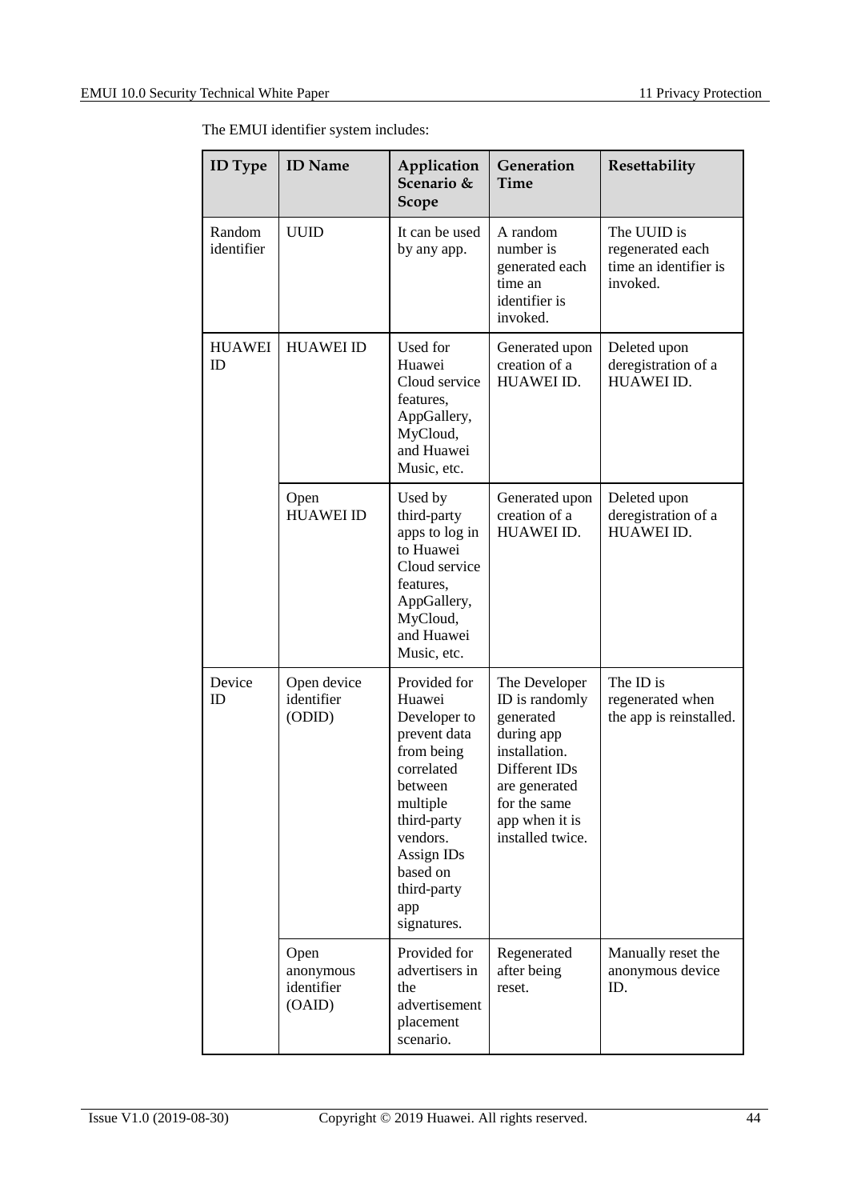The EMUI identifier system includes:

| ID Type | ID Name | Application Scenario & Scope | Generation Time | Resettability |
|---|---|---|---|---|
| Random identifier | UUID | It can be used by any app. | A random number is generated each time an identifier is invoked. | The UUID is regenerated each time an identifier is invoked. |
| HUAWEI ID | HUAWEI ID | Used for Huawei Cloud service features, AppGallery, MyCloud, and Huawei Music, etc. | Generated upon creation of a HUAWEI ID. | Deleted upon deregistration of a HUAWEI ID. |
| | Open HUAWEI ID | Used by third-party apps to log in to Huawei Cloud service features, AppGallery, MyCloud, and Huawei Music, etc. | Generated upon creation of a HUAWEI ID. | Deleted upon deregistration of a HUAWEI ID. |
| Device ID | Open device identifier (ODID) | Provided for Huawei Developer to prevent data from being correlated between multiple third-party vendors. Assign IDs based on third-party app signatures. | The Developer ID is randomly generated during app installation. Different IDs are generated for the same app when it is installed twice. | The ID is regenerated when the app is reinstalled. |
| | Open anonymous identifier (OAID) | Provided for advertisers in the advertisement placement scenario. | Regenerated after being reset. | Manually reset the anonymous device ID. |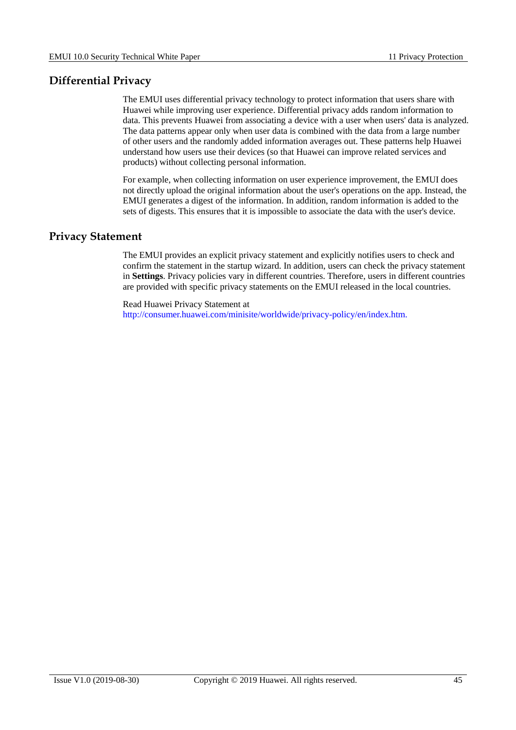## Differential Privacy

The EMUI uses differential privacy technology to protect information that users share with Huawei while improving user experience. Differential privacy adds random information to data. This prevents Huawei from associating a device with a user when users' data is analyzed. The data patterns appear only when user data is combined with the data from a large number of other users and the randomly added information averages out. These patterns help Huawei understand how users use their devices (so that Huawei can improve related services and products) without collecting personal information.

For example, when collecting information on user experience improvement, the EMUI does not directly upload the original information about the user's operations on the app. Instead, the EMUI generates a digest of the information. In addition, random information is added to the sets of digests. This ensures that it is impossible to associate the data with the user's device.

## Privacy Statement

The EMUI provides an explicit privacy statement and explicitly notifies users to check and confirm the statement in the startup wizard. In addition, users can check the privacy statement in **Settings**. Privacy policies vary in different countries. Therefore, users in different countries are provided with specific privacy statements on the EMUI released in the local countries.

Read Huawei Privacy Statement at http://consumer.huawei.com/minisite/worldwide/privacy-policy/en/index.htm.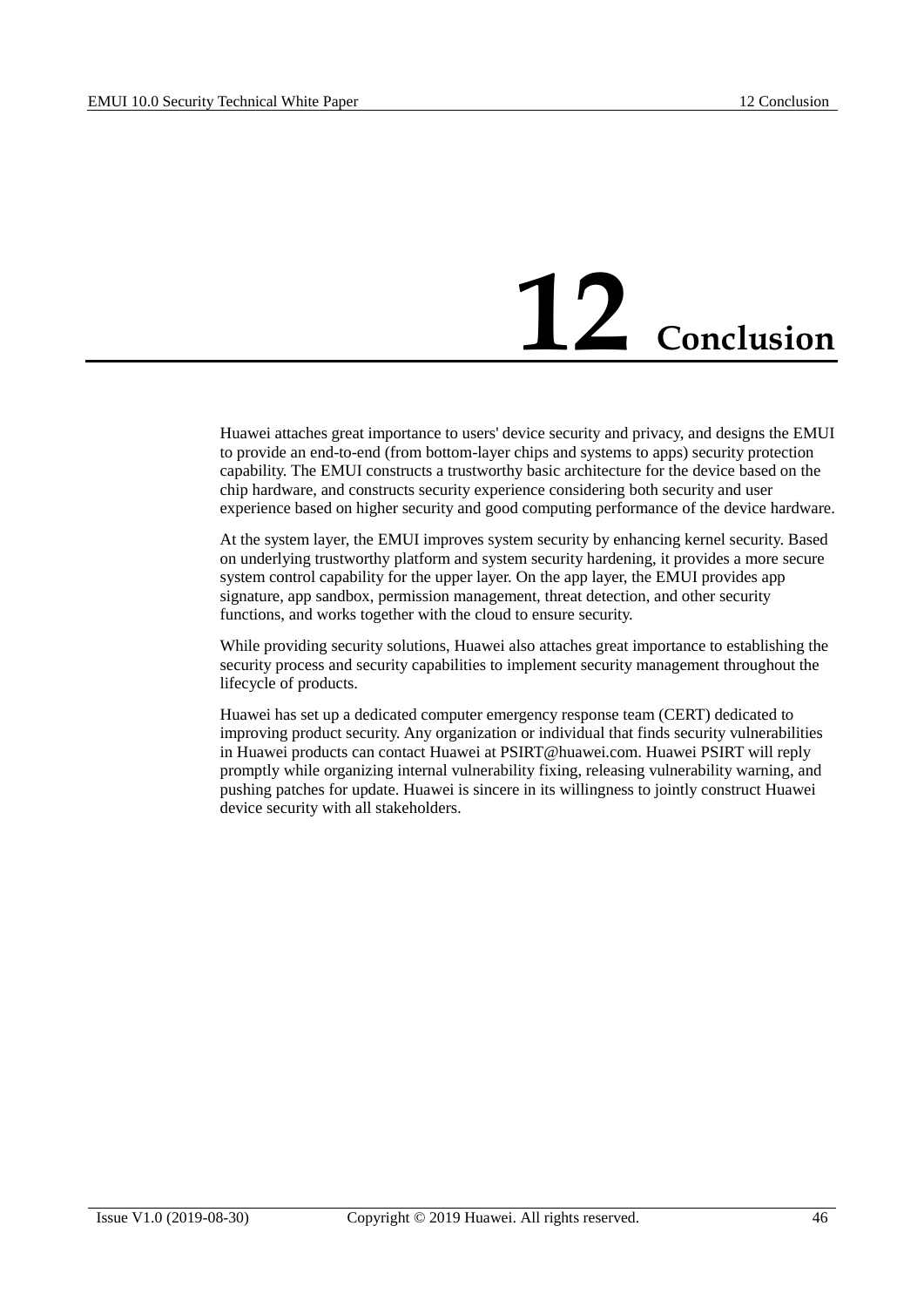# 12 Conclusion

Huawei attaches great importance to users' device security and privacy, and designs the EMUI to provide an end-to-end (from bottom-layer chips and systems to apps) security protection capability. The EMUI constructs a trustworthy basic architecture for the device based on the chip hardware, and constructs security experience considering both security and user experience based on higher security and good computing performance of the device hardware.

At the system layer, the EMUI improves system security by enhancing kernel security. Based on underlying trustworthy platform and system security hardening, it provides a more secure system control capability for the upper layer. On the app layer, the EMUI provides app signature, app sandbox, permission management, threat detection, and other security functions, and works together with the cloud to ensure security.

While providing security solutions, Huawei also attaches great importance to establishing the security process and security capabilities to implement security management throughout the lifecycle of products.

Huawei has set up a dedicated computer emergency response team (CERT) dedicated to improving product security. Any organization or individual that finds security vulnerabilities in Huawei products can contact Huawei at PSIRT@huawei.com. Huawei PSIRT will reply promptly while organizing internal vulnerability fixing, releasing vulnerability warning, and pushing patches for update. Huawei is sincere in its willingness to jointly construct Huawei device security with all stakeholders.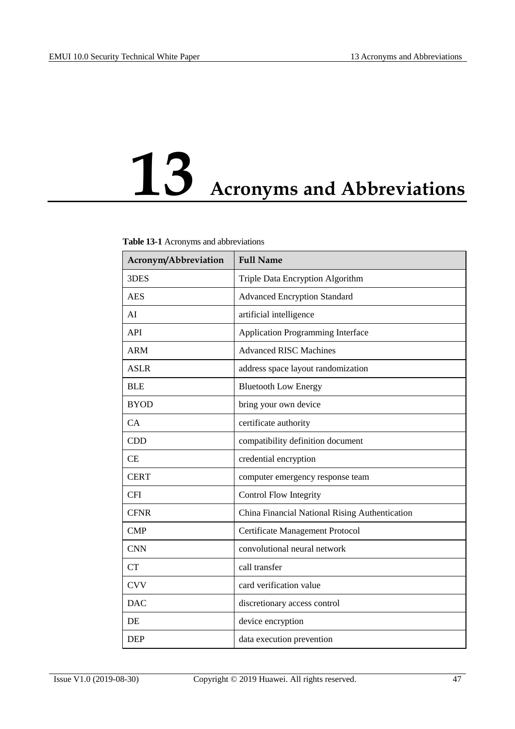# 13 Acronyms and Abbreviations

**Table 13-1** Acronyms and abbreviations

| Acronym/Abbreviation | Full Name |
| --- | --- |
| 3DES | Triple Data Encryption Algorithm |
| AES | Advanced Encryption Standard |
| AI | artificial intelligence |
| API | Application Programming Interface |
| ARM | Advanced RISC Machines |
| ASLR | address space layout randomization |
| BLE | Bluetooth Low Energy |
| BYOD | bring your own device |
| CA | certificate authority |
| CDD | compatibility definition document |
| CE | credential encryption |
| CERT | computer emergency response team |
| CFI | Control Flow Integrity |
| CFNR | China Financial National Rising Authentication |
| CMP | Certificate Management Protocol |
| CNN | convolutional neural network |
| CT | call transfer |
| CVV | card verification value |
| DAC | discretionary access control |
| DE | device encryption |
| DEP | data execution prevention |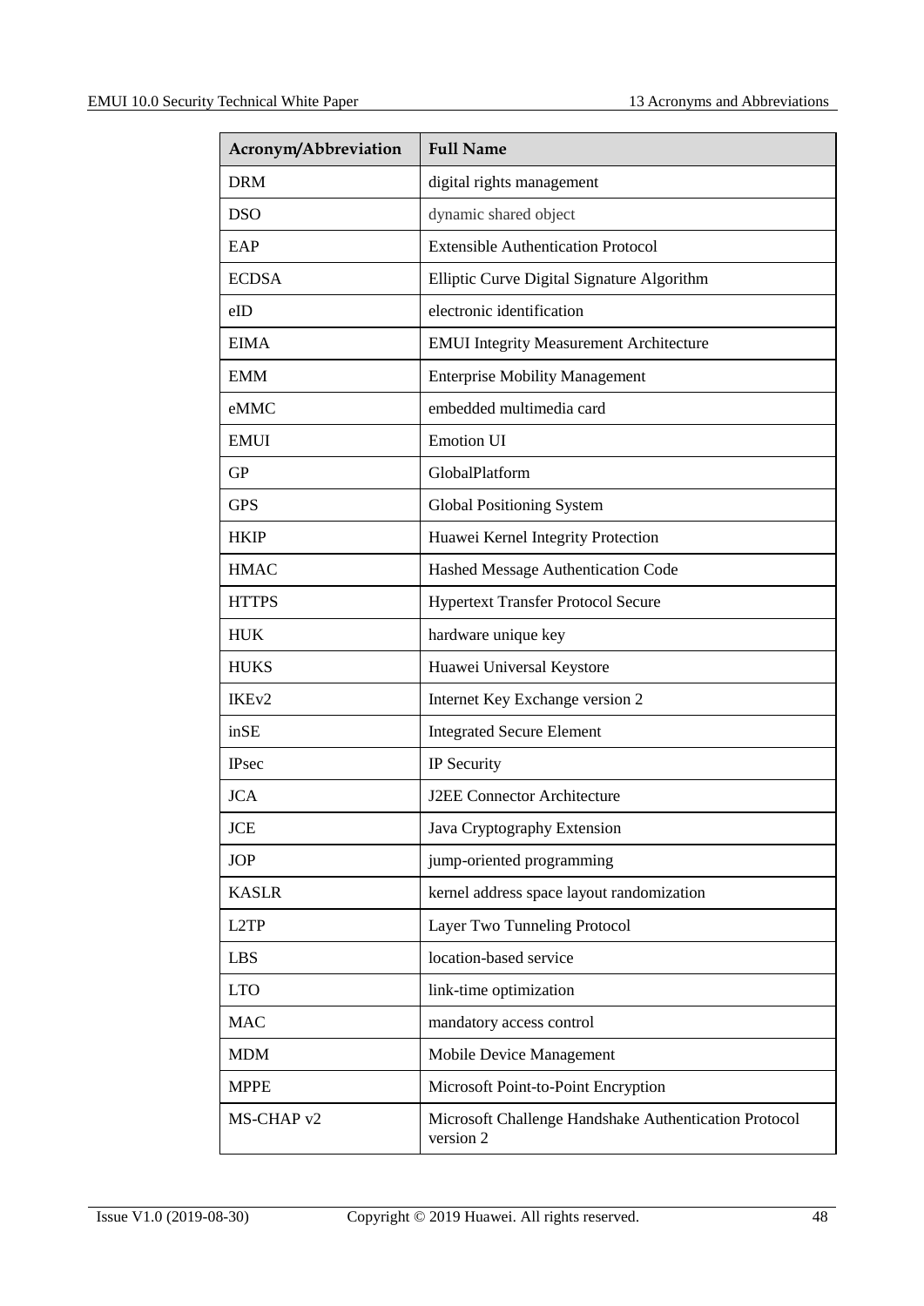| Acronym/Abbreviation | Full Name |
| --- | --- |
| DRM | digital rights management |
| DSO | dynamic shared object |
| EAP | Extensible Authentication Protocol |
| ECDSA | Elliptic Curve Digital Signature Algorithm |
| eID | electronic identification |
| EIMA | EMUI Integrity Measurement Architecture |
| EMM | Enterprise Mobility Management |
| eMMC | embedded multimedia card |
| EMUI | Emotion UI |
| GP | GlobalPlatform |
| GPS | Global Positioning System |
| HKIP | Huawei Kernel Integrity Protection |
| HMAC | Hashed Message Authentication Code |
| HTTPS | Hypertext Transfer Protocol Secure |
| HUK | hardware unique key |
| HUKS | Huawei Universal Keystore |
| IKEv2 | Internet Key Exchange version 2 |
| inSE | Integrated Secure Element |
| IPsec | IP Security |
| JCA | J2EE Connector Architecture |
| JCE | Java Cryptography Extension |
| JOP | jump-oriented programming |
| KASLR | kernel address space layout randomization |
| L2TP | Layer Two Tunneling Protocol |
| LBS | location-based service |
| LTO | link-time optimization |
| MAC | mandatory access control |
| MDM | Mobile Device Management |
| MPPE | Microsoft Point-to-Point Encryption |
| MS-CHAP v2 | Microsoft Challenge Handshake Authentication Protocol version 2 |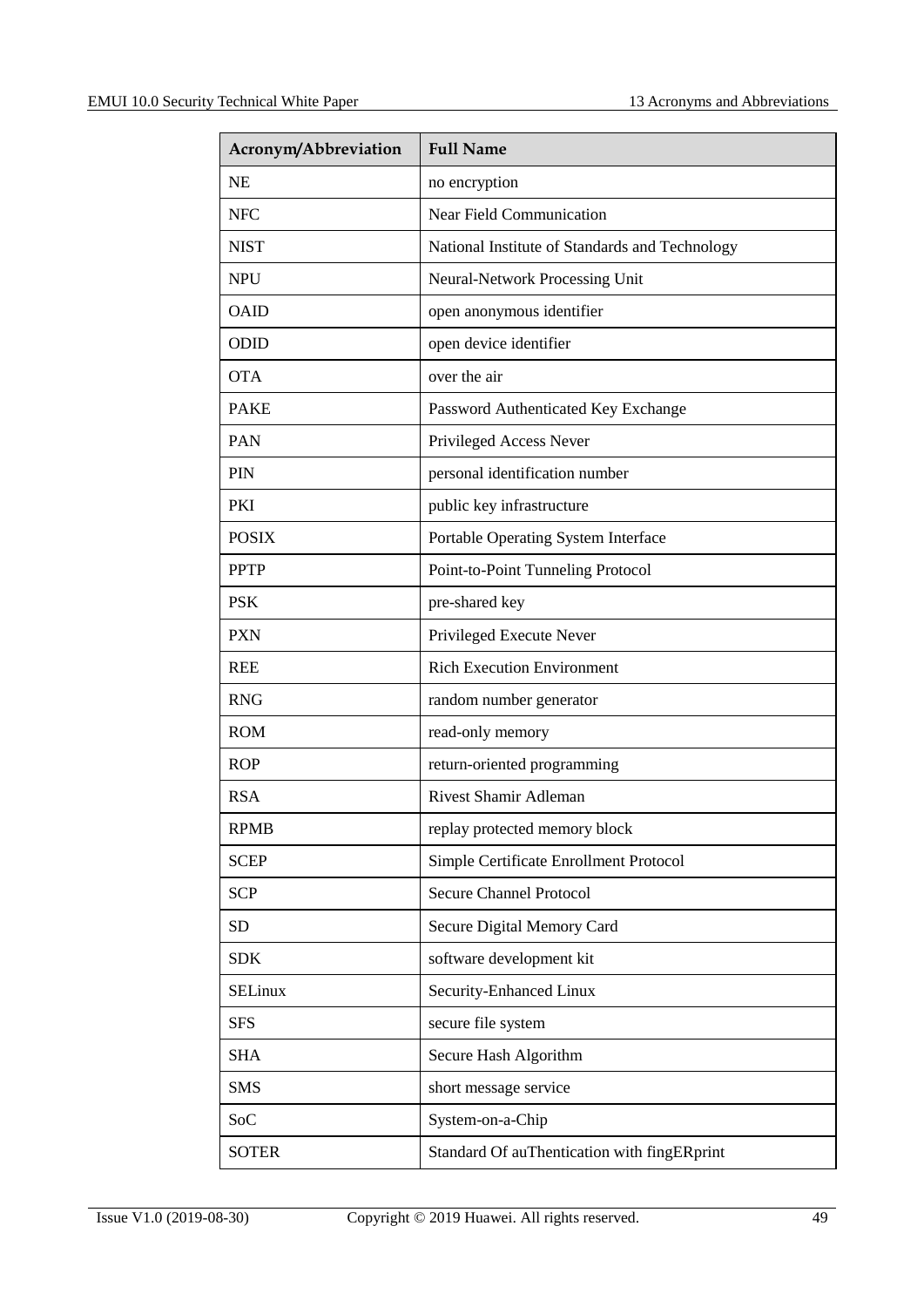| Acronym/Abbreviation | Full Name |
| --- | --- |
| NE | no encryption |
| NFC | Near Field Communication |
| NIST | National Institute of Standards and Technology |
| NPU | Neural-Network Processing Unit |
| OAID | open anonymous identifier |
| ODID | open device identifier |
| OTA | over the air |
| PAKE | Password Authenticated Key Exchange |
| PAN | Privileged Access Never |
| PIN | personal identification number |
| PKI | public key infrastructure |
| POSIX | Portable Operating System Interface |
| PPTP | Point-to-Point Tunneling Protocol |
| PSK | pre-shared key |
| PXN | Privileged Execute Never |
| REE | Rich Execution Environment |
| RNG | random number generator |
| ROM | read-only memory |
| ROP | return-oriented programming |
| RSA | Rivest Shamir Adleman |
| RPMB | replay protected memory block |
| SCEP | Simple Certificate Enrollment Protocol |
| SCP | Secure Channel Protocol |
| SD | Secure Digital Memory Card |
| SDK | software development kit |
| SELinux | Security-Enhanced Linux |
| SFS | secure file system |
| SHA | Secure Hash Algorithm |
| SMS | short message service |
| SoC | System-on-a-Chip |
| SOTER | Standard Of auThentication with fingERprint |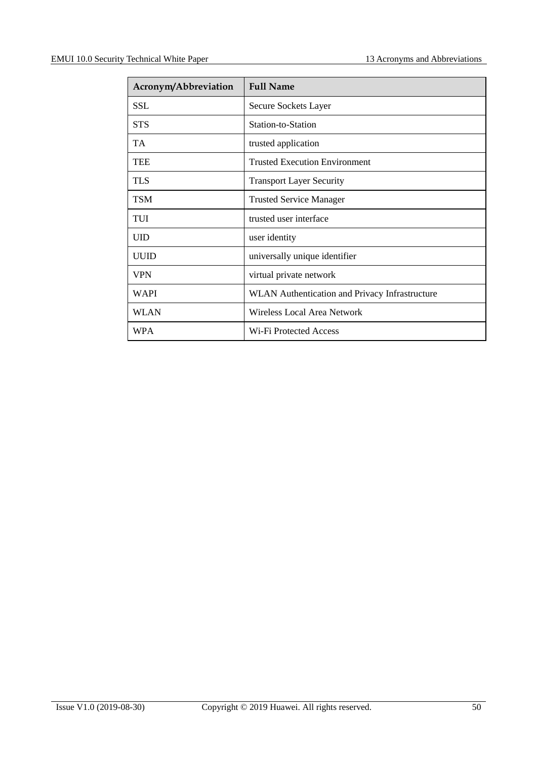| Acronym/Abbreviation | Full Name |
| --- | --- |
| SSL | Secure Sockets Layer |
| STS | Station-to-Station |
| TA | trusted application |
| TEE | Trusted Execution Environment |
| TLS | Transport Layer Security |
| TSM | Trusted Service Manager |
| TUI | trusted user interface |
| UID | user identity |
| UUID | universally unique identifier |
| VPN | virtual private network |
| WAPI | WLAN Authentication and Privacy Infrastructure |
| WLAN | Wireless Local Area Network |
| WPA | Wi-Fi Protected Access |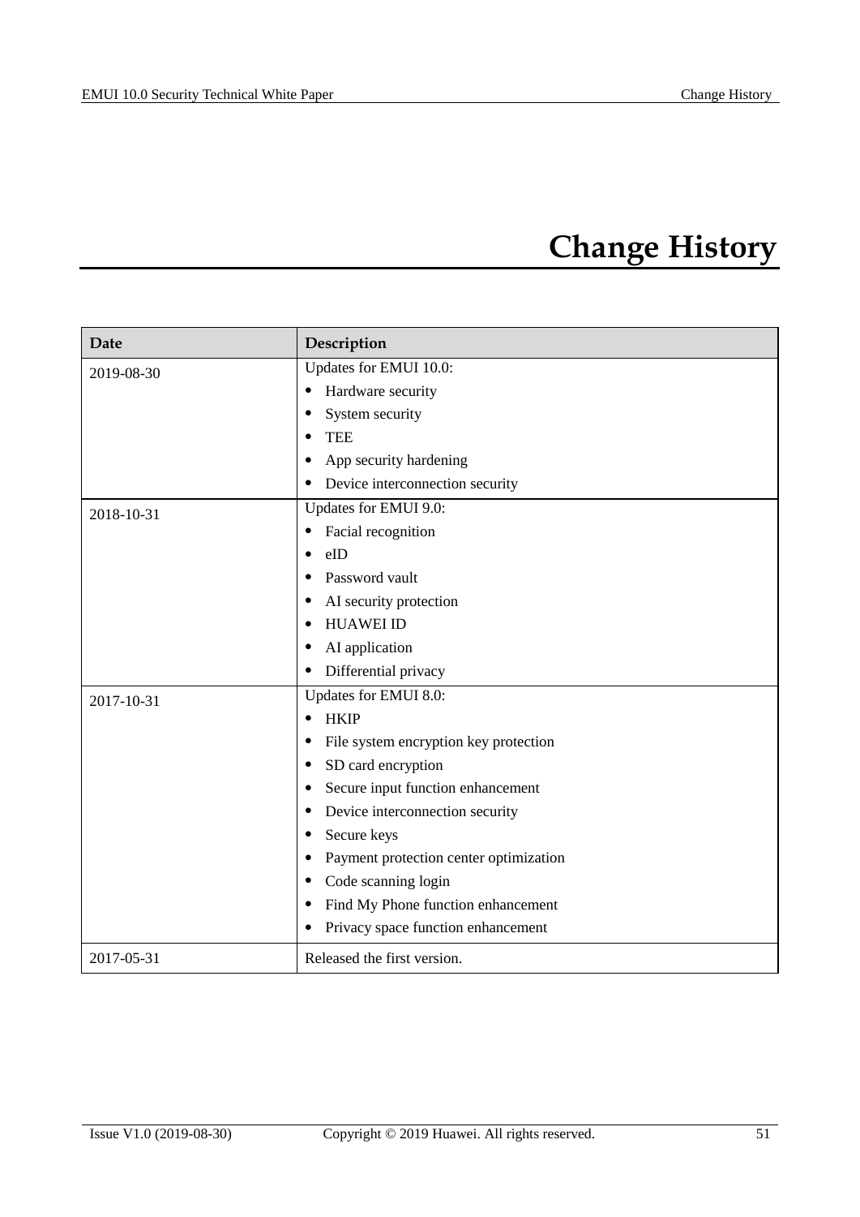# Change History

| Date | Description |
| --- | --- |
| 2019-08-30 | Updates for EMUI 10.0:<br>• Hardware security<br>• System security<br>• TEE<br>• App security hardening<br>• Device interconnection security |
| 2018-10-31 | Updates for EMUI 9.0:<br>• Facial recognition<br>• eID<br>• Password vault<br>• AI security protection<br>• HUAWEI ID<br>• AI application<br>• Differential privacy |
| 2017-10-31 | Updates for EMUI 8.0:<br>• HKIP<br>• File system encryption key protection<br>• SD card encryption<br>• Secure input function enhancement<br>• Device interconnection security<br>• Secure keys<br>• Payment protection center optimization<br>• Code scanning login<br>• Find My Phone function enhancement<br>• Privacy space function enhancement |
| 2017-05-31 | Released the first version. |